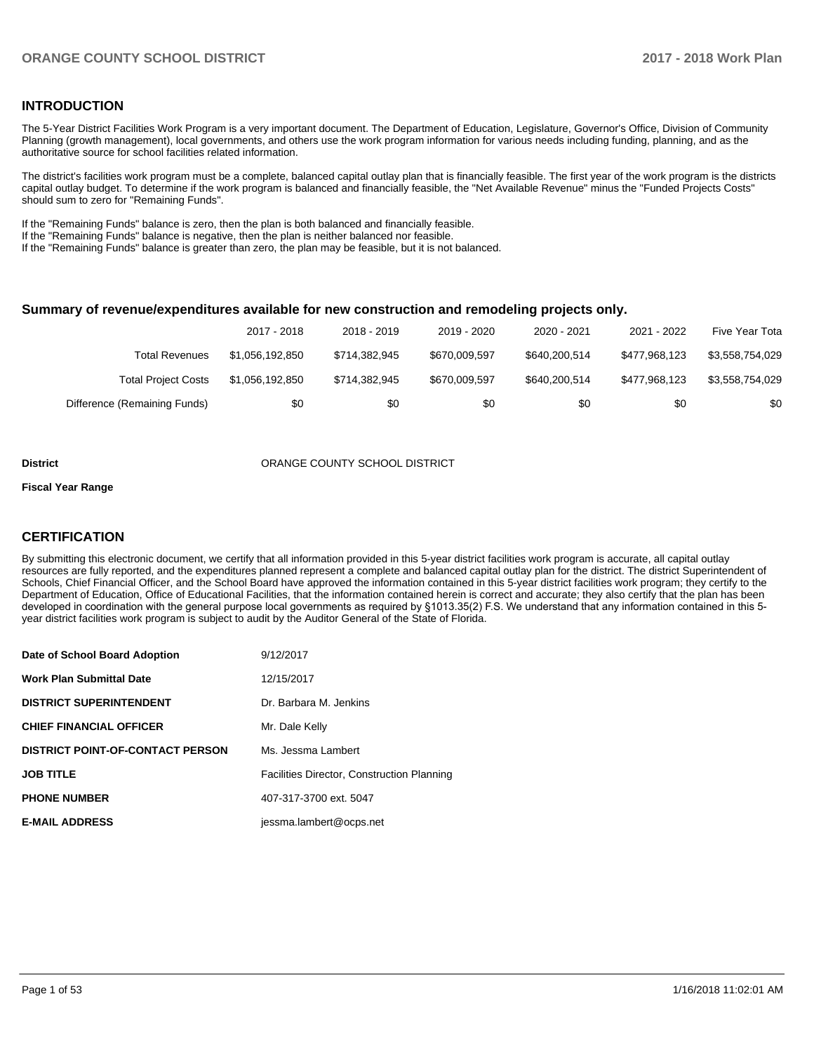## INTRODUCTION

The 5-Year District Facilities Work Program is a very important document. The Department of Education, Legislature, Governor's Office, Division of Community Planning (growth management), local governments, and others use the work program information for various needs including funding, planning, and as the authoritative source for school facilities related information.

The district's facilities work program must be a complete, balanced capital outlay plan that is financially feasible. The first year of the work program is the districts capital outlay budget. To determine if the work program is balanced and financially feasible, the "Net Available Revenue" minus the "Funded Projects Costs" should sum to zero for "Remaining Funds".

If the "Remaining Funds" balance is zero, then the plan is both balanced and financially feasible.
If the "Remaining Funds" balance is negative, then the plan is neither balanced nor feasible.
If the "Remaining Funds" balance is greater than zero, the plan may be feasible, but it is not balanced.

### Summary of revenue/expenditures available for new construction and remodeling projects only.

| | 2017 - 2018 | 2018 - 2019 | 2019 - 2020 | 2020 - 2021 | 2021 - 2022 | Five Year Tota |
|---|---|---|---|---|---|---|
| Total Revenues | $1,056,192,850 | $714,382,945 | $670,009,597 | $640,200,514 | $477,968,123 | $3,558,754,029 |
| Total Project Costs | $1,056,192,850 | $714,382,945 | $670,009,597 | $640,200,514 | $477,968,123 | $3,558,754,029 |
| Difference (Remaining Funds) | $0 | $0 | $0 | $0 | $0 | $0 |

**District** ORANGE COUNTY SCHOOL DISTRICT

**Fiscal Year Range**

## CERTIFICATION

By submitting this electronic document, we certify that all information provided in this 5-year district facilities work program is accurate, all capital outlay resources are fully reported, and the expenditures planned represent a complete and balanced capital outlay plan for the district. The district Superintendent of Schools, Chief Financial Officer, and the School Board have approved the information contained in this 5-year district facilities work program; they certify to the Department of Education, Office of Educational Facilities, that the information contained herein is correct and accurate; they also certify that the plan has been developed in coordination with the general purpose local governments as required by §1013.35(2) F.S. We understand that any information contained in this 5-year district facilities work program is subject to audit by the Auditor General of the State of Florida.

| | |
|---|---|
| **Date of School Board Adoption** | 9/12/2017 |
| **Work Plan Submittal Date** | 12/15/2017 |
| **DISTRICT SUPERINTENDENT** | Dr. Barbara M. Jenkins |
| **CHIEF FINANCIAL OFFICER** | Mr. Dale Kelly |
| **DISTRICT POINT-OF-CONTACT PERSON** | Ms. Jessma Lambert |
| **JOB TITLE** | Facilities Director, Construction Planning |
| **PHONE NUMBER** | 407-317-3700 ext. 5047 |
| **E-MAIL ADDRESS** | jessma.lambert@ocps.net |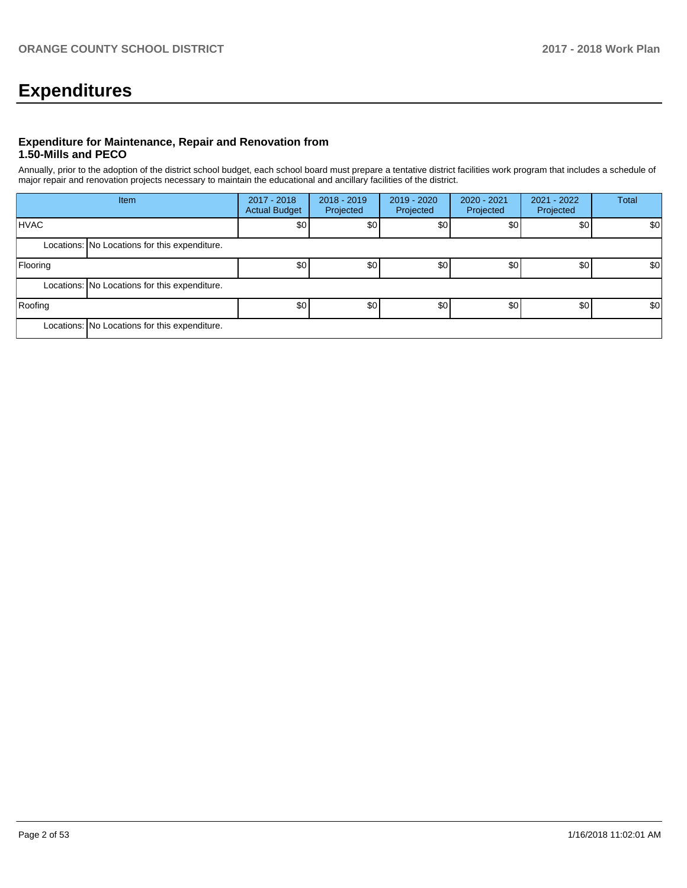# Expenditures

### Expenditure for Maintenance, Repair and Renovation from 1.50-Mills and PECO

Annually, prior to the adoption of the district school budget, each school board must prepare a tentative district facilities work program that includes a schedule of major repair and renovation projects necessary to maintain the educational and ancillary facilities of the district.

| Item | | 2017 - 2018 Actual Budget | 2018 - 2019 Projected | 2019 - 2020 Projected | 2020 - 2021 Projected | 2021 - 2022 Projected | Total |
|---|---|---|---|---|---|---|---|
| HVAC | | $0 | $0 | $0 | $0 | $0 | $0 |
| Locations: | No Locations for this expenditure. | | | | | | |
| Flooring | | $0 | $0 | $0 | $0 | $0 | $0 |
| Locations: | No Locations for this expenditure. | | | | | | |
| Roofing | | $0 | $0 | $0 | $0 | $0 | $0 |
| Locations: | No Locations for this expenditure. | | | | | | |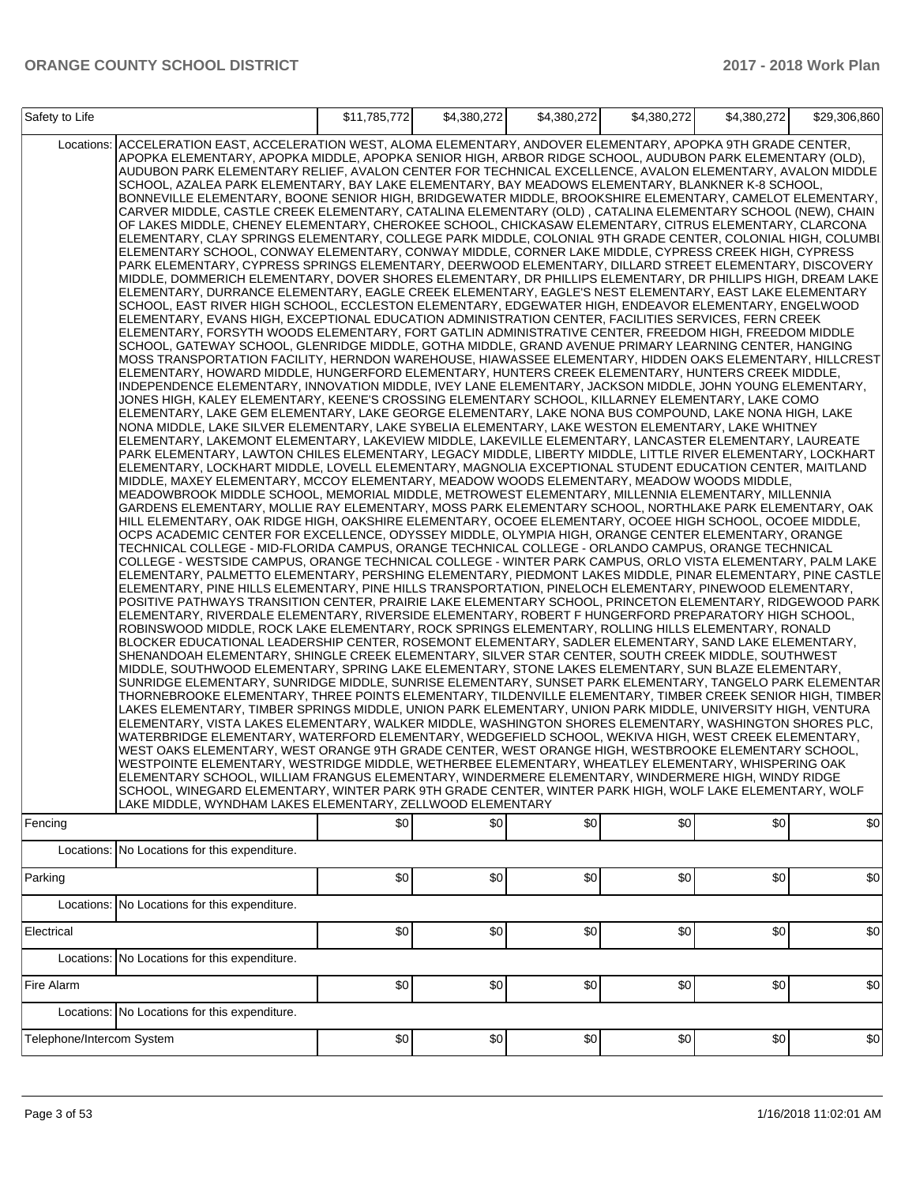| Safety to Life | | $11,785,772 | $4,380,272 | $4,380,272 | $4,380,272 | $4,380,272 | $29,306,860 |
|---|---|---|---|---|---|---|---|
| | Locations: | ACCELERATION EAST, ACCELERATION WEST, ALOMA ELEMENTARY, ANDOVER ELEMENTARY, APOPKA 9TH GRADE CENTER, APOPKA ELEMENTARY, APOPKA MIDDLE, APOPKA SENIOR HIGH, ARBOR RIDGE SCHOOL, AUDUBON PARK ELEMENTARY (OLD), AUDUBON PARK ELEMENTARY RELIEF, AVALON CENTER FOR TECHNICAL EXCELLENCE, AVALON ELEMENTARY, AVALON MIDDLE SCHOOL, AZALEA PARK ELEMENTARY, BAY LAKE ELEMENTARY, BAY MEADOWS ELEMENTARY, BLANKNER K-8 SCHOOL, BONNEVILLE ELEMENTARY, BOONE SENIOR HIGH, BRIDGEWATER MIDDLE, BROOKSHIRE ELEMENTARY, CAMELOT ELEMENTARY, CARVER MIDDLE, CASTLE CREEK ELEMENTARY, CATALINA ELEMENTARY (OLD) , CATALINA ELEMENTARY SCHOOL (NEW), CHAIN OF LAKES MIDDLE, CHENEY ELEMENTARY, CHEROKEE SCHOOL, CHICKASAW ELEMENTARY, CITRUS ELEMENTARY, CLARCONA ELEMENTARY, CLAY SPRINGS ELEMENTARY, COLLEGE PARK MIDDLE, COLONIAL 9TH GRADE CENTER, COLONIAL HIGH, COLUMBIA ELEMENTARY SCHOOL, CONWAY ELEMENTARY, CONWAY MIDDLE, CORNER LAKE MIDDLE, CYPRESS CREEK HIGH, CYPRESS PARK ELEMENTARY, CYPRESS SPRINGS ELEMENTARY, DEERWOOD ELEMENTARY, DILLARD STREET ELEMENTARY, DISCOVERY MIDDLE, DOMMERICH ELEMENTARY, DOVER SHORES ELEMENTARY, DR PHILLIPS ELEMENTARY, DR PHILLIPS HIGH, DREAM LAKE ELEMENTARY, DURRANCE ELEMENTARY, EAGLE CREEK ELEMENTARY, EAGLE'S NEST ELEMENTARY, EAST LAKE ELEMENTARY SCHOOL, EAST RIVER HIGH SCHOOL, ECCLESTON ELEMENTARY, EDGEWATER HIGH, ENDEAVOR ELEMENTARY, ENGELWOOD ELEMENTARY, EVANS HIGH, EXCEPTIONAL EDUCATION ADMINISTRATION CENTER, FACILITIES SERVICES, FERN CREEK ELEMENTARY, FORSYTH WOODS ELEMENTARY, FORT GATLIN ADMINISTRATIVE CENTER, FREEDOM HIGH, FREEDOM MIDDLE SCHOOL, GATEWAY SCHOOL, GLENRIDGE MIDDLE, GOTHA MIDDLE, GRAND AVENUE PRIMARY LEARNING CENTER, HANGING MOSS TRANSPORTATION FACILITY, HERNDON WAREHOUSE, HIAWASSEE ELEMENTARY, HIDDEN OAKS ELEMENTARY, HILLCREST ELEMENTARY, HOWARD MIDDLE, HUNGERFORD ELEMENTARY, HUNTERS CREEK ELEMENTARY, HUNTERS CREEK MIDDLE, INDEPENDENCE ELEMENTARY, INNOVATION MIDDLE, IVEY LANE ELEMENTARY, JACKSON MIDDLE, JOHN YOUNG ELEMENTARY, JONES HIGH, KALEY ELEMENTARY, KEENE'S CROSSING ELEMENTARY SCHOOL, KILLARNEY ELEMENTARY, LAKE COMO ELEMENTARY, LAKE GEM ELEMENTARY, LAKE GEORGE ELEMENTARY, LAKE NONA BUS COMPOUND, LAKE NONA HIGH, LAKE NONA MIDDLE, LAKE SILVER ELEMENTARY, LAKE SYBELIA ELEMENTARY, LAKE WESTON ELEMENTARY, LAKE WHITNEY ELEMENTARY, LAKEMONT ELEMENTARY, LAKEVIEW MIDDLE, LAKEVILLE ELEMENTARY, LANCASTER ELEMENTARY, LAUREATE PARK ELEMENTARY, LAWTON CHILES ELEMENTARY, LEGACY MIDDLE, LIBERTY MIDDLE, LITTLE RIVER ELEMENTARY, LOCKHART ELEMENTARY, LOCKHART MIDDLE, LOVELL ELEMENTARY, MAGNOLIA EXCEPTIONAL STUDENT EDUCATION CENTER, MAITLAND MIDDLE, MAXEY ELEMENTARY, MCCOY ELEMENTARY, MEADOW WOODS ELEMENTARY, MEADOW WOODS MIDDLE, MEADOWBROOK MIDDLE SCHOOL, MEMORIAL MIDDLE, METROWEST ELEMENTARY, MILLENNIA ELEMENTARY, MILLENNIA GARDENS ELEMENTARY, MOLLIE RAY ELEMENTARY, MOSS PARK ELEMENTARY SCHOOL, NORTHLAKE PARK ELEMENTARY, OAK HILL ELEMENTARY, OAK RIDGE HIGH, OAKSHIRE ELEMENTARY, OCOEE ELEMENTARY, OCOEE HIGH SCHOOL, OCOEE MIDDLE, OCPS ACADEMIC CENTER FOR EXCELLENCE, ODYSSEY MIDDLE, OLYMPIA HIGH, ORANGE CENTER ELEMENTARY, ORANGE TECHNICAL COLLEGE - MID-FLORIDA CAMPUS, ORANGE TECHNICAL COLLEGE - ORLANDO CAMPUS, ORANGE TECHNICAL COLLEGE - WESTSIDE CAMPUS, ORANGE TECHNICAL COLLEGE - WINTER PARK CAMPUS, ORLO VISTA ELEMENTARY, PALM LAKE ELEMENTARY, PALMETTO ELEMENTARY, PERSHING ELEMENTARY, PIEDMONT LAKES MIDDLE, PINAR ELEMENTARY, PINE CASTLE ELEMENTARY, PINE HILLS ELEMENTARY, PINE HILLS TRANSPORTATION, PINELOCH ELEMENTARY, PINEWOOD ELEMENTARY, POSITIVE PATHWAYS TRANSITION CENTER, PRAIRIE LAKE ELEMENTARY SCHOOL, PRINCETON ELEMENTARY, RIDGEWOOD PARK ELEMENTARY, RIVERDALE ELEMENTARY, RIVERSIDE ELEMENTARY, ROBERT F HUNGERFORD PREPARATORY HIGH SCHOOL, ROBINSWOOD MIDDLE, ROCK LAKE ELEMENTARY, ROCK SPRINGS ELEMENTARY, ROLLING HILLS ELEMENTARY, RONALD BLOCKER EDUCATIONAL LEADERSHIP CENTER, ROSEMONT ELEMENTARY, SADLER ELEMENTARY, SAND LAKE ELEMENTARY, SHENANDOAH ELEMENTARY, SHINGLE CREEK ELEMENTARY, SILVER STAR CENTER, SOUTH CREEK MIDDLE, SOUTHWEST MIDDLE, SOUTHWOOD ELEMENTARY, SPRING LAKE ELEMENTARY, STONE LAKES ELEMENTARY, SUN BLAZE ELEMENTARY, SUNRIDGE ELEMENTARY, SUNRIDGE MIDDLE, SUNRISE ELEMENTARY, SUNSET PARK ELEMENTARY, TANGELO PARK ELEMENTARY, THORNEBROOKE ELEMENTARY, THREE POINTS ELEMENTARY, TILDENVILLE ELEMENTARY, TIMBER CREEK SENIOR HIGH, TIMBER LAKES ELEMENTARY, TIMBER SPRINGS MIDDLE, UNION PARK ELEMENTARY, UNION PARK MIDDLE, UNIVERSITY HIGH, VENTURA ELEMENTARY, VISTA LAKES ELEMENTARY, WALKER MIDDLE, WASHINGTON SHORES ELEMENTARY, WASHINGTON SHORES PLC, WATERBRIDGE ELEMENTARY, WATERFORD ELEMENTARY, WEDGEFIELD SCHOOL, WEKIVA HIGH, WEST CREEK ELEMENTARY, WEST OAKS ELEMENTARY, WEST ORANGE 9TH GRADE CENTER, WEST ORANGE HIGH, WESTBROOKE ELEMENTARY SCHOOL, WESTPOINTE ELEMENTARY, WESTRIDGE MIDDLE, WETHERBEE ELEMENTARY, WHEATLEY ELEMENTARY, WHISPERING OAK ELEMENTARY SCHOOL, WILLIAM FRANGUS ELEMENTARY, WINDERMERE ELEMENTARY, WINDERMERE HIGH, WINDY RIDGE SCHOOL, WINEGARD ELEMENTARY, WINTER PARK 9TH GRADE CENTER, WINTER PARK HIGH, WOLF LAKE ELEMENTARY, WOLF LAKE MIDDLE, WYNDHAM LAKES ELEMENTARY, ZELLWOOD ELEMENTARY | | | | | |
| Fencing | | $0 | $0 | $0 | $0 | $0 | $0 |
| | Locations: | No Locations for this expenditure. | | | | | |
| Parking | | $0 | $0 | $0 | $0 | $0 | $0 |
| | Locations: | No Locations for this expenditure. | | | | | |
| Electrical | | $0 | $0 | $0 | $0 | $0 | $0 |
| | Locations: | No Locations for this expenditure. | | | | | |
| Fire Alarm | | $0 | $0 | $0 | $0 | $0 | $0 |
| | Locations: | No Locations for this expenditure. | | | | | |
| Telephone/Intercom System | | $0 | $0 | $0 | $0 | $0 | $0 |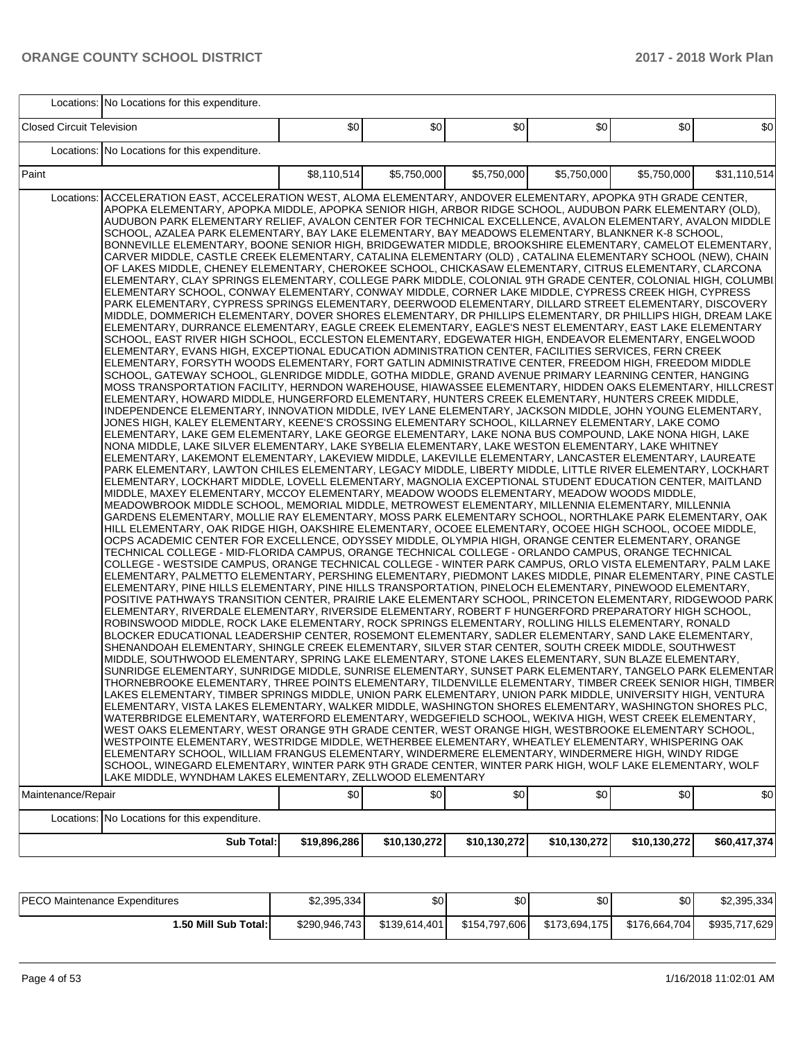| | | | | | | | |
|---|---|---|---|---|---|---|---|
| Locations: | No Locations for this expenditure. | | | | | | |
| Closed Circuit Television | | $0 | $0 | $0 | $0 | $0 | $0 |
| Locations: | No Locations for this expenditure. | | | | | | |
| Paint | | $8,110,514 | $5,750,000 | $5,750,000 | $5,750,000 | $5,750,000 | $31,110,514 |
| Locations: | ACCELERATION EAST, ACCELERATION WEST, ALOMA ELEMENTARY, ANDOVER ELEMENTARY, APOPKA 9TH GRADE CENTER, APOPKA ELEMENTARY, APOPKA MIDDLE, APOPKA SENIOR HIGH, ARBOR RIDGE SCHOOL, AUDUBON PARK ELEMENTARY (OLD), AUDUBON PARK ELEMENTARY RELIEF, AVALON CENTER FOR TECHNICAL EXCELLENCE, AVALON ELEMENTARY, AVALON MIDDLE SCHOOL, AZALEA PARK ELEMENTARY, BAY LAKE ELEMENTARY, BAY MEADOWS ELEMENTARY, BLANKNER K-8 SCHOOL, BONNEVILLE ELEMENTARY, BOONE SENIOR HIGH, BRIDGEWATER MIDDLE, BROOKSHIRE ELEMENTARY, CAMELOT ELEMENTARY, CARVER MIDDLE, CASTLE CREEK ELEMENTARY, CATALINA ELEMENTARY (OLD) , CATALINA ELEMENTARY SCHOOL (NEW), CHAIN OF LAKES MIDDLE, CHENEY ELEMENTARY, CHEROKEE SCHOOL, CHICKASAW ELEMENTARY, CITRUS ELEMENTARY, CLARCONA ELEMENTARY, CLAY SPRINGS ELEMENTARY, COLLEGE PARK MIDDLE, COLONIAL 9TH GRADE CENTER, COLONIAL HIGH, COLUMBI ELEMENTARY SCHOOL, CONWAY ELEMENTARY, CONWAY MIDDLE, CORNER LAKE MIDDLE, CYPRESS CREEK HIGH, CYPRESS PARK ELEMENTARY, CYPRESS SPRINGS ELEMENTARY, DEERWOOD ELEMENTARY, DILLARD STREET ELEMENTARY, DISCOVERY MIDDLE, DOMMERICH ELEMENTARY, DOVER SHORES ELEMENTARY, DR PHILLIPS ELEMENTARY, DR PHILLIPS HIGH, DREAM LAKE ELEMENTARY, DURRANCE ELEMENTARY, EAGLE CREEK ELEMENTARY, EAGLE'S NEST ELEMENTARY, EAST LAKE ELEMENTARY SCHOOL, EAST RIVER HIGH SCHOOL, ECCLESTON ELEMENTARY, EDGEWATER HIGH, ENDEAVOR ELEMENTARY, ENGELWOOD ELEMENTARY, EVANS HIGH, EXCEPTIONAL EDUCATION ADMINISTRATION CENTER, FACILITIES SERVICES, FERN CREEK ELEMENTARY, FORSYTH WOODS ELEMENTARY, FORT GATLIN ADMINISTRATIVE CENTER, FREEDOM HIGH, FREEDOM MIDDLE SCHOOL, GATEWAY SCHOOL, GLENRIDGE MIDDLE, GOTHA MIDDLE, GRAND AVENUE PRIMARY LEARNING CENTER, HANGING MOSS TRANSPORTATION FACILITY, HERNDON WAREHOUSE, HIAWASSEE ELEMENTARY, HIDDEN OAKS ELEMENTARY, HILLCREST ELEMENTARY, HOWARD MIDDLE, HUNGERFORD ELEMENTARY, HUNTERS CREEK ELEMENTARY, HUNTERS CREEK MIDDLE, INDEPENDENCE ELEMENTARY, INNOVATION MIDDLE, IVEY LANE ELEMENTARY, JACKSON MIDDLE, JOHN YOUNG ELEMENTARY, JONES HIGH, KALEY ELEMENTARY, KEENE'S CROSSING ELEMENTARY SCHOOL, KILLARNEY ELEMENTARY, LAKE COMO ELEMENTARY, LAKE GEM ELEMENTARY, LAKE GEORGE ELEMENTARY, LAKE NONA BUS COMPOUND, LAKE NONA HIGH, LAKE NONA MIDDLE, LAKE SILVER ELEMENTARY, LAKE SYBELIA ELEMENTARY, LAKE WESTON ELEMENTARY, LAKE WHITNEY ELEMENTARY, LAKEMONT ELEMENTARY, LAKEVIEW MIDDLE, LAKEVILLE ELEMENTARY, LANCASTER ELEMENTARY, LAUREATE PARK ELEMENTARY, LAWTON CHILES ELEMENTARY, LEGACY MIDDLE, LIBERTY MIDDLE, LITTLE RIVER ELEMENTARY, LOCKHART ELEMENTARY, LOCKHART MIDDLE, LOVELL ELEMENTARY, MAGNOLIA EXCEPTIONAL STUDENT EDUCATION CENTER, MAITLAND MIDDLE, MAXEY ELEMENTARY, MCCOY ELEMENTARY, MEADOW WOODS ELEMENTARY, MEADOW WOODS MIDDLE, MEADOWBROOK MIDDLE SCHOOL, MEMORIAL MIDDLE, METROWEST ELEMENTARY, MILLENNIA ELEMENTARY, MILLENNIA GARDENS ELEMENTARY, MOLLIE RAY ELEMENTARY, MOSS PARK ELEMENTARY SCHOOL, NORTHLAKE PARK ELEMENTARY, OAK HILL ELEMENTARY, OAK RIDGE HIGH, OAKSHIRE ELEMENTARY, OCOEE ELEMENTARY, OCOEE HIGH SCHOOL, OCOEE MIDDLE, OCPS ACADEMIC CENTER FOR EXCELLENCE, ODYSSEY MIDDLE, OLYMPIA HIGH, ORANGE CENTER ELEMENTARY, ORANGE TECHNICAL COLLEGE - MID-FLORIDA CAMPUS, ORANGE TECHNICAL COLLEGE - ORLANDO CAMPUS, ORANGE TECHNICAL COLLEGE - WESTSIDE CAMPUS, ORANGE TECHNICAL COLLEGE - WINTER PARK CAMPUS, ORLO VISTA ELEMENTARY, PALM LAKE ELEMENTARY, PALMETTO ELEMENTARY, PERSHING ELEMENTARY, PIEDMONT LAKES MIDDLE, PINAR ELEMENTARY, PINE CASTLE ELEMENTARY, PINE HILLS ELEMENTARY, PINE HILLS TRANSPORTATION, PINELOCH ELEMENTARY, PINEWOOD ELEMENTARY, POSITIVE PATHWAYS TRANSITION CENTER, PRAIRIE LAKE ELEMENTARY SCHOOL, PRINCETON ELEMENTARY, RIDGEWOOD PARK ELEMENTARY, RIVERDALE ELEMENTARY, RIVERSIDE ELEMENTARY, ROBERT F HUNGERFORD PREPARATORY HIGH SCHOOL, ROBINSWOOD MIDDLE, ROCK LAKE ELEMENTARY, ROCK SPRINGS ELEMENTARY, ROLLING HILLS ELEMENTARY, RONALD BLOCKER EDUCATIONAL LEADERSHIP CENTER, ROSEMONT ELEMENTARY, SADLER ELEMENTARY, SAND LAKE ELEMENTARY, SHENANDOAH ELEMENTARY, SHINGLE CREEK ELEMENTARY, SILVER STAR CENTER, SOUTH CREEK MIDDLE, SOUTHWEST MIDDLE, SOUTHWOOD ELEMENTARY, SPRING LAKE ELEMENTARY, STONE LAKES ELEMENTARY, SUN BLAZE ELEMENTARY, SUNRIDGE ELEMENTARY, SUNRIDGE MIDDLE, SUNRISE ELEMENTARY, SUNSET PARK ELEMENTARY, TANGELO PARK ELEMENTAR THORNEBROOKE ELEMENTARY, THREE POINTS ELEMENTARY, TILDENVILLE ELEMENTARY, TIMBER CREEK SENIOR HIGH, TIMBER LAKES ELEMENTARY, TIMBER SPRINGS MIDDLE, UNION PARK ELEMENTARY, UNION PARK MIDDLE, UNIVERSITY HIGH, VENTURA ELEMENTARY, VISTA LAKES ELEMENTARY, WALKER MIDDLE, WASHINGTON SHORES ELEMENTARY, WASHINGTON SHORES PLC, WATERBRIDGE ELEMENTARY, WATERFORD ELEMENTARY, WEDGEFIELD SCHOOL, WEKIVA HIGH, WEST CREEK ELEMENTARY, WEST OAKS ELEMENTARY, WEST ORANGE 9TH GRADE CENTER, WEST ORANGE HIGH, WESTBROOKE ELEMENTARY SCHOOL, WESTPOINTE ELEMENTARY, WESTRIDGE MIDDLE, WETHERBEE ELEMENTARY, WHEATLEY ELEMENTARY, WHISPERING OAK ELEMENTARY SCHOOL, WILLIAM FRANGUS ELEMENTARY, WINDERMERE ELEMENTARY, WINDERMERE HIGH, WINDY RIDGE SCHOOL, WINEGARD ELEMENTARY, WINTER PARK 9TH GRADE CENTER, WINTER PARK HIGH, WOLF LAKE ELEMENTARY, WOLF LAKE MIDDLE, WYNDHAM LAKES ELEMENTARY, ZELLWOOD ELEMENTARY | | | | | | |
| Maintenance/Repair | | $0 | $0 | $0 | $0 | $0 | $0 |
| Locations: | No Locations for this expenditure. | | | | | | |
| | **Sub Total:** | **$19,896,286** | **$10,130,272** | **$10,130,272** | **$10,130,272** | **$10,130,272** | **$60,417,374** |

| | | | | | | |
|---|---|---|---|---|---|---|
| PECO Maintenance Expenditures | $2,395,334 | $0 | $0 | $0 | $0 | $2,395,334 |
| **1.50 Mill Sub Total:** | $290,946,743 | $139,614,401 | $154,797,606 | $173,694,175 | $176,664,704 | $935,717,629 |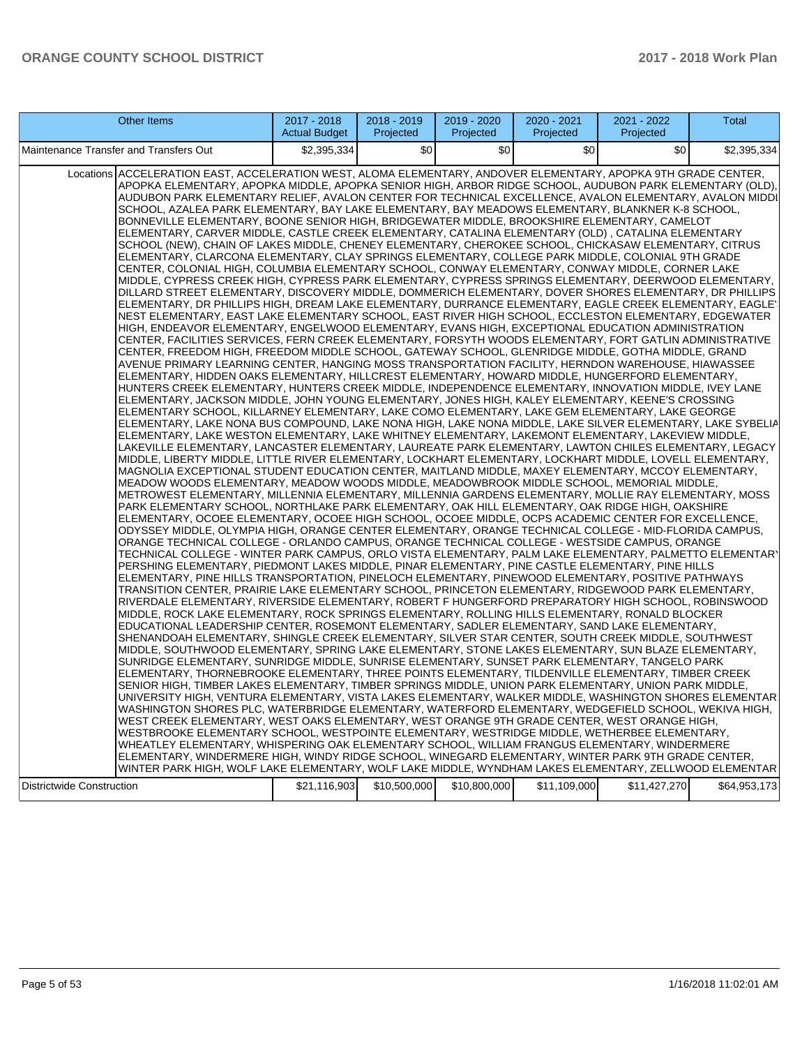| Other Items | 2017 - 2018 Actual Budget | 2018 - 2019 Projected | 2019 - 2020 Projected | 2020 - 2021 Projected | 2021 - 2022 Projected | Total |
|---|---|---|---|---|---|---|
| Maintenance Transfer and Transfers Out | $2,395,334 | $0 | $0 | $0 | $0 | $2,395,334 |
| Locations | ACCELERATION EAST, ACCELERATION WEST, ALOMA ELEMENTARY, ANDOVER ELEMENTARY, APOPKA 9TH GRADE CENTER, APOPKA ELEMENTARY, APOPKA MIDDLE, APOPKA SENIOR HIGH, ARBOR RIDGE SCHOOL, AUDUBON PARK ELEMENTARY (OLD), AUDUBON PARK ELEMENTARY RELIEF, AVALON CENTER FOR TECHNICAL EXCELLENCE, AVALON ELEMENTARY, AVALON MIDDLE SCHOOL, AZALEA PARK ELEMENTARY, BAY LAKE ELEMENTARY, BAY MEADOWS ELEMENTARY, BLANKNER K-8 SCHOOL, BONNEVILLE ELEMENTARY, BOONE SENIOR HIGH, BRIDGEWATER MIDDLE, BROOKSHIRE ELEMENTARY, CAMELOT ELEMENTARY, CARVER MIDDLE, CASTLE CREEK ELEMENTARY, CATALINA ELEMENTARY (OLD) , CATALINA ELEMENTARY SCHOOL (NEW), CHAIN OF LAKES MIDDLE, CHENEY ELEMENTARY, CHEROKEE SCHOOL, CHICKASAW ELEMENTARY, CITRUS ELEMENTARY, CLARCONA ELEMENTARY, CLAY SPRINGS ELEMENTARY, COLLEGE PARK MIDDLE, COLONIAL 9TH GRADE CENTER, COLONIAL HIGH, COLUMBIA ELEMENTARY SCHOOL, CONWAY ELEMENTARY, CONWAY MIDDLE, CORNER LAKE MIDDLE, CYPRESS CREEK HIGH, CYPRESS PARK ELEMENTARY, CYPRESS SPRINGS ELEMENTARY, DEERWOOD ELEMENTARY, DILLARD STREET ELEMENTARY, DISCOVERY MIDDLE, DOMMERICH ELEMENTARY, DOVER SHORES ELEMENTARY, DR PHILLIPS ELEMENTARY, DR PHILLIPS HIGH, DREAM LAKE ELEMENTARY, DURRANCE ELEMENTARY, EAGLE CREEK ELEMENTARY, EAGLE'S NEST ELEMENTARY, EAST LAKE ELEMENTARY SCHOOL, EAST RIVER HIGH SCHOOL, ECCLESTON ELEMENTARY, EDGEWATER HIGH, ENDEAVOR ELEMENTARY, ENGELWOOD ELEMENTARY, EVANS HIGH, EXCEPTIONAL EDUCATION ADMINISTRATION CENTER, FACILITIES SERVICES, FERN CREEK ELEMENTARY, FORSYTH WOODS ELEMENTARY, FORT GATLIN ADMINISTRATIVE CENTER, FREEDOM HIGH, FREEDOM MIDDLE SCHOOL, GATEWAY SCHOOL, GLENRIDGE MIDDLE, GOTHA MIDDLE, GRAND AVENUE PRIMARY LEARNING CENTER, HANGING MOSS TRANSPORTATION FACILITY, HERNDON WAREHOUSE, HIAWASSEE ELEMENTARY, HIDDEN OAKS ELEMENTARY, HILLCREST ELEMENTARY, HOWARD MIDDLE, HUNGERFORD ELEMENTARY, HUNTERS CREEK ELEMENTARY, HUNTERS CREEK MIDDLE, INDEPENDENCE ELEMENTARY, INNOVATION MIDDLE, IVEY LANE ELEMENTARY, JACKSON MIDDLE, JOHN YOUNG ELEMENTARY, JONES HIGH, KALEY ELEMENTARY, KEENE'S CROSSING ELEMENTARY SCHOOL, KILLARNEY ELEMENTARY, LAKE COMO ELEMENTARY, LAKE GEM ELEMENTARY, LAKE GEORGE ELEMENTARY, LAKE NONA BUS COMPOUND, LAKE NONA HIGH, LAKE NONA MIDDLE, LAKE SILVER ELEMENTARY, LAKE SYBELIA ELEMENTARY, LAKE WESTON ELEMENTARY, LAKE WHITNEY ELEMENTARY, LAKEMONT ELEMENTARY, LAKEVIEW MIDDLE, LAKEVILLE ELEMENTARY, LANCASTER ELEMENTARY, LAUREATE PARK ELEMENTARY, LAWTON CHILES ELEMENTARY, LEGACY MIDDLE, LIBERTY MIDDLE, LITTLE RIVER ELEMENTARY, LOCKHART ELEMENTARY, LOCKHART MIDDLE, LOVELL ELEMENTARY, MAGNOLIA EXCEPTIONAL STUDENT EDUCATION CENTER, MAITLAND MIDDLE, MAXEY ELEMENTARY, MCCOY ELEMENTARY, MEADOW WOODS ELEMENTARY, MEADOW WOODS MIDDLE, MEADOWBROOK MIDDLE SCHOOL, MEMORIAL MIDDLE, METROWEST ELEMENTARY, MILLENNIA ELEMENTARY, MILLENNIA GARDENS ELEMENTARY, MOLLIE RAY ELEMENTARY, MOSS PARK ELEMENTARY SCHOOL, NORTHLAKE PARK ELEMENTARY, OAK HILL ELEMENTARY, OAK RIDGE HIGH, OAKSHIRE ELEMENTARY, OCOEE ELEMENTARY, OCOEE HIGH SCHOOL, OCOEE MIDDLE, OCPS ACADEMIC CENTER FOR EXCELLENCE, ODYSSEY MIDDLE, OLYMPIA HIGH, ORANGE CENTER ELEMENTARY, ORANGE TECHNICAL COLLEGE - MID-FLORIDA CAMPUS, ORANGE TECHNICAL COLLEGE - ORLANDO CAMPUS, ORANGE TECHNICAL COLLEGE - WESTSIDE CAMPUS, ORANGE TECHNICAL COLLEGE - WINTER PARK CAMPUS, ORLO VISTA ELEMENTARY, PALM LAKE ELEMENTARY, PALMETTO ELEMENTARY, PERSHING ELEMENTARY, PIEDMONT LAKES MIDDLE, PINAR ELEMENTARY, PINE CASTLE ELEMENTARY, PINE HILLS ELEMENTARY, PINE HILLS TRANSPORTATION, PINELOCH ELEMENTARY, PINEWOOD ELEMENTARY, POSITIVE PATHWAYS TRANSITION CENTER, PRAIRIE LAKE ELEMENTARY SCHOOL, PRINCETON ELEMENTARY, RIDGEWOOD PARK ELEMENTARY, RIVERDALE ELEMENTARY, RIVERSIDE ELEMENTARY, ROBERT F HUNGERFORD PREPARATORY HIGH SCHOOL, ROBINSWOOD MIDDLE, ROCK LAKE ELEMENTARY, ROCK SPRINGS ELEMENTARY, ROLLING HILLS ELEMENTARY, RONALD BLOCKER EDUCATIONAL LEADERSHIP CENTER, ROSEMONT ELEMENTARY, SADLER ELEMENTARY, SAND LAKE ELEMENTARY, SHENANDOAH ELEMENTARY, SHINGLE CREEK ELEMENTARY, SILVER STAR CENTER, SOUTH CREEK MIDDLE, SOUTHWEST MIDDLE, SOUTHWOOD ELEMENTARY, SPRING LAKE ELEMENTARY, STONE LAKES ELEMENTARY, SUN BLAZE ELEMENTARY, SUNRIDGE ELEMENTARY, SUNRIDGE MIDDLE, SUNRISE ELEMENTARY, SUNSET PARK ELEMENTARY, TANGELO PARK ELEMENTARY, THORNEBROOKE ELEMENTARY, THREE POINTS ELEMENTARY, TILDENVILLE ELEMENTARY, TIMBER CREEK SENIOR HIGH, TIMBER LAKES ELEMENTARY, TIMBER SPRINGS MIDDLE, UNION PARK ELEMENTARY, UNION PARK MIDDLE, UNIVERSITY HIGH, VENTURA ELEMENTARY, VISTA LAKES ELEMENTARY, WALKER MIDDLE, WASHINGTON SHORES ELEMENTARY, WASHINGTON SHORES PLC, WATERBRIDGE ELEMENTARY, WATERFORD ELEMENTARY, WEDGEFIELD SCHOOL, WEKIVA HIGH, WEST CREEK ELEMENTARY, WEST OAKS ELEMENTARY, WEST ORANGE 9TH GRADE CENTER, WEST ORANGE HIGH, WESTBROOKE ELEMENTARY SCHOOL, WESTPOINTE ELEMENTARY, WESTRIDGE MIDDLE, WETHERBEE ELEMENTARY, WHEATLEY ELEMENTARY, WHISPERING OAK ELEMENTARY SCHOOL, WILLIAM FRANGUS ELEMENTARY, WINDERMERE ELEMENTARY, WINDERMERE HIGH, WINDY RIDGE SCHOOL, WINEGARD ELEMENTARY, WINTER PARK 9TH GRADE CENTER, WINTER PARK HIGH, WOLF LAKE ELEMENTARY, WOLF LAKE MIDDLE, WYNDHAM LAKES ELEMENTARY, ZELLWOOD ELEMENTARY | | | | | |
| Districtwide Construction | $21,116,903 | $10,500,000 | $10,800,000 | $11,109,000 | $11,427,270 | $64,953,173 |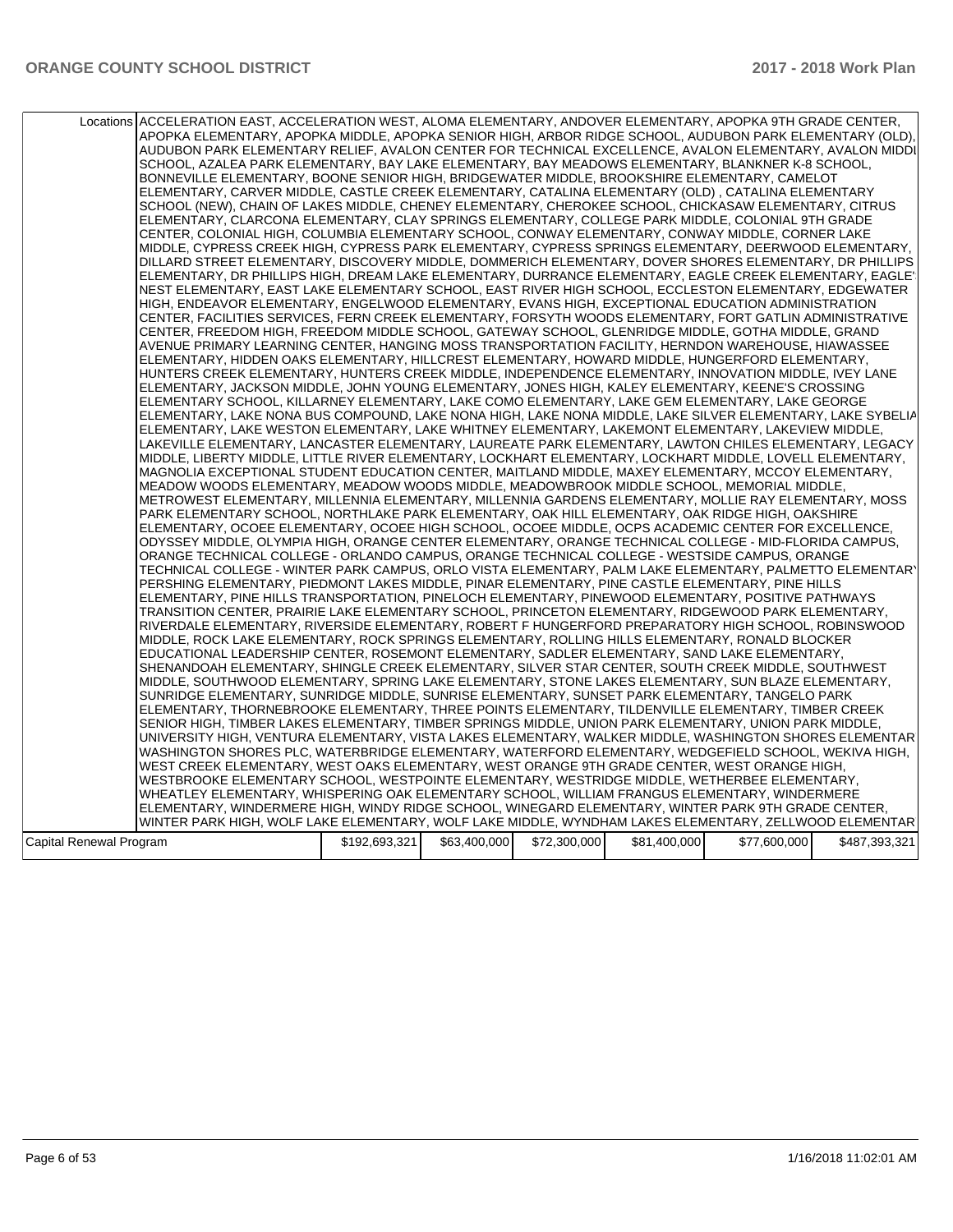| | Locations | | | | | | |
|---|---|---|---|---|---|---|---|
| | ACCELERATION EAST, ACCELERATION WEST, ALOMA ELEMENTARY, ANDOVER ELEMENTARY, APOPKA 9TH GRADE CENTER, APOPKA ELEMENTARY, APOPKA MIDDLE, APOPKA SENIOR HIGH, ARBOR RIDGE SCHOOL, AUDUBON PARK ELEMENTARY (OLD), AUDUBON PARK ELEMENTARY RELIEF, AVALON CENTER FOR TECHNICAL EXCELLENCE, AVALON ELEMENTARY, AVALON MIDDLE SCHOOL, AZALEA PARK ELEMENTARY, BAY LAKE ELEMENTARY, BAY MEADOWS ELEMENTARY, BLANKNER K-8 SCHOOL, BONNEVILLE ELEMENTARY, BOONE SENIOR HIGH, BRIDGEWATER MIDDLE, BROOKSHIRE ELEMENTARY, CAMELOT ELEMENTARY, CARVER MIDDLE, CASTLE CREEK ELEMENTARY, CATALINA ELEMENTARY (OLD) , CATALINA ELEMENTARY SCHOOL (NEW), CHAIN OF LAKES MIDDLE, CHENEY ELEMENTARY, CHEROKEE SCHOOL, CHICKASAW ELEMENTARY, CITRUS ELEMENTARY, CLARCONA ELEMENTARY, CLAY SPRINGS ELEMENTARY, COLLEGE PARK MIDDLE, COLONIAL 9TH GRADE CENTER, COLONIAL HIGH, COLUMBIA ELEMENTARY SCHOOL, CONWAY ELEMENTARY, CONWAY MIDDLE, CORNER LAKE MIDDLE, CYPRESS CREEK HIGH, CYPRESS PARK ELEMENTARY, CYPRESS SPRINGS ELEMENTARY, DEERWOOD ELEMENTARY, DILLARD STREET ELEMENTARY, DISCOVERY MIDDLE, DOMMERICH ELEMENTARY, DOVER SHORES ELEMENTARY, DR PHILLIPS ELEMENTARY, DR PHILLIPS HIGH, DREAM LAKE ELEMENTARY, DURRANCE ELEMENTARY, EAGLE CREEK ELEMENTARY, EAGLE'S NEST ELEMENTARY, EAST LAKE ELEMENTARY SCHOOL, EAST RIVER HIGH SCHOOL, ECCLESTON ELEMENTARY, EDGEWATER HIGH, ENDEAVOR ELEMENTARY, ENGELWOOD ELEMENTARY, EVANS HIGH, EXCEPTIONAL EDUCATION ADMINISTRATION CENTER, FACILITIES SERVICES, FERN CREEK ELEMENTARY, FORSYTH WOODS ELEMENTARY, FORT GATLIN ADMINISTRATIVE CENTER, FREEDOM HIGH, FREEDOM MIDDLE SCHOOL, GATEWAY SCHOOL, GLENRIDGE MIDDLE, GOTHA MIDDLE, GRAND AVENUE PRIMARY LEARNING CENTER, HANGING MOSS TRANSPORTATION FACILITY, HERNDON WAREHOUSE, HIAWASSEE ELEMENTARY, HIDDEN OAKS ELEMENTARY, HILLCREST ELEMENTARY, HOWARD MIDDLE, HUNGERFORD ELEMENTARY, HUNTERS CREEK ELEMENTARY, HUNTERS CREEK MIDDLE, INDEPENDENCE ELEMENTARY, INNOVATION MIDDLE, IVEY LANE ELEMENTARY, JACKSON MIDDLE, JOHN YOUNG ELEMENTARY, JONES HIGH, KALEY ELEMENTARY, KEENE'S CROSSING ELEMENTARY SCHOOL, KILLARNEY ELEMENTARY, LAKE COMO ELEMENTARY, LAKE GEM ELEMENTARY, LAKE GEORGE ELEMENTARY, LAKE NONA BUS COMPOUND, LAKE NONA HIGH, LAKE NONA MIDDLE, LAKE SILVER ELEMENTARY, LAKE SYBELIA ELEMENTARY, LAKE WESTON ELEMENTARY, LAKE WHITNEY ELEMENTARY, LAKEMONT ELEMENTARY, LAKEVIEW MIDDLE, LAKEVILLE ELEMENTARY, LANCASTER ELEMENTARY, LAUREATE PARK ELEMENTARY, LAWTON CHILES ELEMENTARY, LEGACY MIDDLE, LIBERTY MIDDLE, LITTLE RIVER ELEMENTARY, LOCKHART ELEMENTARY, LOCKHART MIDDLE, LOVELL ELEMENTARY, MAGNOLIA EXCEPTIONAL STUDENT EDUCATION CENTER, MAITLAND MIDDLE, MAXEY ELEMENTARY, MCCOY ELEMENTARY, MEADOW WOODS ELEMENTARY, MEADOW WOODS MIDDLE, MEADOWBROOK MIDDLE SCHOOL, MEMORIAL MIDDLE, METROWEST ELEMENTARY, MILLENNIA ELEMENTARY, MILLENNIA GARDENS ELEMENTARY, MOLLIE RAY ELEMENTARY, MOSS PARK ELEMENTARY SCHOOL, NORTHLAKE PARK ELEMENTARY, OAK HILL ELEMENTARY, OAK RIDGE HIGH, OAKSHIRE ELEMENTARY, OCOEE ELEMENTARY, OCOEE HIGH SCHOOL, OCOEE MIDDLE, OCPS ACADEMIC CENTER FOR EXCELLENCE, ODYSSEY MIDDLE, OLYMPIA HIGH, ORANGE CENTER ELEMENTARY, ORANGE TECHNICAL COLLEGE - MID-FLORIDA CAMPUS, ORANGE TECHNICAL COLLEGE - ORLANDO CAMPUS, ORANGE TECHNICAL COLLEGE - WESTSIDE CAMPUS, ORANGE TECHNICAL COLLEGE - WINTER PARK CAMPUS, ORLO VISTA ELEMENTARY, PALM LAKE ELEMENTARY, PALMETTO ELEMENTARY, PERSHING ELEMENTARY, PIEDMONT LAKES MIDDLE, PINAR ELEMENTARY, PINE CASTLE ELEMENTARY, PINE HILLS ELEMENTARY, PINE HILLS TRANSPORTATION, PINELOCH ELEMENTARY, PINEWOOD ELEMENTARY, POSITIVE PATHWAYS TRANSITION CENTER, PRAIRIE LAKE ELEMENTARY SCHOOL, PRINCETON ELEMENTARY, RIDGEWOOD PARK ELEMENTARY, RIVERDALE ELEMENTARY, RIVERSIDE ELEMENTARY, ROBERT F HUNGERFORD PREPARATORY HIGH SCHOOL, ROBINSWOOD MIDDLE, ROCK LAKE ELEMENTARY, ROCK SPRINGS ELEMENTARY, ROLLING HILLS ELEMENTARY, RONALD BLOCKER EDUCATIONAL LEADERSHIP CENTER, ROSEMONT ELEMENTARY, SADLER ELEMENTARY, SAND LAKE ELEMENTARY, SHENANDOAH ELEMENTARY, SHINGLE CREEK ELEMENTARY, SILVER STAR CENTER, SOUTH CREEK MIDDLE, SOUTHWEST MIDDLE, SOUTHWOOD ELEMENTARY, SPRING LAKE ELEMENTARY, STONE LAKES ELEMENTARY, SUN BLAZE ELEMENTARY, SUNRIDGE ELEMENTARY, SUNRIDGE MIDDLE, SUNRISE ELEMENTARY, SUNSET PARK ELEMENTARY, TANGELO PARK ELEMENTARY, THORNEBROOKE ELEMENTARY, THREE POINTS ELEMENTARY, TILDENVILLE ELEMENTARY, TIMBER CREEK SENIOR HIGH, TIMBER LAKES ELEMENTARY, TIMBER SPRINGS MIDDLE, UNION PARK ELEMENTARY, UNION PARK MIDDLE, UNIVERSITY HIGH, VENTURA ELEMENTARY, VISTA LAKES ELEMENTARY, WALKER MIDDLE, WASHINGTON SHORES ELEMENTARY, WASHINGTON SHORES PLC, WATERBRIDGE ELEMENTARY, WATERFORD ELEMENTARY, WEDGEFIELD SCHOOL, WEKIVA HIGH, WEST CREEK ELEMENTARY, WEST OAKS ELEMENTARY, WEST ORANGE 9TH GRADE CENTER, WEST ORANGE HIGH, WESTBROOKE ELEMENTARY SCHOOL, WESTPOINTE ELEMENTARY, WESTRIDGE MIDDLE, WETHERBEE ELEMENTARY, WHEATLEY ELEMENTARY, WHISPERING OAK ELEMENTARY SCHOOL, WILLIAM FRANGUS ELEMENTARY, WINDERMERE ELEMENTARY, WINDERMERE HIGH, WINDY RIDGE SCHOOL, WINEGARD ELEMENTARY, WINTER PARK 9TH GRADE CENTER, WINTER PARK HIGH, WOLF LAKE ELEMENTARY, WOLF LAKE MIDDLE, WYNDHAM LAKES ELEMENTARY, ZELLWOOD ELEMENTARY | | | | | | |
| Capital Renewal Program | | $192,693,321 | $63,400,000 | $72,300,000 | $81,400,000 | $77,600,000 | $487,393,321 |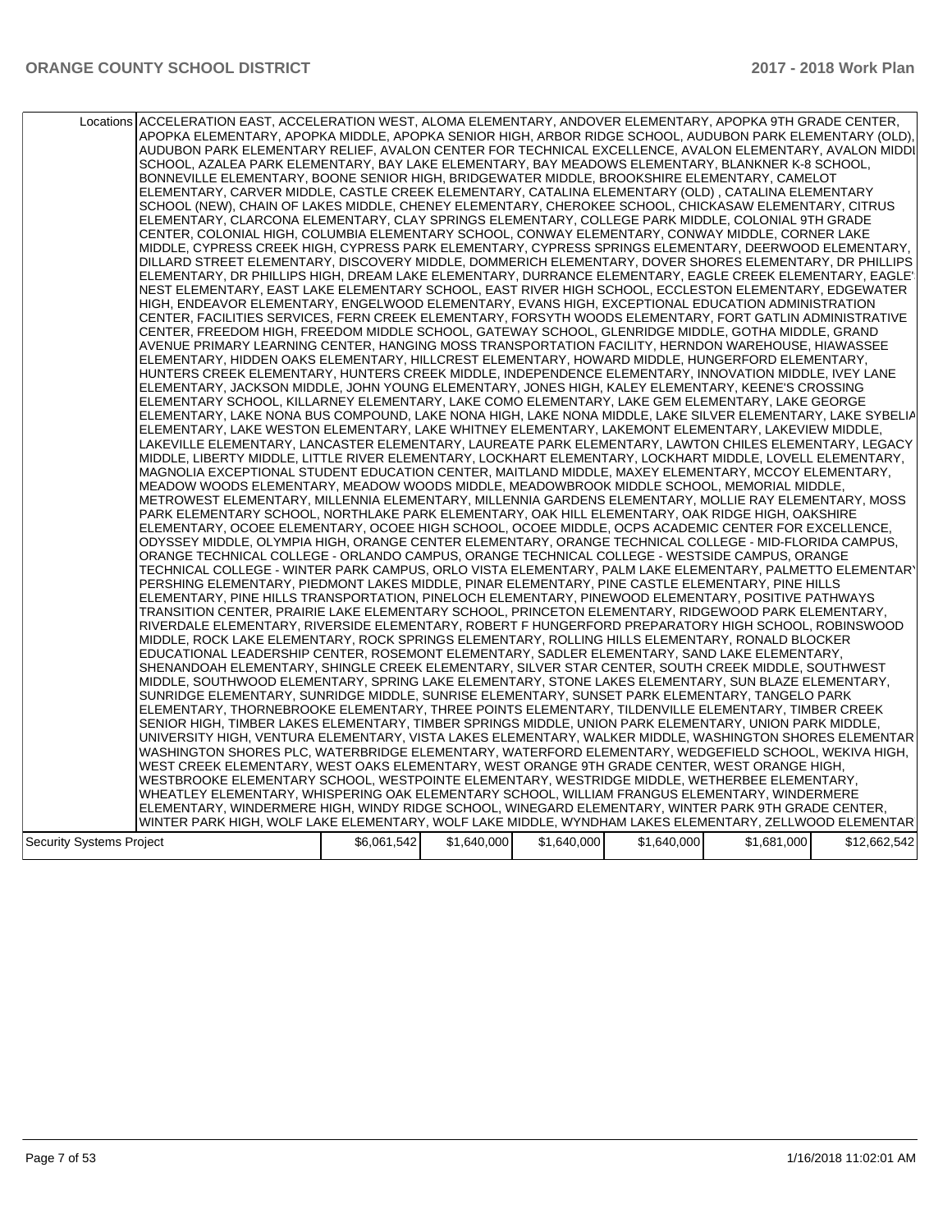| | Locations | ACCELERATION EAST, ACCELERATION WEST, ALOMA ELEMENTARY, ANDOVER ELEMENTARY, APOPKA 9TH GRADE CENTER, APOPKA ELEMENTARY, APOPKA MIDDLE, APOPKA SENIOR HIGH, ARBOR RIDGE SCHOOL, AUDUBON PARK ELEMENTARY (OLD), AUDUBON PARK ELEMENTARY RELIEF, AVALON CENTER FOR TECHNICAL EXCELLENCE, AVALON ELEMENTARY, AVALON MIDDLE SCHOOL, AZALEA PARK ELEMENTARY, BAY LAKE ELEMENTARY, BAY MEADOWS ELEMENTARY, BLANKNER K-8 SCHOOL, BONNEVILLE ELEMENTARY, BOONE SENIOR HIGH, BRIDGEWATER MIDDLE, BROOKSHIRE ELEMENTARY, CAMELOT ELEMENTARY, CARVER MIDDLE, CASTLE CREEK ELEMENTARY, CATALINA ELEMENTARY (OLD) , CATALINA ELEMENTARY SCHOOL (NEW), CHAIN OF LAKES MIDDLE, CHENEY ELEMENTARY, CHEROKEE SCHOOL, CHICKASAW ELEMENTARY, CITRUS ELEMENTARY, CLARCONA ELEMENTARY, CLAY SPRINGS ELEMENTARY, COLLEGE PARK MIDDLE, COLONIAL 9TH GRADE CENTER, COLONIAL HIGH, COLUMBIA ELEMENTARY SCHOOL, CONWAY ELEMENTARY, CONWAY MIDDLE, CORNER LAKE MIDDLE, CYPRESS CREEK HIGH, CYPRESS PARK ELEMENTARY, CYPRESS SPRINGS ELEMENTARY, DEERWOOD ELEMENTARY, DILLARD STREET ELEMENTARY, DISCOVERY MIDDLE, DOMMERICH ELEMENTARY, DOVER SHORES ELEMENTARY, DR PHILLIPS ELEMENTARY, DR PHILLIPS HIGH, DREAM LAKE ELEMENTARY, DURRANCE ELEMENTARY, EAGLE CREEK ELEMENTARY, EAGLE'S NEST ELEMENTARY, EAST LAKE ELEMENTARY SCHOOL, EAST RIVER HIGH SCHOOL, ECCLESTON ELEMENTARY, EDGEWATER HIGH, ENDEAVOR ELEMENTARY, ENGELWOOD ELEMENTARY, EVANS HIGH, EXCEPTIONAL EDUCATION ADMINISTRATION CENTER, FACILITIES SERVICES, FERN CREEK ELEMENTARY, FORSYTH WOODS ELEMENTARY, FORT GATLIN ADMINISTRATIVE CENTER, FREEDOM HIGH, FREEDOM MIDDLE SCHOOL, GATEWAY SCHOOL, GLENRIDGE MIDDLE, GOTHA MIDDLE, GRAND AVENUE PRIMARY LEARNING CENTER, HANGING MOSS TRANSPORTATION FACILITY, HERNDON WAREHOUSE, HIAWASSEE ELEMENTARY, HIDDEN OAKS ELEMENTARY, HILLCREST ELEMENTARY, HOWARD MIDDLE, HUNGERFORD ELEMENTARY, HUNTERS CREEK ELEMENTARY, HUNTERS CREEK MIDDLE, INDEPENDENCE ELEMENTARY, INNOVATION MIDDLE, IVEY LANE ELEMENTARY, JACKSON MIDDLE, JOHN YOUNG ELEMENTARY, JONES HIGH, KALEY ELEMENTARY, KEENE'S CROSSING ELEMENTARY SCHOOL, KILLARNEY ELEMENTARY, LAKE COMO ELEMENTARY, LAKE GEM ELEMENTARY, LAKE GEORGE ELEMENTARY, LAKE NONA BUS COMPOUND, LAKE NONA HIGH, LAKE NONA MIDDLE, LAKE SILVER ELEMENTARY, LAKE SYBELIA ELEMENTARY, LAKE WESTON ELEMENTARY, LAKE WHITNEY ELEMENTARY, LAKEMONT ELEMENTARY, LAKEVIEW MIDDLE, LAKEVILLE ELEMENTARY, LANCASTER ELEMENTARY, LAUREATE PARK ELEMENTARY, LAWTON CHILES ELEMENTARY, LEGACY MIDDLE, LIBERTY MIDDLE, LITTLE RIVER ELEMENTARY, LOCKHART ELEMENTARY, LOCKHART MIDDLE, LOVELL ELEMENTARY, MAGNOLIA EXCEPTIONAL STUDENT EDUCATION CENTER, MAITLAND MIDDLE, MAXEY ELEMENTARY, MCCOY ELEMENTARY, MEADOW WOODS ELEMENTARY, MEADOW WOODS MIDDLE, MEADOWBROOK MIDDLE SCHOOL, MEMORIAL MIDDLE, METROWEST ELEMENTARY, MILLENNIA ELEMENTARY, MILLENNIA GARDENS ELEMENTARY, MOLLIE RAY ELEMENTARY, MOSS PARK ELEMENTARY SCHOOL, NORTHLAKE PARK ELEMENTARY, OAK HILL ELEMENTARY, OAK RIDGE HIGH, OAKSHIRE ELEMENTARY, OCOEE ELEMENTARY, OCOEE HIGH SCHOOL, OCOEE MIDDLE, OCPS ACADEMIC CENTER FOR EXCELLENCE, ODYSSEY MIDDLE, OLYMPIA HIGH, ORANGE CENTER ELEMENTARY, ORANGE TECHNICAL COLLEGE - MID-FLORIDA CAMPUS, ORANGE TECHNICAL COLLEGE - ORLANDO CAMPUS, ORANGE TECHNICAL COLLEGE - WESTSIDE CAMPUS, ORANGE TECHNICAL COLLEGE - WINTER PARK CAMPUS, ORLO VISTA ELEMENTARY, PALM LAKE ELEMENTARY, PALMETTO ELEMENTARY, PERSHING ELEMENTARY, PIEDMONT LAKES MIDDLE, PINAR ELEMENTARY, PINE CASTLE ELEMENTARY, PINE HILLS ELEMENTARY, PINE HILLS TRANSPORTATION, PINELOCH ELEMENTARY, PINEWOOD ELEMENTARY, POSITIVE PATHWAYS TRANSITION CENTER, PRAIRIE LAKE ELEMENTARY SCHOOL, PRINCETON ELEMENTARY, RIDGEWOOD PARK ELEMENTARY, RIVERDALE ELEMENTARY, RIVERSIDE ELEMENTARY, ROBERT F HUNGERFORD PREPARATORY HIGH SCHOOL, ROBINSWOOD MIDDLE, ROCK LAKE ELEMENTARY, ROCK SPRINGS ELEMENTARY, ROLLING HILLS ELEMENTARY, RONALD BLOCKER EDUCATIONAL LEADERSHIP CENTER, ROSEMONT ELEMENTARY, SADLER ELEMENTARY, SAND LAKE ELEMENTARY, SHENANDOAH ELEMENTARY, SHINGLE CREEK ELEMENTARY, SILVER STAR CENTER, SOUTH CREEK MIDDLE, SOUTHWEST MIDDLE, SOUTHWOOD ELEMENTARY, SPRING LAKE ELEMENTARY, STONE LAKES ELEMENTARY, SUN BLAZE ELEMENTARY, SUNRIDGE ELEMENTARY, SUNRIDGE MIDDLE, SUNRISE ELEMENTARY, SUNSET PARK ELEMENTARY, TANGELO PARK ELEMENTARY, THORNEBROOKE ELEMENTARY, THREE POINTS ELEMENTARY, TILDENVILLE ELEMENTARY, TIMBER CREEK SENIOR HIGH, TIMBER LAKES ELEMENTARY, TIMBER SPRINGS MIDDLE, UNION PARK ELEMENTARY, UNION PARK MIDDLE, UNIVERSITY HIGH, VENTURA ELEMENTARY, VISTA LAKES ELEMENTARY, WALKER MIDDLE, WASHINGTON SHORES ELEMENTARY, WASHINGTON SHORES PLC, WATERBRIDGE ELEMENTARY, WATERFORD ELEMENTARY, WEDGEFIELD SCHOOL, WEKIVA HIGH, WEST CREEK ELEMENTARY, WEST OAKS ELEMENTARY, WEST ORANGE 9TH GRADE CENTER, WEST ORANGE HIGH, WESTBROOKE ELEMENTARY SCHOOL, WESTPOINTE ELEMENTARY, WESTRIDGE MIDDLE, WETHERBEE ELEMENTARY, WHEATLEY ELEMENTARY, WHISPERING OAK ELEMENTARY SCHOOL, WILLIAM FRANGUS ELEMENTARY, WINDERMERE ELEMENTARY, WINDERMERE HIGH, WINDY RIDGE SCHOOL, WINEGARD ELEMENTARY, WINTER PARK 9TH GRADE CENTER, WINTER PARK HIGH, WOLF LAKE ELEMENTARY, WOLF LAKE MIDDLE, WYNDHAM LAKES ELEMENTARY, ZELLWOOD ELEMENTARY | | | | | |
|---|---|---|---|---|---|---|---|
| Security Systems Project | | $6,061,542 | $1,640,000 | $1,640,000 | $1,640,000 | $1,681,000 | $12,662,542 |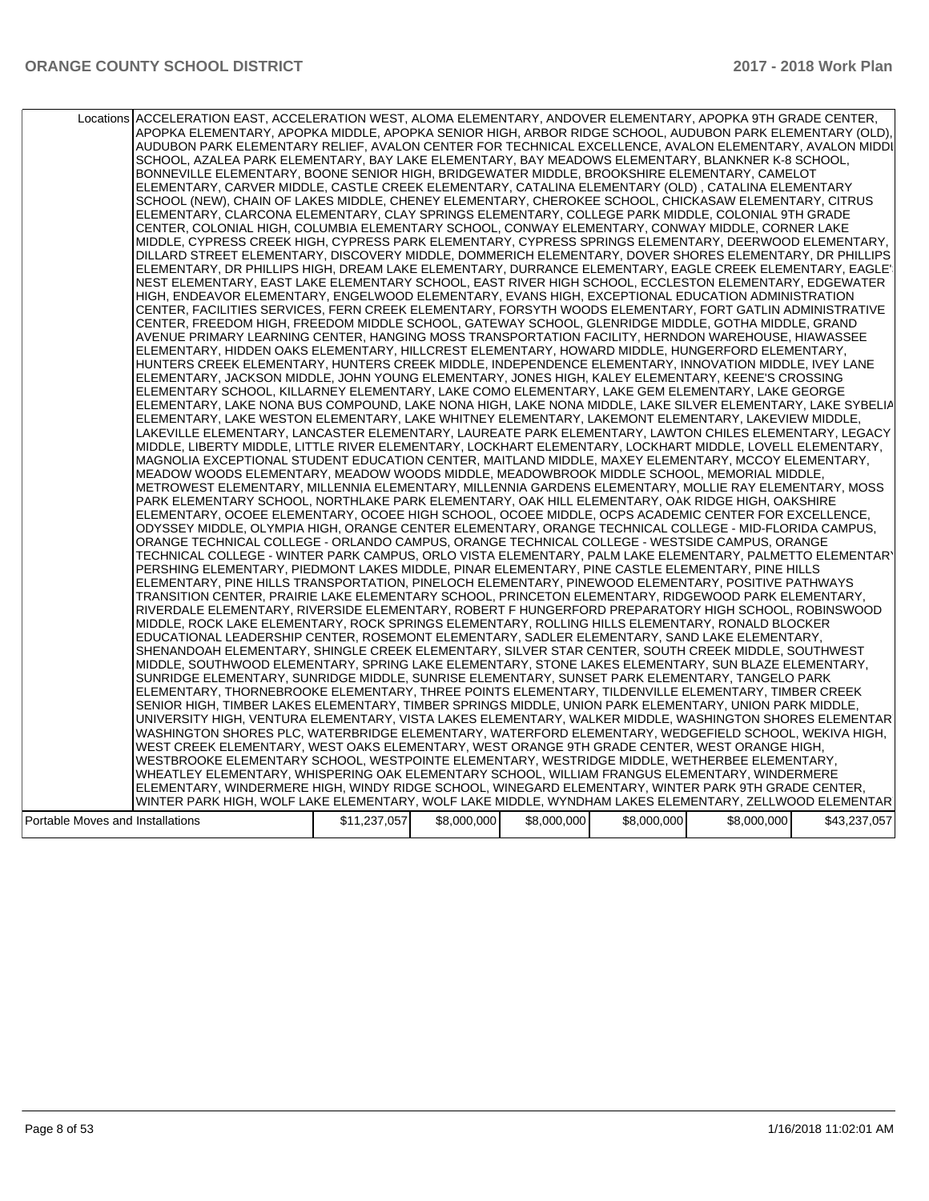| | | | | | | |
|---|---|---|---|---|---|---|
| Locations | ACCELERATION EAST, ACCELERATION WEST, ALOMA ELEMENTARY, ANDOVER ELEMENTARY, APOPKA 9TH GRADE CENTER, APOPKA ELEMENTARY, APOPKA MIDDLE, APOPKA SENIOR HIGH, ARBOR RIDGE SCHOOL, AUDUBON PARK ELEMENTARY (OLD), AUDUBON PARK ELEMENTARY RELIEF, AVALON CENTER FOR TECHNICAL EXCELLENCE, AVALON ELEMENTARY, AVALON MIDDLE SCHOOL, AZALEA PARK ELEMENTARY, BAY LAKE ELEMENTARY, BAY MEADOWS ELEMENTARY, BLANKNER K-8 SCHOOL, BONNEVILLE ELEMENTARY, BOONE SENIOR HIGH, BRIDGEWATER MIDDLE, BROOKSHIRE ELEMENTARY, CAMELOT ELEMENTARY, CARVER MIDDLE, CASTLE CREEK ELEMENTARY, CATALINA ELEMENTARY (OLD) , CATALINA ELEMENTARY SCHOOL (NEW), CHAIN OF LAKES MIDDLE, CHENEY ELEMENTARY, CHEROKEE SCHOOL, CHICKASAW ELEMENTARY, CITRUS ELEMENTARY, CLARCONA ELEMENTARY, CLAY SPRINGS ELEMENTARY, COLLEGE PARK MIDDLE, COLONIAL 9TH GRADE CENTER, COLONIAL HIGH, COLUMBIA ELEMENTARY SCHOOL, CONWAY ELEMENTARY, CONWAY MIDDLE, CORNER LAKE MIDDLE, CYPRESS CREEK HIGH, CYPRESS PARK ELEMENTARY, CYPRESS SPRINGS ELEMENTARY, DEERWOOD ELEMENTARY, DILLARD STREET ELEMENTARY, DISCOVERY MIDDLE, DOMMERICH ELEMENTARY, DOVER SHORES ELEMENTARY, DR PHILLIPS ELEMENTARY, DR PHILLIPS HIGH, DREAM LAKE ELEMENTARY, DURRANCE ELEMENTARY, EAGLE CREEK ELEMENTARY, EAGLE'S NEST ELEMENTARY, EAST LAKE ELEMENTARY SCHOOL, EAST RIVER HIGH SCHOOL, ECCLESTON ELEMENTARY, EDGEWATER HIGH, ENDEAVOR ELEMENTARY, ENGELWOOD ELEMENTARY, EVANS HIGH, EXCEPTIONAL EDUCATION ADMINISTRATION CENTER, FACILITIES SERVICES, FERN CREEK ELEMENTARY, FORSYTH WOODS ELEMENTARY, FORT GATLIN ADMINISTRATIVE CENTER, FREEDOM HIGH, FREEDOM MIDDLE SCHOOL, GATEWAY SCHOOL, GLENRIDGE MIDDLE, GOTHA MIDDLE, GRAND AVENUE PRIMARY LEARNING CENTER, HANGING MOSS TRANSPORTATION FACILITY, HERNDON WAREHOUSE, HIAWASSEE ELEMENTARY, HIDDEN OAKS ELEMENTARY, HILLCREST ELEMENTARY, HOWARD MIDDLE, HUNGERFORD ELEMENTARY, HUNTERS CREEK ELEMENTARY, HUNTERS CREEK MIDDLE, INDEPENDENCE ELEMENTARY, INNOVATION MIDDLE, IVEY LANE ELEMENTARY, JACKSON MIDDLE, JOHN YOUNG ELEMENTARY, JONES HIGH, KALEY ELEMENTARY, KEENE'S CROSSING ELEMENTARY SCHOOL, KILLARNEY ELEMENTARY, LAKE COMO ELEMENTARY, LAKE GEM ELEMENTARY, LAKE GEORGE ELEMENTARY, LAKE NONA BUS COMPOUND, LAKE NONA HIGH, LAKE NONA MIDDLE, LAKE SILVER ELEMENTARY, LAKE SYBELIA ELEMENTARY, LAKE WESTON ELEMENTARY, LAKE WHITNEY ELEMENTARY, LAKEMONT ELEMENTARY, LAKEVIEW MIDDLE, LAKEVILLE ELEMENTARY, LANCASTER ELEMENTARY, LAUREATE PARK ELEMENTARY, LAWTON CHILES ELEMENTARY, LEGACY MIDDLE, LIBERTY MIDDLE, LITTLE RIVER ELEMENTARY, LOCKHART ELEMENTARY, LOCKHART MIDDLE, LOVELL ELEMENTARY, MAGNOLIA EXCEPTIONAL STUDENT EDUCATION CENTER, MAITLAND MIDDLE, MAXEY ELEMENTARY, MCCOY ELEMENTARY, MEADOW WOODS ELEMENTARY, MEADOW WOODS MIDDLE, MEADOWBROOK MIDDLE SCHOOL, MEMORIAL MIDDLE, METROWEST ELEMENTARY, MILLENNIA ELEMENTARY, MILLENNIA GARDENS ELEMENTARY, MOLLIE RAY ELEMENTARY, MOSS PARK ELEMENTARY SCHOOL, NORTHLAKE PARK ELEMENTARY, OAK HILL ELEMENTARY, OAK RIDGE HIGH, OAKSHIRE ELEMENTARY, OCOEE ELEMENTARY, OCOEE HIGH SCHOOL, OCOEE MIDDLE, OCPS ACADEMIC CENTER FOR EXCELLENCE, ODYSSEY MIDDLE, OLYMPIA HIGH, ORANGE CENTER ELEMENTARY, ORANGE TECHNICAL COLLEGE - MID-FLORIDA CAMPUS, ORANGE TECHNICAL COLLEGE - ORLANDO CAMPUS, ORANGE TECHNICAL COLLEGE - WESTSIDE CAMPUS, ORANGE TECHNICAL COLLEGE - WINTER PARK CAMPUS, ORLO VISTA ELEMENTARY, PALM LAKE ELEMENTARY, PALMETTO ELEMENTARY, PERSHING ELEMENTARY, PIEDMONT LAKES MIDDLE, PINAR ELEMENTARY, PINE CASTLE ELEMENTARY, PINE HILLS ELEMENTARY, PINE HILLS TRANSPORTATION, PINELOCH ELEMENTARY, PINEWOOD ELEMENTARY, POSITIVE PATHWAYS TRANSITION CENTER, PRAIRIE LAKE ELEMENTARY SCHOOL, PRINCETON ELEMENTARY, RIDGEWOOD PARK ELEMENTARY, RIVERDALE ELEMENTARY, RIVERSIDE ELEMENTARY, ROBERT F HUNGERFORD PREPARATORY HIGH SCHOOL, ROBINSWOOD MIDDLE, ROCK LAKE ELEMENTARY, ROCK SPRINGS ELEMENTARY, ROLLING HILLS ELEMENTARY, RONALD BLOCKER EDUCATIONAL LEADERSHIP CENTER, ROSEMONT ELEMENTARY, SADLER ELEMENTARY, SAND LAKE ELEMENTARY, SHENANDOAH ELEMENTARY, SHINGLE CREEK ELEMENTARY, SILVER STAR CENTER, SOUTH CREEK MIDDLE, SOUTHWEST MIDDLE, SOUTHWOOD ELEMENTARY, SPRING LAKE ELEMENTARY, STONE LAKES ELEMENTARY, SUN BLAZE ELEMENTARY, SUNRIDGE ELEMENTARY, SUNRIDGE MIDDLE, SUNRISE ELEMENTARY, SUNSET PARK ELEMENTARY, TANGELO PARK ELEMENTARY, THORNEBROOKE ELEMENTARY, THREE POINTS ELEMENTARY, TILDENVILLE ELEMENTARY, TIMBER CREEK SENIOR HIGH, TIMBER LAKES ELEMENTARY, TIMBER SPRINGS MIDDLE, UNION PARK ELEMENTARY, UNION PARK MIDDLE, UNIVERSITY HIGH, VENTURA ELEMENTARY, VISTA LAKES ELEMENTARY, WALKER MIDDLE, WASHINGTON SHORES ELEMENTARY, WASHINGTON SHORES PLC, WATERBRIDGE ELEMENTARY, WATERFORD ELEMENTARY, WEDGEFIELD SCHOOL, WEKIVA HIGH, WEST CREEK ELEMENTARY, WEST OAKS ELEMENTARY, WEST ORANGE 9TH GRADE CENTER, WEST ORANGE HIGH, WESTBROOKE ELEMENTARY SCHOOL, WESTPOINTE ELEMENTARY, WESTRIDGE MIDDLE, WETHERBEE ELEMENTARY, WHEATLEY ELEMENTARY, WHISPERING OAK ELEMENTARY SCHOOL, WILLIAM FRANGUS ELEMENTARY, WINDERMERE ELEMENTARY, WINDERMERE HIGH, WINDY RIDGE SCHOOL, WINEGARD ELEMENTARY, WINTER PARK 9TH GRADE CENTER, WINTER PARK HIGH, WOLF LAKE ELEMENTARY, WOLF LAKE MIDDLE, WYNDHAM LAKES ELEMENTARY, ZELLWOOD ELEMENTARY | | | | | |
| Portable Moves and Installations | | $11,237,057 | $8,000,000 | $8,000,000 | $8,000,000 | $8,000,000 | $43,237,057 |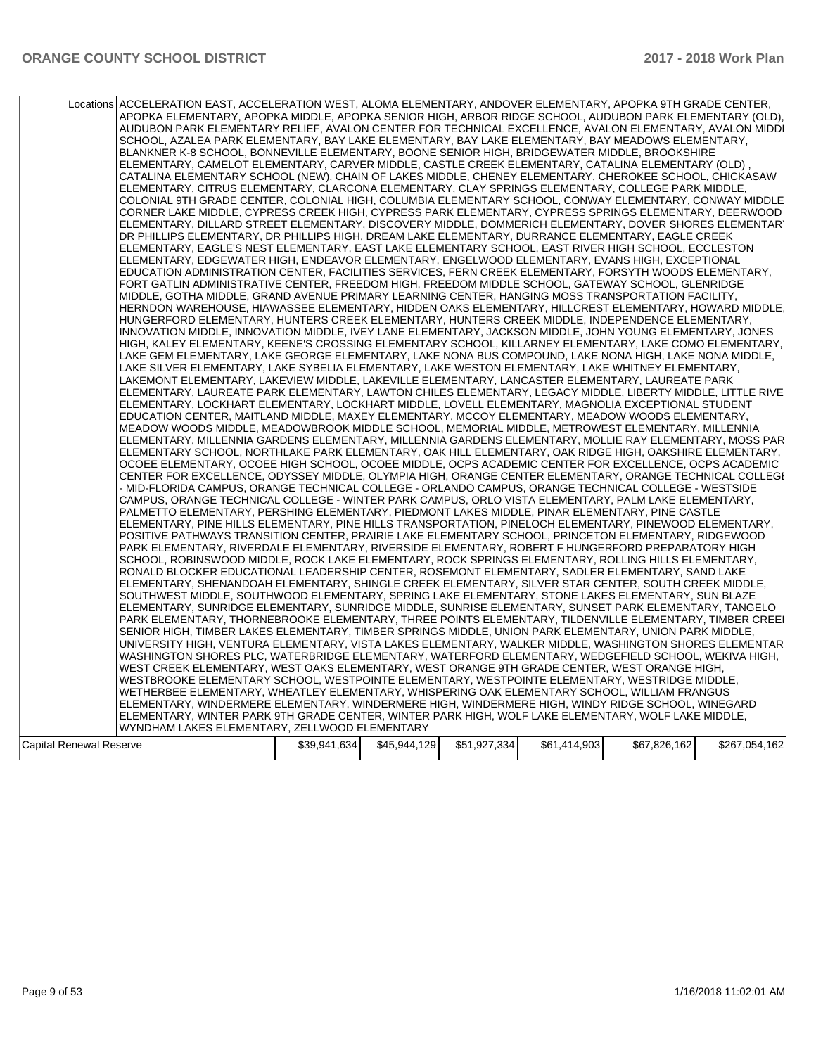| | | | | | | |
|---|---|---|---|---|---|---|
| Locations | ACCELERATION EAST, ACCELERATION WEST, ALOMA ELEMENTARY, ANDOVER ELEMENTARY, APOPKA 9TH GRADE CENTER, APOPKA ELEMENTARY, APOPKA MIDDLE, APOPKA SENIOR HIGH, ARBOR RIDGE SCHOOL, AUDUBON PARK ELEMENTARY (OLD), AUDUBON PARK ELEMENTARY RELIEF, AVALON CENTER FOR TECHNICAL EXCELLENCE, AVALON ELEMENTARY, AVALON MIDDLE SCHOOL, AZALEA PARK ELEMENTARY, BAY LAKE ELEMENTARY, BAY LAKE ELEMENTARY, BAY MEADOWS ELEMENTARY, BLANKNER K-8 SCHOOL, BONNEVILLE ELEMENTARY, BOONE SENIOR HIGH, BRIDGEWATER MIDDLE, BROOKSHIRE ELEMENTARY, CAMELOT ELEMENTARY, CARVER MIDDLE, CASTLE CREEK ELEMENTARY, CATALINA ELEMENTARY (OLD) , CATALINA ELEMENTARY SCHOOL (NEW), CHAIN OF LAKES MIDDLE, CHENEY ELEMENTARY, CHEROKEE SCHOOL, CHICKASAW ELEMENTARY, CITRUS ELEMENTARY, CLARCONA ELEMENTARY, CLAY SPRINGS ELEMENTARY, COLLEGE PARK MIDDLE, COLONIAL 9TH GRADE CENTER, COLONIAL HIGH, COLUMBIA ELEMENTARY SCHOOL, CONWAY ELEMENTARY, CONWAY MIDDLE, CORNER LAKE MIDDLE, CYPRESS CREEK HIGH, CYPRESS PARK ELEMENTARY, CYPRESS SPRINGS ELEMENTARY, DEERWOOD ELEMENTARY, DILLARD STREET ELEMENTARY, DISCOVERY MIDDLE, DOMMERICH ELEMENTARY, DOVER SHORES ELEMENTARY, DR PHILLIPS ELEMENTARY, DR PHILLIPS HIGH, DREAM LAKE ELEMENTARY, DURRANCE ELEMENTARY, EAGLE CREEK ELEMENTARY, EAGLE'S NEST ELEMENTARY, EAST LAKE ELEMENTARY SCHOOL, EAST RIVER HIGH SCHOOL, ECCLESTON ELEMENTARY, EDGEWATER HIGH, ENDEAVOR ELEMENTARY, ENGELWOOD ELEMENTARY, EVANS HIGH, EXCEPTIONAL EDUCATION ADMINISTRATION CENTER, FACILITIES SERVICES, FERN CREEK ELEMENTARY, FORSYTH WOODS ELEMENTARY, FORT GATLIN ADMINISTRATIVE CENTER, FREEDOM HIGH, FREEDOM MIDDLE SCHOOL, GATEWAY SCHOOL, GLENRIDGE MIDDLE, GOTHA MIDDLE, GRAND AVENUE PRIMARY LEARNING CENTER, HANGING MOSS TRANSPORTATION FACILITY, HERNDON WAREHOUSE, HIAWASSEE ELEMENTARY, HIDDEN OAKS ELEMENTARY, HILLCREST ELEMENTARY, HOWARD MIDDLE, HUNGERFORD ELEMENTARY, HUNTERS CREEK ELEMENTARY, HUNTERS CREEK MIDDLE, INDEPENDENCE ELEMENTARY, INNOVATION MIDDLE, INNOVATION MIDDLE, IVEY LANE ELEMENTARY, JACKSON MIDDLE, JOHN YOUNG ELEMENTARY, JONES HIGH, KALEY ELEMENTARY, KEENE'S CROSSING ELEMENTARY SCHOOL, KILLARNEY ELEMENTARY, LAKE COMO ELEMENTARY, LAKE GEM ELEMENTARY, LAKE GEORGE ELEMENTARY, LAKE NONA BUS COMPOUND, LAKE NONA HIGH, LAKE NONA MIDDLE, LAKE SILVER ELEMENTARY, LAKE SYBELIA ELEMENTARY, LAKE WESTON ELEMENTARY, LAKE WHITNEY ELEMENTARY, LAKEMONT ELEMENTARY, LAKEVIEW MIDDLE, LAKEVILLE ELEMENTARY, LANCASTER ELEMENTARY, LAUREATE PARK ELEMENTARY, LAUREATE PARK ELEMENTARY, LAWTON CHILES ELEMENTARY, LEGACY MIDDLE, LIBERTY MIDDLE, LITTLE RIVER ELEMENTARY, LOCKHART ELEMENTARY, LOCKHART MIDDLE, LOVELL ELEMENTARY, MAGNOLIA EXCEPTIONAL STUDENT EDUCATION CENTER, MAITLAND MIDDLE, MAXEY ELEMENTARY, MCCOY ELEMENTARY, MEADOW WOODS ELEMENTARY, MEADOW WOODS MIDDLE, MEADOWBROOK MIDDLE SCHOOL, MEMORIAL MIDDLE, METROWEST ELEMENTARY, MILLENNIA ELEMENTARY, MILLENNIA GARDENS ELEMENTARY, MILLENNIA GARDENS ELEMENTARY, MOLLIE RAY ELEMENTARY, MOSS PARK ELEMENTARY SCHOOL, NORTHLAKE PARK ELEMENTARY, OAK HILL ELEMENTARY, OAK RIDGE HIGH, OAKSHIRE ELEMENTARY, OCOEE ELEMENTARY, OCOEE HIGH SCHOOL, OCOEE MIDDLE, OCPS ACADEMIC CENTER FOR EXCELLENCE, OCPS ACADEMIC CENTER FOR EXCELLENCE, ODYSSEY MIDDLE, OLYMPIA HIGH, ORANGE CENTER ELEMENTARY, ORANGE TECHNICAL COLLEGE - MID-FLORIDA CAMPUS, ORANGE TECHNICAL COLLEGE - ORLANDO CAMPUS, ORANGE TECHNICAL COLLEGE - WESTSIDE CAMPUS, ORANGE TECHNICAL COLLEGE - WINTER PARK CAMPUS, ORLO VISTA ELEMENTARY, PALM LAKE ELEMENTARY, PALMETTO ELEMENTARY, PERSHING ELEMENTARY, PIEDMONT LAKES MIDDLE, PINAR ELEMENTARY, PINE CASTLE ELEMENTARY, PINE HILLS ELEMENTARY, PINE HILLS TRANSPORTATION, PINELOCH ELEMENTARY, PINEWOOD ELEMENTARY, POSITIVE PATHWAYS TRANSITION CENTER, PRAIRIE LAKE ELEMENTARY SCHOOL, PRINCETON ELEMENTARY, RIDGEWOOD PARK ELEMENTARY, RIVERDALE ELEMENTARY, RIVERSIDE ELEMENTARY, ROBERT F HUNGERFORD PREPARATORY HIGH SCHOOL, ROBINSWOOD MIDDLE, ROCK LAKE ELEMENTARY, ROCK SPRINGS ELEMENTARY, ROLLING HILLS ELEMENTARY, RONALD BLOCKER EDUCATIONAL LEADERSHIP CENTER, ROSEMONT ELEMENTARY, SADLER ELEMENTARY, SAND LAKE ELEMENTARY, SHENANDOAH ELEMENTARY, SHINGLE CREEK ELEMENTARY, SILVER STAR CENTER, SOUTH CREEK MIDDLE, SOUTHWEST MIDDLE, SOUTHWOOD ELEMENTARY, SPRING LAKE ELEMENTARY, STONE LAKES ELEMENTARY, SUN BLAZE ELEMENTARY, SUNRIDGE ELEMENTARY, SUNRIDGE MIDDLE, SUNRISE ELEMENTARY, SUNSET PARK ELEMENTARY, TANGELO PARK ELEMENTARY, THORNEBROOKE ELEMENTARY, THREE POINTS ELEMENTARY, TILDENVILLE ELEMENTARY, TIMBER CREEK SENIOR HIGH, TIMBER LAKES ELEMENTARY, TIMBER SPRINGS MIDDLE, UNION PARK ELEMENTARY, UNION PARK MIDDLE, UNIVERSITY HIGH, VENTURA ELEMENTARY, VISTA LAKES ELEMENTARY, WALKER MIDDLE, WASHINGTON SHORES ELEMENTARY, WASHINGTON SHORES PLC, WATERBRIDGE ELEMENTARY, WATERFORD ELEMENTARY, WEDGEFIELD SCHOOL, WEKIVA HIGH, WEST CREEK ELEMENTARY, WEST OAKS ELEMENTARY, WEST ORANGE 9TH GRADE CENTER, WEST ORANGE HIGH, WESTBROOKE ELEMENTARY SCHOOL, WESTPOINTE ELEMENTARY, WESTPOINTE ELEMENTARY, WESTRIDGE MIDDLE, WETHERBEE ELEMENTARY, WHEATLEY ELEMENTARY, WHISPERING OAK ELEMENTARY SCHOOL, WILLIAM FRANGUS ELEMENTARY, WINDERMERE ELEMENTARY, WINDERMERE HIGH, WINDERMERE HIGH, WINDY RIDGE SCHOOL, WINEGARD ELEMENTARY, WINTER PARK 9TH GRADE CENTER, WINTER PARK HIGH, WOLF LAKE ELEMENTARY, WOLF LAKE MIDDLE, WYNDHAM LAKES ELEMENTARY, ZELLWOOD ELEMENTARY | | | | | |
| Capital Renewal Reserve | | $39,941,634 | $45,944,129 | $51,927,334 | $61,414,903 | $67,826,162 | $267,054,162 |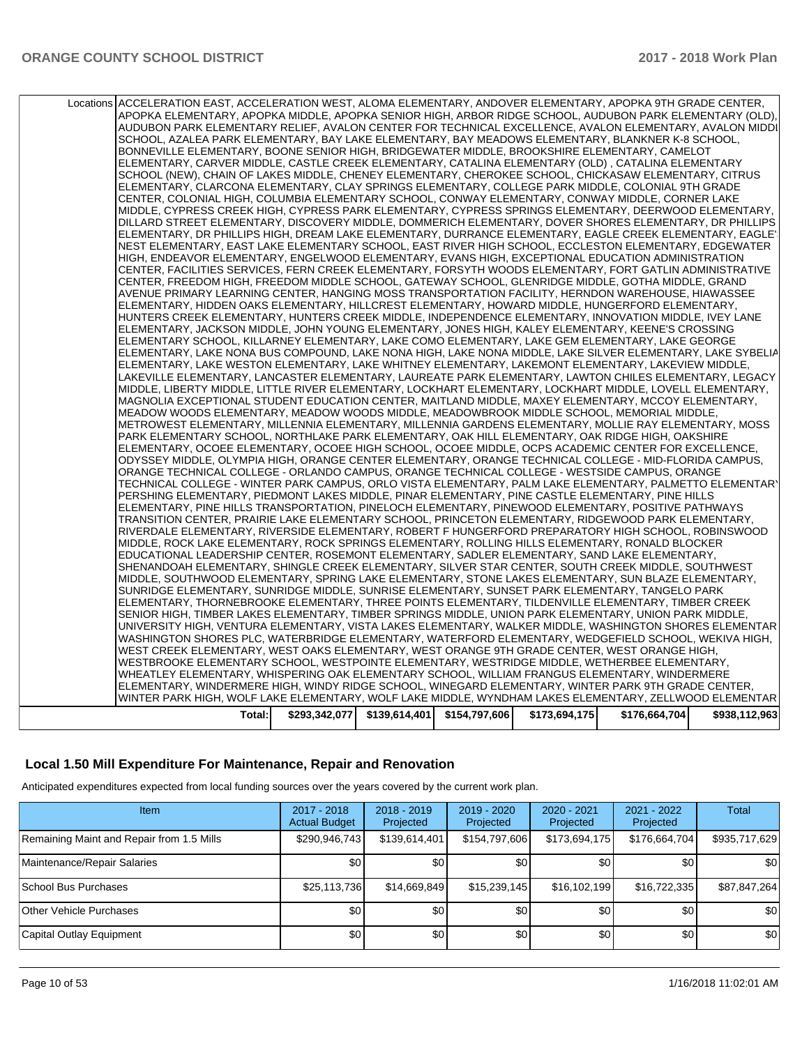| Locations | ACCELERATION EAST, ACCELERATION WEST, ALOMA ELEMENTARY, ANDOVER ELEMENTARY, APOPKA 9TH GRADE CENTER, APOPKA ELEMENTARY, APOPKA MIDDLE, APOPKA SENIOR HIGH, ARBOR RIDGE SCHOOL, AUDUBON PARK ELEMENTARY (OLD), AUDUBON PARK ELEMENTARY RELIEF, AVALON CENTER FOR TECHNICAL EXCELLENCE, AVALON ELEMENTARY, AVALON MIDDLE SCHOOL, AZALEA PARK ELEMENTARY, BAY LAKE ELEMENTARY, BAY MEADOWS ELEMENTARY, BLANKNER K-8 SCHOOL, BONNEVILLE ELEMENTARY, BOONE SENIOR HIGH, BRIDGEWATER MIDDLE, BROOKSHIRE ELEMENTARY, CAMELOT ELEMENTARY, CARVER MIDDLE, CASTLE CREEK ELEMENTARY, CATALINA ELEMENTARY (OLD) , CATALINA ELEMENTARY SCHOOL (NEW), CHAIN OF LAKES MIDDLE, CHENEY ELEMENTARY, CHEROKEE SCHOOL, CHICKASAW ELEMENTARY, CITRUS ELEMENTARY, CLARCONA ELEMENTARY, CLAY SPRINGS ELEMENTARY, COLLEGE PARK MIDDLE, COLONIAL 9TH GRADE CENTER, COLONIAL HIGH, COLUMBIA ELEMENTARY SCHOOL, CONWAY ELEMENTARY, CONWAY MIDDLE, CORNER LAKE MIDDLE, CYPRESS CREEK HIGH, CYPRESS PARK ELEMENTARY, CYPRESS SPRINGS ELEMENTARY, DEERWOOD ELEMENTARY, DILLARD STREET ELEMENTARY, DISCOVERY MIDDLE, DOMMERICH ELEMENTARY, DOVER SHORES ELEMENTARY, DR PHILLIPS ELEMENTARY, DR PHILLIPS HIGH, DREAM LAKE ELEMENTARY, DURRANCE ELEMENTARY, EAGLE CREEK ELEMENTARY, EAGLE'S NEST ELEMENTARY, EAST LAKE ELEMENTARY SCHOOL, EAST RIVER HIGH SCHOOL, ECCLESTON ELEMENTARY, EDGEWATER HIGH, ENDEAVOR ELEMENTARY, ENGELWOOD ELEMENTARY, EVANS HIGH, EXCEPTIONAL EDUCATION ADMINISTRATION CENTER, FACILITIES SERVICES, FERN CREEK ELEMENTARY, FORSYTH WOODS ELEMENTARY, FORT GATLIN ADMINISTRATIVE CENTER, FREEDOM HIGH, FREEDOM MIDDLE SCHOOL, GATEWAY SCHOOL, GLENRIDGE MIDDLE, GOTHA MIDDLE, GRAND AVENUE PRIMARY LEARNING CENTER, HANGING MOSS TRANSPORTATION FACILITY, HERNDON WAREHOUSE, HIAWASSEE ELEMENTARY, HIDDEN OAKS ELEMENTARY, HILLCREST ELEMENTARY, HOWARD MIDDLE, HUNGERFORD ELEMENTARY, HUNTERS CREEK ELEMENTARY, HUNTERS CREEK MIDDLE, INDEPENDENCE ELEMENTARY, INNOVATION MIDDLE, IVEY LANE ELEMENTARY, JACKSON MIDDLE, JOHN YOUNG ELEMENTARY, JONES HIGH, KALEY ELEMENTARY, KEENE'S CROSSING ELEMENTARY SCHOOL, KILLARNEY ELEMENTARY, LAKE COMO ELEMENTARY, LAKE GEM ELEMENTARY, LAKE GEORGE ELEMENTARY, LAKE NONA BUS COMPOUND, LAKE NONA HIGH, LAKE NONA MIDDLE, LAKE SILVER ELEMENTARY, LAKE SYBELIA ELEMENTARY, LAKE WESTON ELEMENTARY, LAKE WHITNEY ELEMENTARY, LAKEMONT ELEMENTARY, LAKEVIEW MIDDLE, LAKEVILLE ELEMENTARY, LANCASTER ELEMENTARY, LAUREATE PARK ELEMENTARY, LAWTON CHILES ELEMENTARY, LEGACY MIDDLE, LIBERTY MIDDLE, LITTLE RIVER ELEMENTARY, LOCKHART ELEMENTARY, LOCKHART MIDDLE, LOVELL ELEMENTARY, MAGNOLIA EXCEPTIONAL STUDENT EDUCATION CENTER, MAITLAND MIDDLE, MAXEY ELEMENTARY, MCCOY ELEMENTARY, MEADOW WOODS ELEMENTARY, MEADOW WOODS MIDDLE, MEADOWBROOK MIDDLE SCHOOL, MEMORIAL MIDDLE, METROWEST ELEMENTARY, MILLENNIA ELEMENTARY, MILLENNIA GARDENS ELEMENTARY, MOLLIE RAY ELEMENTARY, MOSS PARK ELEMENTARY SCHOOL, NORTHLAKE PARK ELEMENTARY, OAK HILL ELEMENTARY, OAK RIDGE HIGH, OAKSHIRE ELEMENTARY, OCOEE ELEMENTARY, OCOEE HIGH SCHOOL, OCOEE MIDDLE, OCPS ACADEMIC CENTER FOR EXCELLENCE, ODYSSEY MIDDLE, OLYMPIA HIGH, ORANGE CENTER ELEMENTARY, ORANGE TECHNICAL COLLEGE - MID-FLORIDA CAMPUS, ORANGE TECHNICAL COLLEGE - ORLANDO CAMPUS, ORANGE TECHNICAL COLLEGE - WESTSIDE CAMPUS, ORANGE TECHNICAL COLLEGE - WINTER PARK CAMPUS, ORLO VISTA ELEMENTARY, PALM LAKE ELEMENTARY, PALMETTO ELEMENTARY, PERSHING ELEMENTARY, PIEDMONT LAKES MIDDLE, PINAR ELEMENTARY, PINE CASTLE ELEMENTARY, PINE HILLS ELEMENTARY, PINE HILLS TRANSPORTATION, PINELOCH ELEMENTARY, PINEWOOD ELEMENTARY, POSITIVE PATHWAYS TRANSITION CENTER, PRAIRIE LAKE ELEMENTARY SCHOOL, PRINCETON ELEMENTARY, RIDGEWOOD PARK ELEMENTARY, RIVERDALE ELEMENTARY, RIVERSIDE ELEMENTARY, ROBERT F HUNGERFORD PREPARATORY HIGH SCHOOL, ROBINSWOOD MIDDLE, ROCK LAKE ELEMENTARY, ROCK SPRINGS ELEMENTARY, ROLLING HILLS ELEMENTARY, RONALD BLOCKER EDUCATIONAL LEADERSHIP CENTER, ROSEMONT ELEMENTARY, SADLER ELEMENTARY, SAND LAKE ELEMENTARY, SHENANDOAH ELEMENTARY, SHINGLE CREEK ELEMENTARY, SILVER STAR CENTER, SOUTH CREEK MIDDLE, SOUTHWEST MIDDLE, SOUTHWOOD ELEMENTARY, SPRING LAKE ELEMENTARY, STONE LAKES ELEMENTARY, SUN BLAZE ELEMENTARY, SUNRIDGE ELEMENTARY, SUNRIDGE MIDDLE, SUNRISE ELEMENTARY, SUNSET PARK ELEMENTARY, TANGELO PARK ELEMENTARY, THORNEBROOKE ELEMENTARY, THREE POINTS ELEMENTARY, TILDENVILLE ELEMENTARY, TIMBER CREEK SENIOR HIGH, TIMBER LAKES ELEMENTARY, TIMBER SPRINGS MIDDLE, UNION PARK ELEMENTARY, UNION PARK MIDDLE, UNIVERSITY HIGH, VENTURA ELEMENTARY, VISTA LAKES ELEMENTARY, WALKER MIDDLE, WASHINGTON SHORES ELEMENTARY, WASHINGTON SHORES PLC, WATERBRIDGE ELEMENTARY, WATERFORD ELEMENTARY, WEDGEFIELD SCHOOL, WEKIVA HIGH, WEST CREEK ELEMENTARY, WEST OAKS ELEMENTARY, WEST ORANGE 9TH GRADE CENTER, WEST ORANGE HIGH, WESTBROOKE ELEMENTARY SCHOOL, WESTPOINTE ELEMENTARY, WESTRIDGE MIDDLE, WETHERBEE ELEMENTARY, WHEATLEY ELEMENTARY, WHISPERING OAK ELEMENTARY SCHOOL, WILLIAM FRANGUS ELEMENTARY, WINDERMERE ELEMENTARY, WINDERMERE HIGH, WINDY RIDGE SCHOOL, WINEGARD ELEMENTARY, WINTER PARK 9TH GRADE CENTER, WINTER PARK HIGH, WOLF LAKE ELEMENTARY, WOLF LAKE MIDDLE, WYNDHAM LAKES ELEMENTARY, ZELLWOOD ELEMENTARY | | | | | |
|---|---|---|---|---|---|---|
| **Total:** | $293,342,077 | $139,614,401 | $154,797,606 | $173,694,175 | $176,664,704 | $938,112,963 |

## Local 1.50 Mill Expenditure For Maintenance, Repair and Renovation

Anticipated expenditures expected from local funding sources over the years covered by the current work plan.

| Item | 2017 - 2018 Actual Budget | 2018 - 2019 Projected | 2019 - 2020 Projected | 2020 - 2021 Projected | 2021 - 2022 Projected | Total |
|---|---|---|---|---|---|---|
| Remaining Maint and Repair from 1.5 Mills | $290,946,743 | $139,614,401 | $154,797,606 | $173,694,175 | $176,664,704 | $935,717,629 |
| Maintenance/Repair Salaries | $0 | $0 | $0 | $0 | $0 | $0 |
| School Bus Purchases | $25,113,736 | $14,669,849 | $15,239,145 | $16,102,199 | $16,722,335 | $87,847,264 |
| Other Vehicle Purchases | $0 | $0 | $0 | $0 | $0 | $0 |
| Capital Outlay Equipment | $0 | $0 | $0 | $0 | $0 | $0 |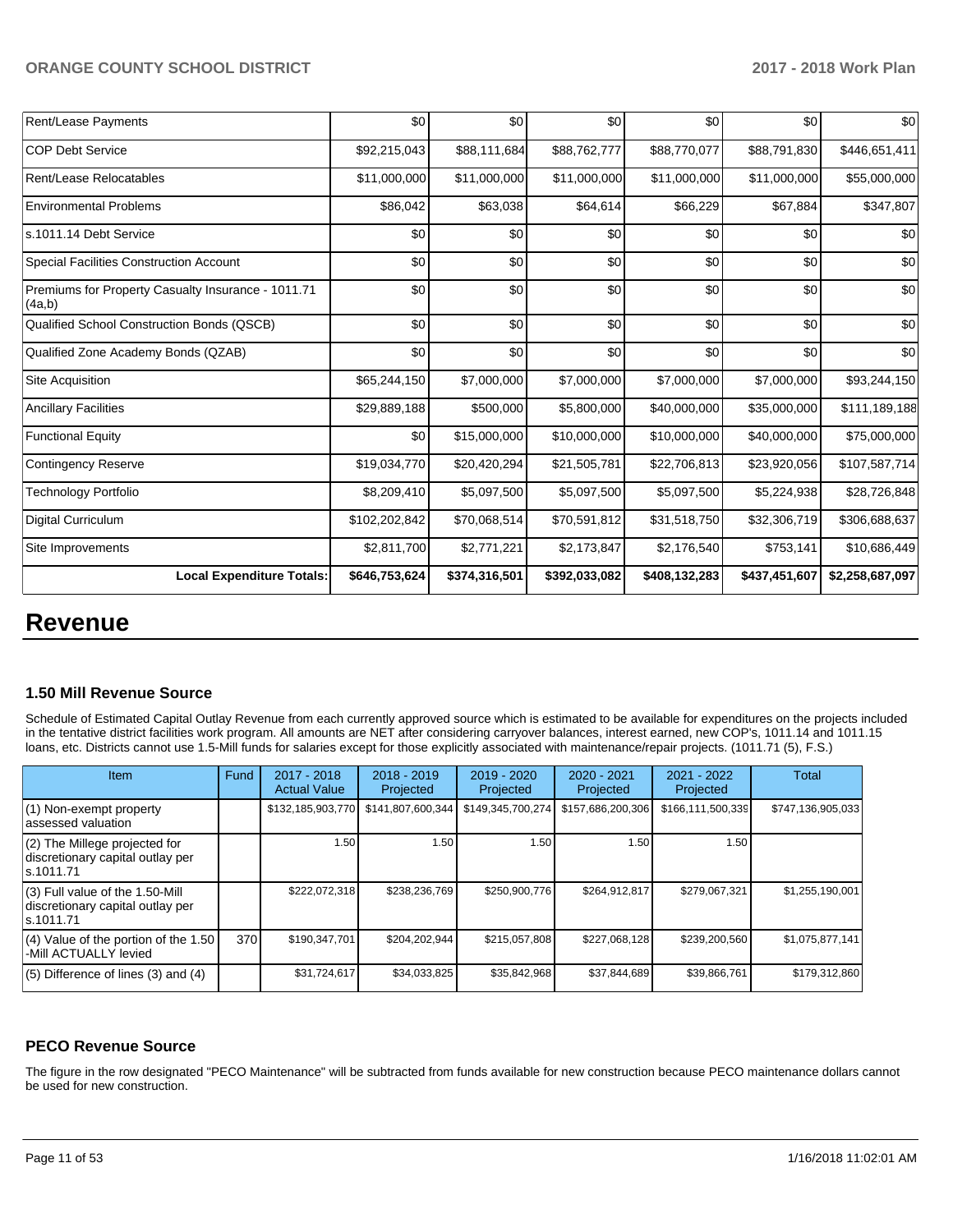| Rent/Lease Payments | $0 | $0 | $0 | $0 | $0 | $0 |
|---|---|---|---|---|---|---|
| COP Debt Service | $92,215,043 | $88,111,684 | $88,762,777 | $88,770,077 | $88,791,830 | $446,651,411 |
| Rent/Lease Relocatables | $11,000,000 | $11,000,000 | $11,000,000 | $11,000,000 | $11,000,000 | $55,000,000 |
| Environmental Problems | $86,042 | $63,038 | $64,614 | $66,229 | $67,884 | $347,807 |
| s.1011.14 Debt Service | $0 | $0 | $0 | $0 | $0 | $0 |
| Special Facilities Construction Account | $0 | $0 | $0 | $0 | $0 | $0 |
| Premiums for Property Casualty Insurance - 1011.71 (4a,b) | $0 | $0 | $0 | $0 | $0 | $0 |
| Qualified School Construction Bonds (QSCB) | $0 | $0 | $0 | $0 | $0 | $0 |
| Qualified Zone Academy Bonds (QZAB) | $0 | $0 | $0 | $0 | $0 | $0 |
| Site Acquisition | $65,244,150 | $7,000,000 | $7,000,000 | $7,000,000 | $7,000,000 | $93,244,150 |
| Ancillary Facilities | $29,889,188 | $500,000 | $5,800,000 | $40,000,000 | $35,000,000 | $111,189,188 |
| Functional Equity | $0 | $15,000,000 | $10,000,000 | $10,000,000 | $40,000,000 | $75,000,000 |
| Contingency Reserve | $19,034,770 | $20,420,294 | $21,505,781 | $22,706,813 | $23,920,056 | $107,587,714 |
| Technology Portfolio | $8,209,410 | $5,097,500 | $5,097,500 | $5,097,500 | $5,224,938 | $28,726,848 |
| Digital Curriculum | $102,202,842 | $70,068,514 | $70,591,812 | $31,518,750 | $32,306,719 | $306,688,637 |
| Site Improvements | $2,811,700 | $2,771,221 | $2,173,847 | $2,176,540 | $753,141 | $10,686,449 |
| **Local Expenditure Totals:** | **$646,753,624** | **$374,316,501** | **$392,033,082** | **$408,132,283** | **$437,451,607** | **$2,258,687,097** |

# Revenue

### 1.50 Mill Revenue Source

Schedule of Estimated Capital Outlay Revenue from each currently approved source which is estimated to be available for expenditures on the projects included in the tentative district facilities work program. All amounts are NET after considering carryover balances, interest earned, new COP's, 1011.14 and 1011.15 loans, etc. Districts cannot use 1.5-Mill funds for salaries except for those explicitly associated with maintenance/repair projects. (1011.71 (5), F.S.)

| Item | Fund | 2017 - 2018 Actual Value | 2018 - 2019 Projected | 2019 - 2020 Projected | 2020 - 2021 Projected | 2021 - 2022 Projected | Total |
|---|---|---|---|---|---|---|---|
| (1) Non-exempt property assessed valuation | | $132,185,903,770 | $141,807,600,344 | $149,345,700,274 | $157,686,200,306 | $166,111,500,339 | $747,136,905,033 |
| (2) The Millege projected for discretionary capital outlay per s.1011.71 | | 1.50 | 1.50 | 1.50 | 1.50 | 1.50 | |
| (3) Full value of the 1.50-Mill discretionary capital outlay per s.1011.71 | | $222,072,318 | $238,236,769 | $250,900,776 | $264,912,817 | $279,067,321 | $1,255,190,001 |
| (4) Value of the portion of the 1.50 -Mill ACTUALLY levied | 370 | $190,347,701 | $204,202,944 | $215,057,808 | $227,068,128 | $239,200,560 | $1,075,877,141 |
| (5) Difference of lines (3) and (4) | | $31,724,617 | $34,033,825 | $35,842,968 | $37,844,689 | $39,866,761 | $179,312,860 |

### PECO Revenue Source

The figure in the row designated "PECO Maintenance" will be subtracted from funds available for new construction because PECO maintenance dollars cannot be used for new construction.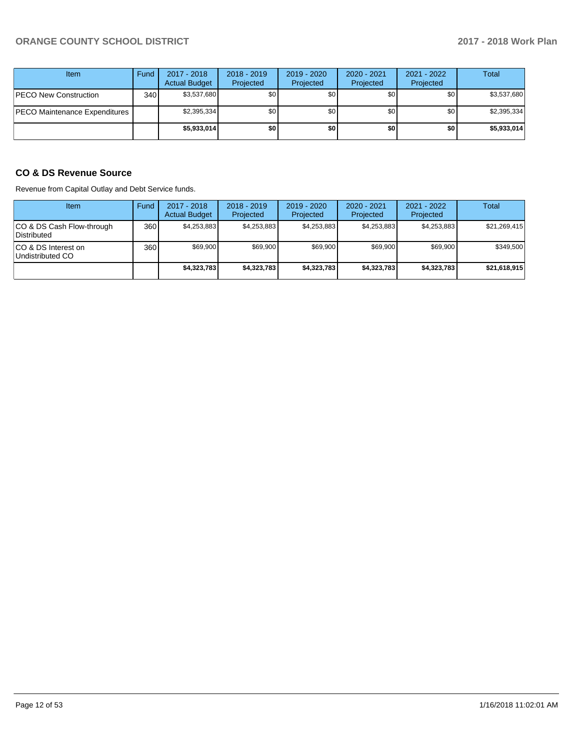| Item | Fund | 2017 - 2018 Actual Budget | 2018 - 2019 Projected | 2019 - 2020 Projected | 2020 - 2021 Projected | 2021 - 2022 Projected | Total |
|---|---|---|---|---|---|---|---|
| PECO New Construction | 340 | $3,537,680 | $0 | $0 | $0 | $0 | $3,537,680 |
| PECO Maintenance Expenditures | | $2,395,334 | $0 | $0 | $0 | $0 | $2,395,334 |
| | | **$5,933,014** | **$0** | **$0** | **$0** | **$0** | **$5,933,014** |

## CO & DS Revenue Source

Revenue from Capital Outlay and Debt Service funds.

| Item | Fund | 2017 - 2018 Actual Budget | 2018 - 2019 Projected | 2019 - 2020 Projected | 2020 - 2021 Projected | 2021 - 2022 Projected | Total |
|---|---|---|---|---|---|---|---|
| CO & DS Cash Flow-through Distributed | 360 | $4,253,883 | $4,253,883 | $4,253,883 | $4,253,883 | $4,253,883 | $21,269,415 |
| CO & DS Interest on Undistributed CO | 360 | $69,900 | $69,900 | $69,900 | $69,900 | $69,900 | $349,500 |
| | | **$4,323,783** | **$4,323,783** | **$4,323,783** | **$4,323,783** | **$4,323,783** | **$21,618,915** |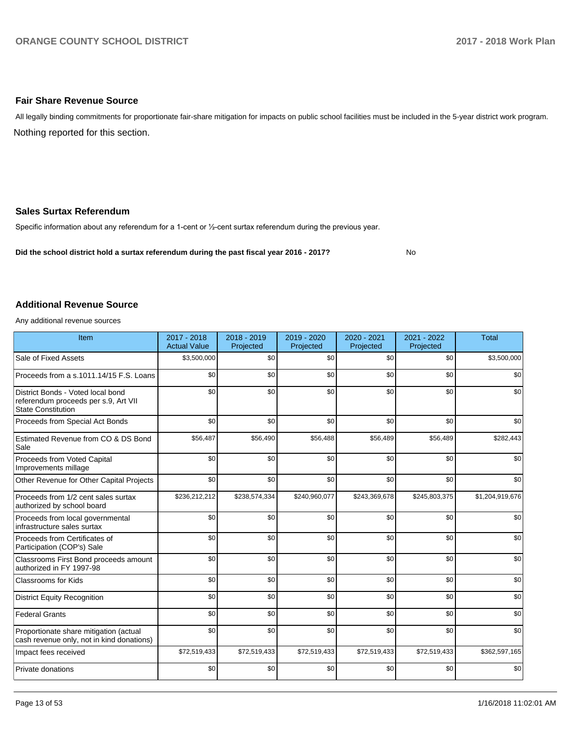### Fair Share Revenue Source

All legally binding commitments for proportionate fair-share mitigation for impacts on public school facilities must be included in the 5-year district work program.

Nothing reported for this section.

### Sales Surtax Referendum

Specific information about any referendum for a 1-cent or ½-cent surtax referendum during the previous year.

**Did the school district hold a surtax referendum during the past fiscal year 2016 - 2017?** No

### Additional Revenue Source

Any additional revenue sources

| Item | 2017 - 2018 Actual Value | 2018 - 2019 Projected | 2019 - 2020 Projected | 2020 - 2021 Projected | 2021 - 2022 Projected | Total |
|---|---|---|---|---|---|---|
| Sale of Fixed Assets | $3,500,000 | $0 | $0 | $0 | $0 | $3,500,000 |
| Proceeds from a s.1011.14/15 F.S. Loans | $0 | $0 | $0 | $0 | $0 | $0 |
| District Bonds - Voted local bond referendum proceeds per s.9, Art VII State Constitution | $0 | $0 | $0 | $0 | $0 | $0 |
| Proceeds from Special Act Bonds | $0 | $0 | $0 | $0 | $0 | $0 |
| Estimated Revenue from CO & DS Bond Sale | $56,487 | $56,490 | $56,488 | $56,489 | $56,489 | $282,443 |
| Proceeds from Voted Capital Improvements millage | $0 | $0 | $0 | $0 | $0 | $0 |
| Other Revenue for Other Capital Projects | $0 | $0 | $0 | $0 | $0 | $0 |
| Proceeds from 1/2 cent sales surtax authorized by school board | $236,212,212 | $238,574,334 | $240,960,077 | $243,369,678 | $245,803,375 | $1,204,919,676 |
| Proceeds from local governmental infrastructure sales surtax | $0 | $0 | $0 | $0 | $0 | $0 |
| Proceeds from Certificates of Participation (COP's) Sale | $0 | $0 | $0 | $0 | $0 | $0 |
| Classrooms First Bond proceeds amount authorized in FY 1997-98 | $0 | $0 | $0 | $0 | $0 | $0 |
| Classrooms for Kids | $0 | $0 | $0 | $0 | $0 | $0 |
| District Equity Recognition | $0 | $0 | $0 | $0 | $0 | $0 |
| Federal Grants | $0 | $0 | $0 | $0 | $0 | $0 |
| Proportionate share mitigation (actual cash revenue only, not in kind donations) | $0 | $0 | $0 | $0 | $0 | $0 |
| Impact fees received | $72,519,433 | $72,519,433 | $72,519,433 | $72,519,433 | $72,519,433 | $362,597,165 |
| Private donations | $0 | $0 | $0 | $0 | $0 | $0 |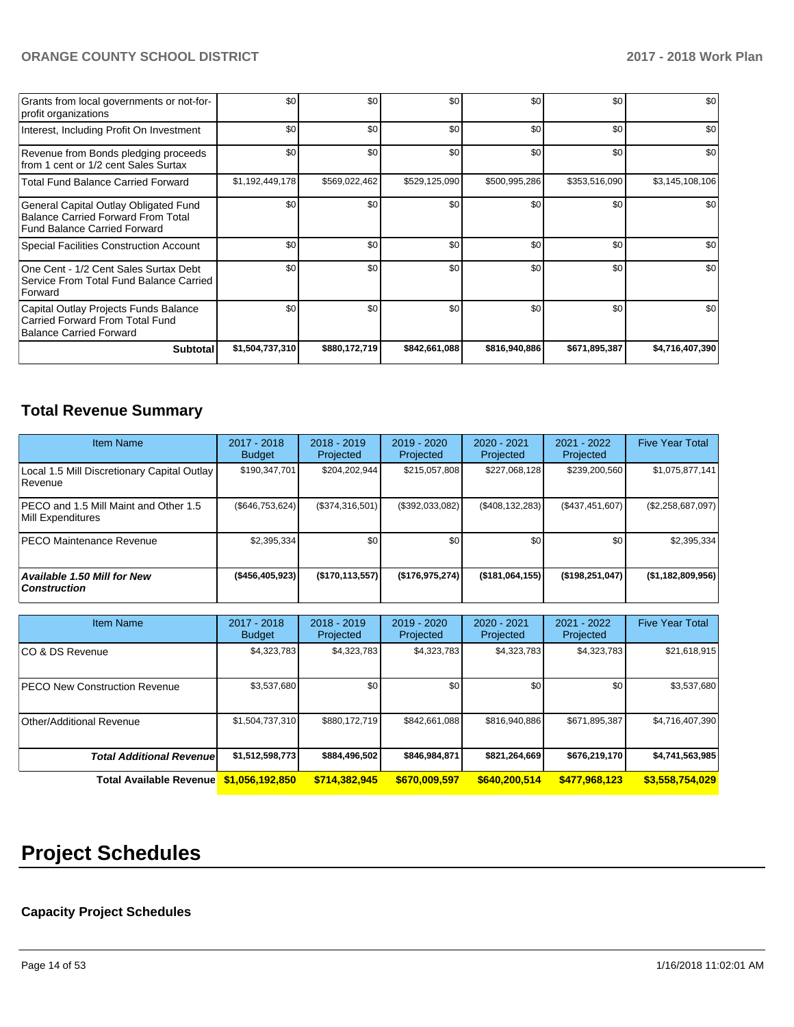| | | | | | | |
|---|---|---|---|---|---|---|
| Grants from local governments or not-for-profit organizations | $0 | $0 | $0 | $0 | $0 | $0 |
| Interest, Including Profit On Investment | $0 | $0 | $0 | $0 | $0 | $0 |
| Revenue from Bonds pledging proceeds from 1 cent or 1/2 cent Sales Surtax | $0 | $0 | $0 | $0 | $0 | $0 |
| Total Fund Balance Carried Forward | $1,192,449,178 | $569,022,462 | $529,125,090 | $500,995,286 | $353,516,090 | $3,145,108,106 |
| General Capital Outlay Obligated Fund Balance Carried Forward From Total Fund Balance Carried Forward | $0 | $0 | $0 | $0 | $0 | $0 |
| Special Facilities Construction Account | $0 | $0 | $0 | $0 | $0 | $0 |
| One Cent - 1/2 Cent Sales Surtax Debt Service From Total Fund Balance Carried Forward | $0 | $0 | $0 | $0 | $0 | $0 |
| Capital Outlay Projects Funds Balance Carried Forward From Total Fund Balance Carried Forward | $0 | $0 | $0 | $0 | $0 | $0 |
| **Subtotal** | **$1,504,737,310** | **$880,172,719** | **$842,661,088** | **$816,940,886** | **$671,895,387** | **$4,716,407,390** |

## Total Revenue Summary

| Item Name | 2017 - 2018 Budget | 2018 - 2019 Projected | 2019 - 2020 Projected | 2020 - 2021 Projected | 2021 - 2022 Projected | Five Year Total |
|---|---|---|---|---|---|---|
| Local 1.5 Mill Discretionary Capital Outlay Revenue | $190,347,701 | $204,202,944 | $215,057,808 | $227,068,128 | $239,200,560 | $1,075,877,141 |
| PECO and 1.5 Mill Maint and Other 1.5 Mill Expenditures | ($646,753,624) | ($374,316,501) | ($392,033,082) | ($408,132,283) | ($437,451,607) | ($2,258,687,097) |
| PECO Maintenance Revenue | $2,395,334 | $0 | $0 | $0 | $0 | $2,395,334 |
| ***Available 1.50 Mill for New Construction*** | **($456,405,923)** | **($170,113,557)** | **($176,975,274)** | **($181,064,155)** | **($198,251,047)** | **($1,182,809,956)** |

| Item Name | 2017 - 2018 Budget | 2018 - 2019 Projected | 2019 - 2020 Projected | 2020 - 2021 Projected | 2021 - 2022 Projected | Five Year Total |
|---|---|---|---|---|---|---|
| CO & DS Revenue | $4,323,783 | $4,323,783 | $4,323,783 | $4,323,783 | $4,323,783 | $21,618,915 |
| PECO New Construction Revenue | $3,537,680 | $0 | $0 | $0 | $0 | $3,537,680 |
| Other/Additional Revenue | $1,504,737,310 | $880,172,719 | $842,661,088 | $816,940,886 | $671,895,387 | $4,716,407,390 |
| ***Total Additional Revenue*** | **$1,512,598,773** | **$884,496,502** | **$846,984,871** | **$821,264,669** | **$676,219,170** | **$4,741,563,985** |
| **Total Available Revenue** | **$1,056,192,850** | **$714,382,945** | **$670,009,597** | **$640,200,514** | **$477,968,123** | **$3,558,754,029** |

# Project Schedules

### Capacity Project Schedules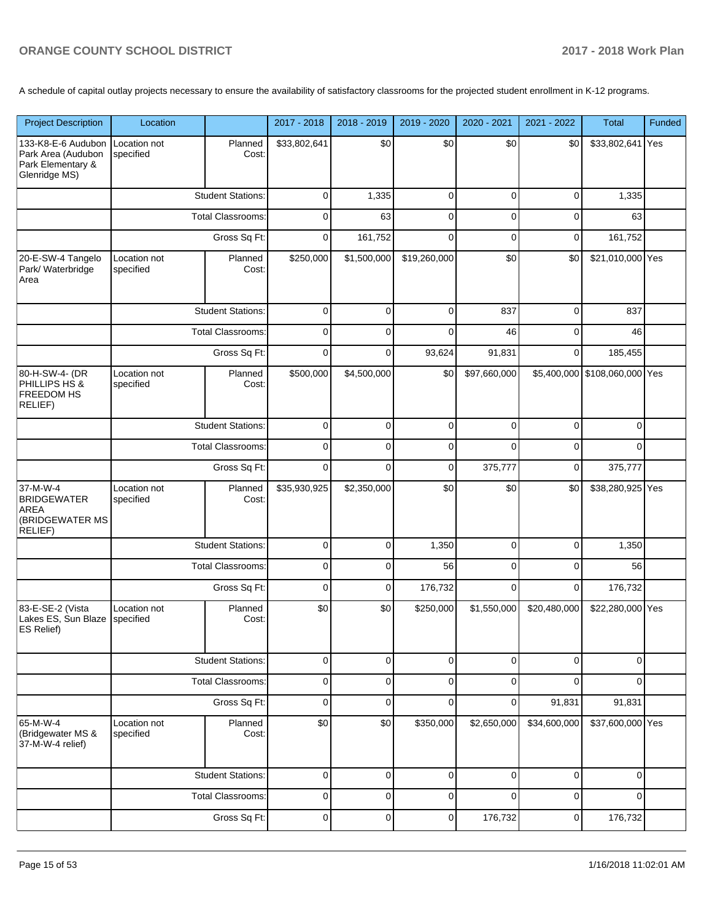A schedule of capital outlay projects necessary to ensure the availability of satisfactory classrooms for the projected student enrollment in K-12 programs.

| Project Description | Location | | 2017 - 2018 | 2018 - 2019 | 2019 - 2020 | 2020 - 2021 | 2021 - 2022 | Total | Funded |
|---|---|---|---|---|---|---|---|---|---|
| 133-K8-E-6 Audubon Park Area (Audubon Park Elementary & Glenridge MS) | Location not specified | Planned Cost: | $33,802,641 | $0 | $0 | $0 | $0 | $33,802,641 | Yes |
| | | Student Stations: | 0 | 1,335 | 0 | 0 | 0 | 1,335 | |
| | | Total Classrooms: | 0 | 63 | 0 | 0 | 0 | 63 | |
| | | Gross Sq Ft: | 0 | 161,752 | 0 | 0 | 0 | 161,752 | |
| 20-E-SW-4 Tangelo Park/ Waterbridge Area | Location not specified | Planned Cost: | $250,000 | $1,500,000 | $19,260,000 | $0 | $0 | $21,010,000 | Yes |
| | | Student Stations: | 0 | 0 | 0 | 837 | 0 | 837 | |
| | | Total Classrooms: | 0 | 0 | 0 | 46 | 0 | 46 | |
| | | Gross Sq Ft: | 0 | 0 | 93,624 | 91,831 | 0 | 185,455 | |
| 80-H-SW-4- (DR PHILLIPS HS & FREEDOM HS RELIEF) | Location not specified | Planned Cost: | $500,000 | $4,500,000 | $0 | $97,660,000 | $5,400,000 | $108,060,000 | Yes |
| | | Student Stations: | 0 | 0 | 0 | 0 | 0 | 0 | |
| | | Total Classrooms: | 0 | 0 | 0 | 0 | 0 | 0 | |
| | | Gross Sq Ft: | 0 | 0 | 0 | 375,777 | 0 | 375,777 | |
| 37-M-W-4 BRIDGEWATER AREA (BRIDGEWATER MS RELIEF) | Location not specified | Planned Cost: | $35,930,925 | $2,350,000 | $0 | $0 | $0 | $38,280,925 | Yes |
| | | Student Stations: | 0 | 0 | 1,350 | 0 | 0 | 1,350 | |
| | | Total Classrooms: | 0 | 0 | 56 | 0 | 0 | 56 | |
| | | Gross Sq Ft: | 0 | 0 | 176,732 | 0 | 0 | 176,732 | |
| 83-E-SE-2 (Vista Lakes ES, Sun Blaze ES Relief) | Location not specified | Planned Cost: | $0 | $0 | $250,000 | $1,550,000 | $20,480,000 | $22,280,000 | Yes |
| | | Student Stations: | 0 | 0 | 0 | 0 | 0 | 0 | |
| | | Total Classrooms: | 0 | 0 | 0 | 0 | 0 | 0 | |
| | | Gross Sq Ft: | 0 | 0 | 0 | 0 | 91,831 | 91,831 | |
| 65-M-W-4 (Bridgewater MS & 37-M-W-4 relief) | Location not specified | Planned Cost: | $0 | $0 | $350,000 | $2,650,000 | $34,600,000 | $37,600,000 | Yes |
| | | Student Stations: | 0 | 0 | 0 | 0 | 0 | 0 | |
| | | Total Classrooms: | 0 | 0 | 0 | 0 | 0 | 0 | |
| | | Gross Sq Ft: | 0 | 0 | 0 | 176,732 | 0 | 176,732 | |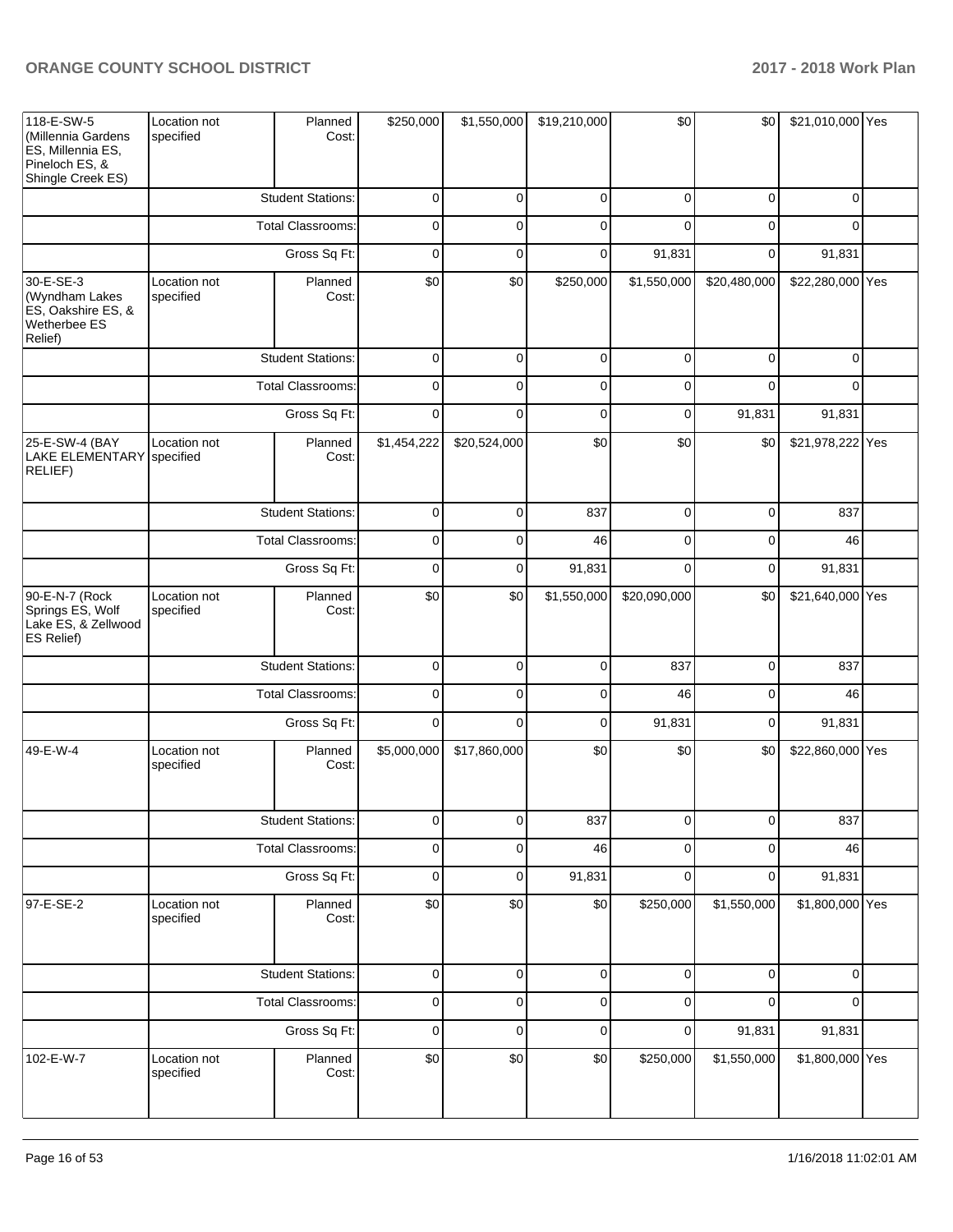| | | | | | | | | | |
|---|---|---|---|---|---|---|---|---|---|
| 118-E-SW-5 (Millennia Gardens ES, Millennia ES, Pineloch ES, & Shingle Creek ES) | Location not specified | Planned Cost: | $250,000 | $1,550,000 | $19,210,000 | $0 | $0 | $21,010,000 | Yes |
| | | Student Stations: | 0 | 0 | 0 | 0 | 0 | 0 | |
| | | Total Classrooms: | 0 | 0 | 0 | 0 | 0 | 0 | |
| | | Gross Sq Ft: | 0 | 0 | 0 | 91,831 | 0 | 91,831 | |
| 30-E-SE-3 (Wyndham Lakes ES, Oakshire ES, & Wetherbee ES Relief) | Location not specified | Planned Cost: | $0 | $0 | $250,000 | $1,550,000 | $20,480,000 | $22,280,000 | Yes |
| | | Student Stations: | 0 | 0 | 0 | 0 | 0 | 0 | |
| | | Total Classrooms: | 0 | 0 | 0 | 0 | 0 | 0 | |
| | | Gross Sq Ft: | 0 | 0 | 0 | 0 | 91,831 | 91,831 | |
| 25-E-SW-4 (BAY LAKE ELEMENTARY RELIEF) | Location not specified | Planned Cost: | $1,454,222 | $20,524,000 | $0 | $0 | $0 | $21,978,222 | Yes |
| | | Student Stations: | 0 | 0 | 837 | 0 | 0 | 837 | |
| | | Total Classrooms: | 0 | 0 | 46 | 0 | 0 | 46 | |
| | | Gross Sq Ft: | 0 | 0 | 91,831 | 0 | 0 | 91,831 | |
| 90-E-N-7 (Rock Springs ES, Wolf Lake ES, & Zellwood ES Relief) | Location not specified | Planned Cost: | $0 | $0 | $1,550,000 | $20,090,000 | $0 | $21,640,000 | Yes |
| | | Student Stations: | 0 | 0 | 0 | 837 | 0 | 837 | |
| | | Total Classrooms: | 0 | 0 | 0 | 46 | 0 | 46 | |
| | | Gross Sq Ft: | 0 | 0 | 0 | 91,831 | 0 | 91,831 | |
| 49-E-W-4 | Location not specified | Planned Cost: | $5,000,000 | $17,860,000 | $0 | $0 | $0 | $22,860,000 | Yes |
| | | Student Stations: | 0 | 0 | 837 | 0 | 0 | 837 | |
| | | Total Classrooms: | 0 | 0 | 46 | 0 | 0 | 46 | |
| | | Gross Sq Ft: | 0 | 0 | 91,831 | 0 | 0 | 91,831 | |
| 97-E-SE-2 | Location not specified | Planned Cost: | $0 | $0 | $0 | $250,000 | $1,550,000 | $1,800,000 | Yes |
| | | Student Stations: | 0 | 0 | 0 | 0 | 0 | 0 | |
| | | Total Classrooms: | 0 | 0 | 0 | 0 | 0 | 0 | |
| | | Gross Sq Ft: | 0 | 0 | 0 | 0 | 91,831 | 91,831 | |
| 102-E-W-7 | Location not specified | Planned Cost: | $0 | $0 | $0 | $250,000 | $1,550,000 | $1,800,000 | Yes |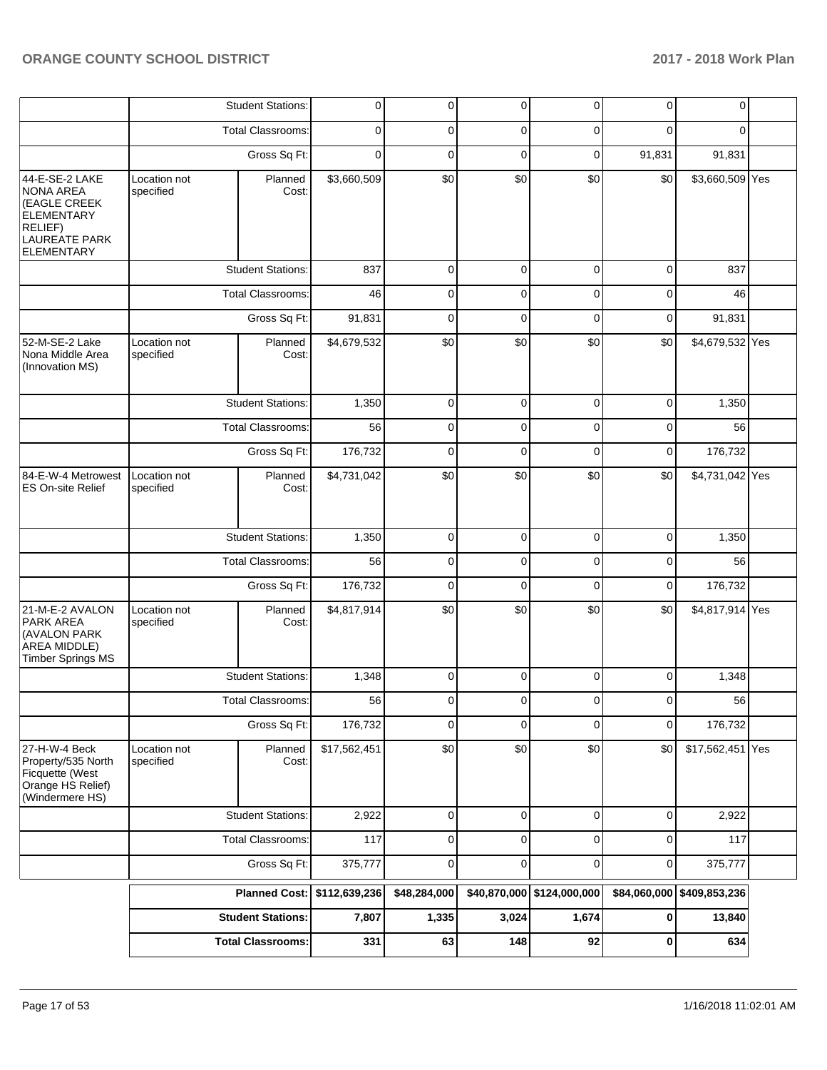| | | | | | | | | | |
|---|---|---|---|---|---|---|---|---|---|
| | | Student Stations: | 0 | 0 | 0 | 0 | 0 | 0 | |
| | | Total Classrooms: | 0 | 0 | 0 | 0 | 0 | 0 | |
| | | Gross Sq Ft: | 0 | 0 | 0 | 0 | 91,831 | 91,831 | |
| 44-E-SE-2 LAKE NONA AREA (EAGLE CREEK ELEMENTARY RELIEF) LAUREATE PARK ELEMENTARY | Location not specified | Planned Cost: | $3,660,509 | $0 | $0 | $0 | $0 | $3,660,509 | Yes |
| | | Student Stations: | 837 | 0 | 0 | 0 | 0 | 837 | |
| | | Total Classrooms: | 46 | 0 | 0 | 0 | 0 | 46 | |
| | | Gross Sq Ft: | 91,831 | 0 | 0 | 0 | 0 | 91,831 | |
| 52-M-SE-2 Lake Nona Middle Area (Innovation MS) | Location not specified | Planned Cost: | $4,679,532 | $0 | $0 | $0 | $0 | $4,679,532 | Yes |
| | | Student Stations: | 1,350 | 0 | 0 | 0 | 0 | 1,350 | |
| | | Total Classrooms: | 56 | 0 | 0 | 0 | 0 | 56 | |
| | | Gross Sq Ft: | 176,732 | 0 | 0 | 0 | 0 | 176,732 | |
| 84-E-W-4 Metrowest ES On-site Relief | Location not specified | Planned Cost: | $4,731,042 | $0 | $0 | $0 | $0 | $4,731,042 | Yes |
| | | Student Stations: | 1,350 | 0 | 0 | 0 | 0 | 1,350 | |
| | | Total Classrooms: | 56 | 0 | 0 | 0 | 0 | 56 | |
| | | Gross Sq Ft: | 176,732 | 0 | 0 | 0 | 0 | 176,732 | |
| 21-M-E-2 AVALON PARK AREA (AVALON PARK AREA MIDDLE) Timber Springs MS | Location not specified | Planned Cost: | $4,817,914 | $0 | $0 | $0 | $0 | $4,817,914 | Yes |
| | | Student Stations: | 1,348 | 0 | 0 | 0 | 0 | 1,348 | |
| | | Total Classrooms: | 56 | 0 | 0 | 0 | 0 | 56 | |
| | | Gross Sq Ft: | 176,732 | 0 | 0 | 0 | 0 | 176,732 | |
| 27-H-W-4 Beck Property/535 North Ficquette (West Orange HS Relief) (Windermere HS) | Location not specified | Planned Cost: | $17,562,451 | $0 | $0 | $0 | $0 | $17,562,451 | Yes |
| | | Student Stations: | 2,922 | 0 | 0 | 0 | 0 | 2,922 | |
| | | Total Classrooms: | 117 | 0 | 0 | 0 | 0 | 117 | |
| | | Gross Sq Ft: | 375,777 | 0 | 0 | 0 | 0 | 375,777 | |
| | | **Planned Cost:** | **$112,639,236** | **$48,284,000** | **$40,870,000** | **$124,000,000** | **$84,060,000** | **$409,853,236** | |
| | | **Student Stations:** | **7,807** | **1,335** | **3,024** | **1,674** | **0** | **13,840** | |
| | | **Total Classrooms:** | **331** | **63** | **148** | **92** | **0** | **634** | |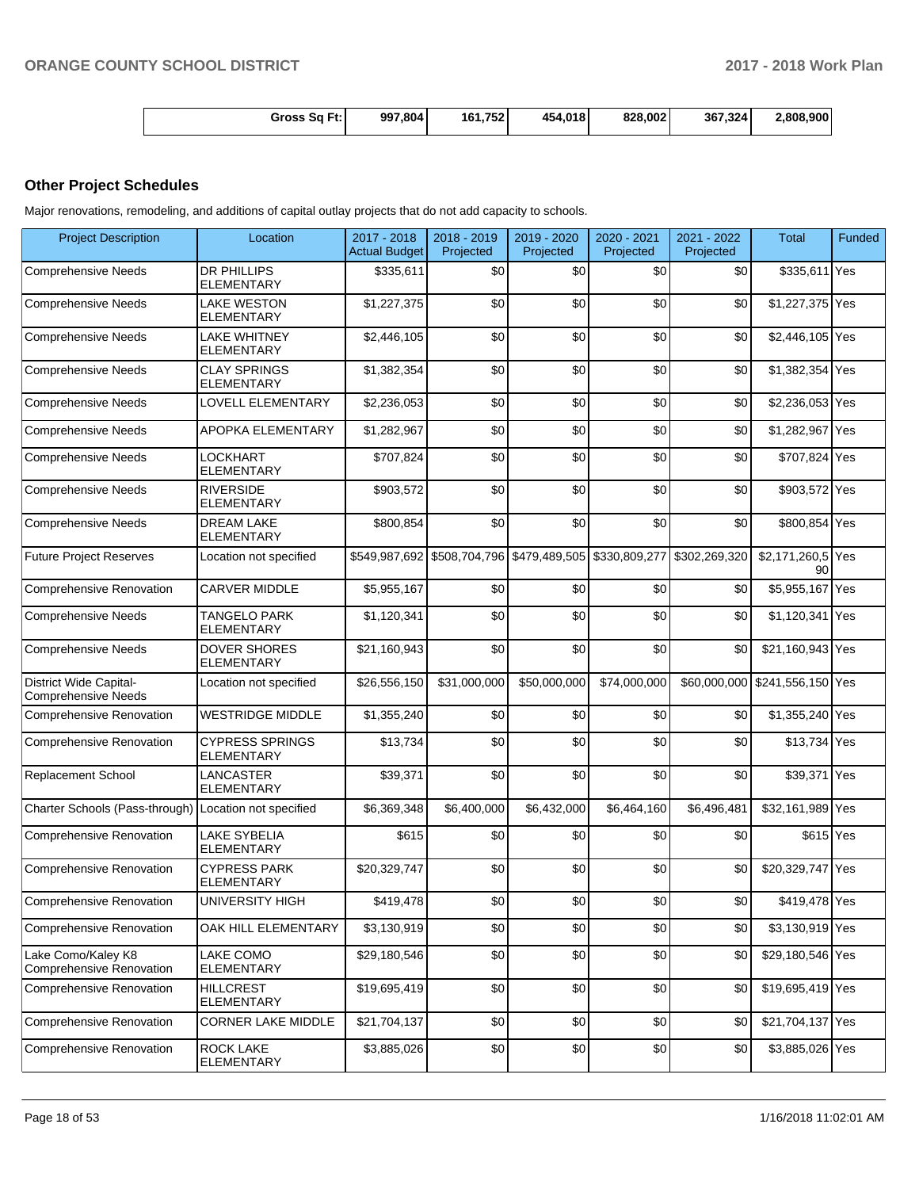| Gross Sq Ft: | 997,804 | 161,752 | 454,018 | 828,002 | 367,324 | 2,808,900 |
|---|---|---|---|---|---|---|

## Other Project Schedules

Major renovations, remodeling, and additions of capital outlay projects that do not add capacity to schools.

| Project Description | Location | 2017 - 2018 Actual Budget | 2018 - 2019 Projected | 2019 - 2020 Projected | 2020 - 2021 Projected | 2021 - 2022 Projected | Total | Funded |
|---|---|---|---|---|---|---|---|---|
| Comprehensive Needs | DR PHILLIPS ELEMENTARY | $335,611 | $0 | $0 | $0 | $0 | $335,611 | Yes |
| Comprehensive Needs | LAKE WESTON ELEMENTARY | $1,227,375 | $0 | $0 | $0 | $0 | $1,227,375 | Yes |
| Comprehensive Needs | LAKE WHITNEY ELEMENTARY | $2,446,105 | $0 | $0 | $0 | $0 | $2,446,105 | Yes |
| Comprehensive Needs | CLAY SPRINGS ELEMENTARY | $1,382,354 | $0 | $0 | $0 | $0 | $1,382,354 | Yes |
| Comprehensive Needs | LOVELL ELEMENTARY | $2,236,053 | $0 | $0 | $0 | $0 | $2,236,053 | Yes |
| Comprehensive Needs | APOPKA ELEMENTARY | $1,282,967 | $0 | $0 | $0 | $0 | $1,282,967 | Yes |
| Comprehensive Needs | LOCKHART ELEMENTARY | $707,824 | $0 | $0 | $0 | $0 | $707,824 | Yes |
| Comprehensive Needs | RIVERSIDE ELEMENTARY | $903,572 | $0 | $0 | $0 | $0 | $903,572 | Yes |
| Comprehensive Needs | DREAM LAKE ELEMENTARY | $800,854 | $0 | $0 | $0 | $0 | $800,854 | Yes |
| Future Project Reserves | Location not specified | $549,987,692 | $508,704,796 | $479,489,505 | $330,809,277 | $302,269,320 | $2,171,260,590 | Yes |
| Comprehensive Renovation | CARVER MIDDLE | $5,955,167 | $0 | $0 | $0 | $0 | $5,955,167 | Yes |
| Comprehensive Needs | TANGELO PARK ELEMENTARY | $1,120,341 | $0 | $0 | $0 | $0 | $1,120,341 | Yes |
| Comprehensive Needs | DOVER SHORES ELEMENTARY | $21,160,943 | $0 | $0 | $0 | $0 | $21,160,943 | Yes |
| District Wide Capital- Comprehensive Needs | Location not specified | $26,556,150 | $31,000,000 | $50,000,000 | $74,000,000 | $60,000,000 | $241,556,150 | Yes |
| Comprehensive Renovation | WESTRIDGE MIDDLE | $1,355,240 | $0 | $0 | $0 | $0 | $1,355,240 | Yes |
| Comprehensive Renovation | CYPRESS SPRINGS ELEMENTARY | $13,734 | $0 | $0 | $0 | $0 | $13,734 | Yes |
| Replacement School | LANCASTER ELEMENTARY | $39,371 | $0 | $0 | $0 | $0 | $39,371 | Yes |
| Charter Schools (Pass-through) | Location not specified | $6,369,348 | $6,400,000 | $6,432,000 | $6,464,160 | $6,496,481 | $32,161,989 | Yes |
| Comprehensive Renovation | LAKE SYBELIA ELEMENTARY | $615 | $0 | $0 | $0 | $0 | $615 | Yes |
| Comprehensive Renovation | CYPRESS PARK ELEMENTARY | $20,329,747 | $0 | $0 | $0 | $0 | $20,329,747 | Yes |
| Comprehensive Renovation | UNIVERSITY HIGH | $419,478 | $0 | $0 | $0 | $0 | $419,478 | Yes |
| Comprehensive Renovation | OAK HILL ELEMENTARY | $3,130,919 | $0 | $0 | $0 | $0 | $3,130,919 | Yes |
| Lake Como/Kaley K8 Comprehensive Renovation | LAKE COMO ELEMENTARY | $29,180,546 | $0 | $0 | $0 | $0 | $29,180,546 | Yes |
| Comprehensive Renovation | HILLCREST ELEMENTARY | $19,695,419 | $0 | $0 | $0 | $0 | $19,695,419 | Yes |
| Comprehensive Renovation | CORNER LAKE MIDDLE | $21,704,137 | $0 | $0 | $0 | $0 | $21,704,137 | Yes |
| Comprehensive Renovation | ROCK LAKE ELEMENTARY | $3,885,026 | $0 | $0 | $0 | $0 | $3,885,026 | Yes |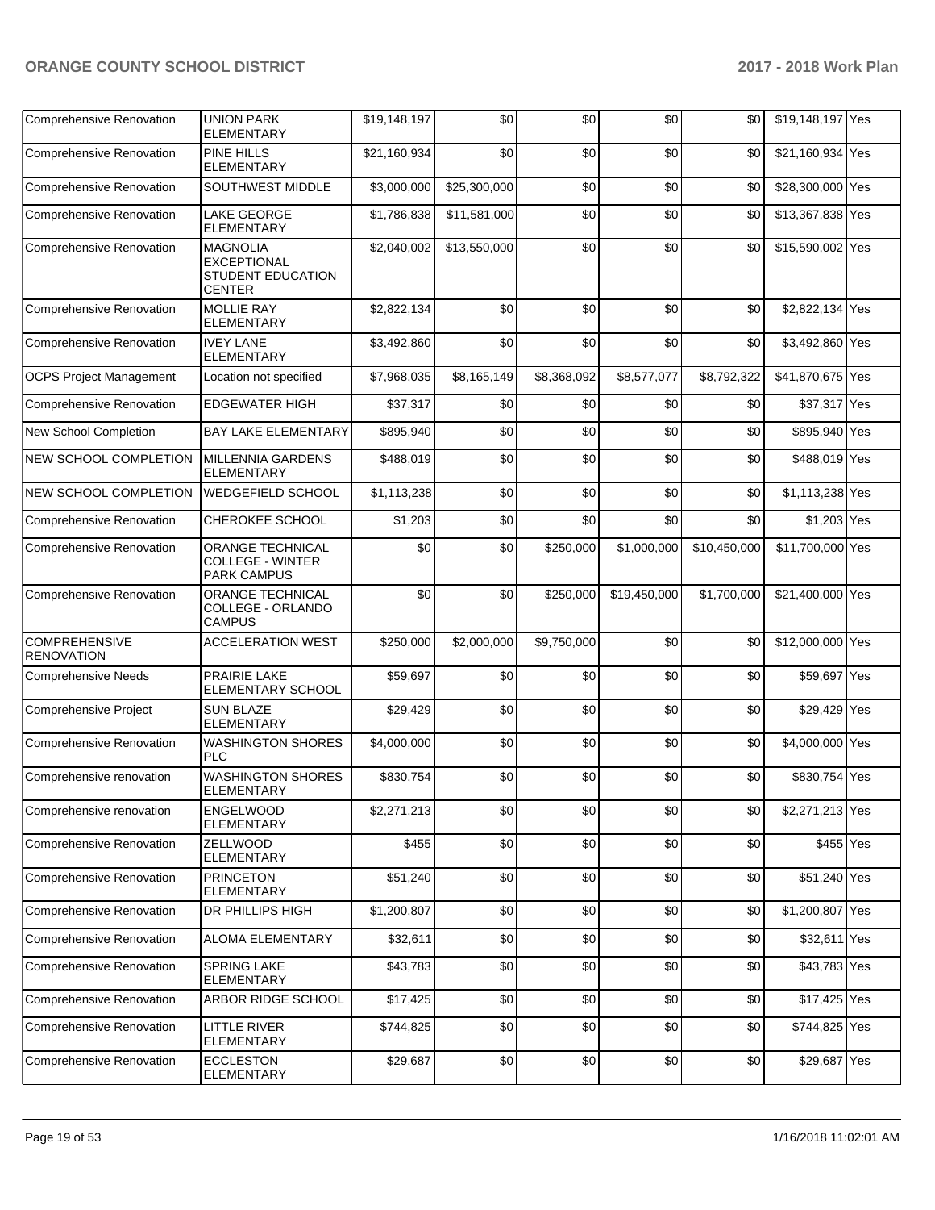| Comprehensive Renovation | UNION PARK ELEMENTARY | $19,148,197 | $0 | $0 | $0 | $0 | $19,148,197 | Yes |
|---|---|---|---|---|---|---|---|---|
| Comprehensive Renovation | PINE HILLS ELEMENTARY | $21,160,934 | $0 | $0 | $0 | $0 | $21,160,934 | Yes |
| Comprehensive Renovation | SOUTHWEST MIDDLE | $3,000,000 | $25,300,000 | $0 | $0 | $0 | $28,300,000 | Yes |
| Comprehensive Renovation | LAKE GEORGE ELEMENTARY | $1,786,838 | $11,581,000 | $0 | $0 | $0 | $13,367,838 | Yes |
| Comprehensive Renovation | MAGNOLIA EXCEPTIONAL STUDENT EDUCATION CENTER | $2,040,002 | $13,550,000 | $0 | $0 | $0 | $15,590,002 | Yes |
| Comprehensive Renovation | MOLLIE RAY ELEMENTARY | $2,822,134 | $0 | $0 | $0 | $0 | $2,822,134 | Yes |
| Comprehensive Renovation | IVEY LANE ELEMENTARY | $3,492,860 | $0 | $0 | $0 | $0 | $3,492,860 | Yes |
| OCPS Project Management | Location not specified | $7,968,035 | $8,165,149 | $8,368,092 | $8,577,077 | $8,792,322 | $41,870,675 | Yes |
| Comprehensive Renovation | EDGEWATER HIGH | $37,317 | $0 | $0 | $0 | $0 | $37,317 | Yes |
| New School Completion | BAY LAKE ELEMENTARY | $895,940 | $0 | $0 | $0 | $0 | $895,940 | Yes |
| NEW SCHOOL COMPLETION | MILLENNIA GARDENS ELEMENTARY | $488,019 | $0 | $0 | $0 | $0 | $488,019 | Yes |
| NEW SCHOOL COMPLETION | WEDGEFIELD SCHOOL | $1,113,238 | $0 | $0 | $0 | $0 | $1,113,238 | Yes |
| Comprehensive Renovation | CHEROKEE SCHOOL | $1,203 | $0 | $0 | $0 | $0 | $1,203 | Yes |
| Comprehensive Renovation | ORANGE TECHNICAL COLLEGE - WINTER PARK CAMPUS | $0 | $0 | $250,000 | $1,000,000 | $10,450,000 | $11,700,000 | Yes |
| Comprehensive Renovation | ORANGE TECHNICAL COLLEGE - ORLANDO CAMPUS | $0 | $0 | $250,000 | $19,450,000 | $1,700,000 | $21,400,000 | Yes |
| COMPREHENSIVE RENOVATION | ACCELERATION WEST | $250,000 | $2,000,000 | $9,750,000 | $0 | $0 | $12,000,000 | Yes |
| Comprehensive Needs | PRAIRIE LAKE ELEMENTARY SCHOOL | $59,697 | $0 | $0 | $0 | $0 | $59,697 | Yes |
| Comprehensive Project | SUN BLAZE ELEMENTARY | $29,429 | $0 | $0 | $0 | $0 | $29,429 | Yes |
| Comprehensive Renovation | WASHINGTON SHORES PLC | $4,000,000 | $0 | $0 | $0 | $0 | $4,000,000 | Yes |
| Comprehensive renovation | WASHINGTON SHORES ELEMENTARY | $830,754 | $0 | $0 | $0 | $0 | $830,754 | Yes |
| Comprehensive renovation | ENGELWOOD ELEMENTARY | $2,271,213 | $0 | $0 | $0 | $0 | $2,271,213 | Yes |
| Comprehensive Renovation | ZELLWOOD ELEMENTARY | $455 | $0 | $0 | $0 | $0 | $455 | Yes |
| Comprehensive Renovation | PRINCETON ELEMENTARY | $51,240 | $0 | $0 | $0 | $0 | $51,240 | Yes |
| Comprehensive Renovation | DR PHILLIPS HIGH | $1,200,807 | $0 | $0 | $0 | $0 | $1,200,807 | Yes |
| Comprehensive Renovation | ALOMA ELEMENTARY | $32,611 | $0 | $0 | $0 | $0 | $32,611 | Yes |
| Comprehensive Renovation | SPRING LAKE ELEMENTARY | $43,783 | $0 | $0 | $0 | $0 | $43,783 | Yes |
| Comprehensive Renovation | ARBOR RIDGE SCHOOL | $17,425 | $0 | $0 | $0 | $0 | $17,425 | Yes |
| Comprehensive Renovation | LITTLE RIVER ELEMENTARY | $744,825 | $0 | $0 | $0 | $0 | $744,825 | Yes |
| Comprehensive Renovation | ECCLESTON ELEMENTARY | $29,687 | $0 | $0 | $0 | $0 | $29,687 | Yes |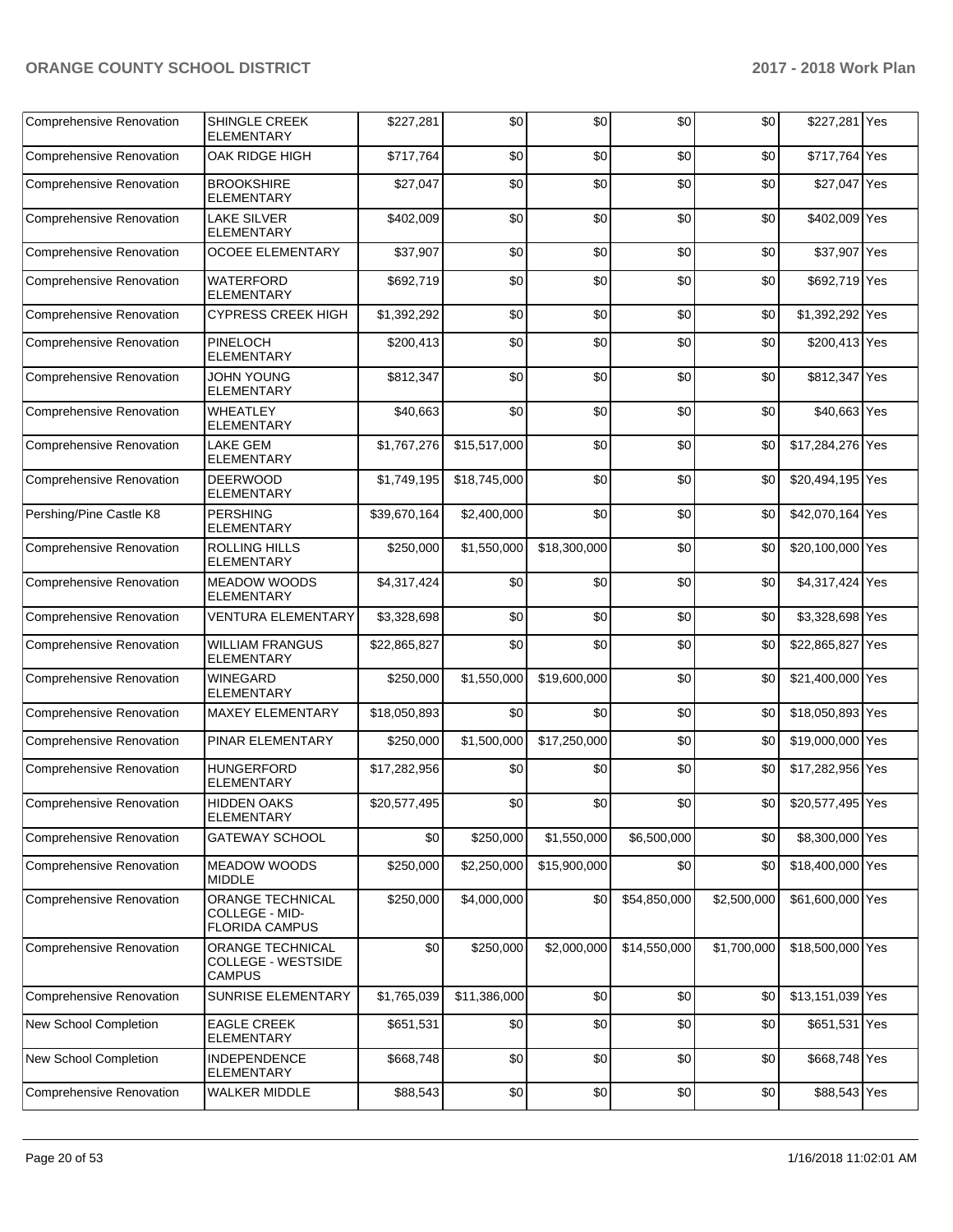| Comprehensive Renovation | SHINGLE CREEK ELEMENTARY | $227,281 | $0 | $0 | $0 | $0 | $227,281 | Yes |
|---|---|---|---|---|---|---|---|---|
| Comprehensive Renovation | OAK RIDGE HIGH | $717,764 | $0 | $0 | $0 | $0 | $717,764 | Yes |
| Comprehensive Renovation | BROOKSHIRE ELEMENTARY | $27,047 | $0 | $0 | $0 | $0 | $27,047 | Yes |
| Comprehensive Renovation | LAKE SILVER ELEMENTARY | $402,009 | $0 | $0 | $0 | $0 | $402,009 | Yes |
| Comprehensive Renovation | OCOEE ELEMENTARY | $37,907 | $0 | $0 | $0 | $0 | $37,907 | Yes |
| Comprehensive Renovation | WATERFORD ELEMENTARY | $692,719 | $0 | $0 | $0 | $0 | $692,719 | Yes |
| Comprehensive Renovation | CYPRESS CREEK HIGH | $1,392,292 | $0 | $0 | $0 | $0 | $1,392,292 | Yes |
| Comprehensive Renovation | PINELOCH ELEMENTARY | $200,413 | $0 | $0 | $0 | $0 | $200,413 | Yes |
| Comprehensive Renovation | JOHN YOUNG ELEMENTARY | $812,347 | $0 | $0 | $0 | $0 | $812,347 | Yes |
| Comprehensive Renovation | WHEATLEY ELEMENTARY | $40,663 | $0 | $0 | $0 | $0 | $40,663 | Yes |
| Comprehensive Renovation | LAKE GEM ELEMENTARY | $1,767,276 | $15,517,000 | $0 | $0 | $0 | $17,284,276 | Yes |
| Comprehensive Renovation | DEERWOOD ELEMENTARY | $1,749,195 | $18,745,000 | $0 | $0 | $0 | $20,494,195 | Yes |
| Pershing/Pine Castle K8 | PERSHING ELEMENTARY | $39,670,164 | $2,400,000 | $0 | $0 | $0 | $42,070,164 | Yes |
| Comprehensive Renovation | ROLLING HILLS ELEMENTARY | $250,000 | $1,550,000 | $18,300,000 | $0 | $0 | $20,100,000 | Yes |
| Comprehensive Renovation | MEADOW WOODS ELEMENTARY | $4,317,424 | $0 | $0 | $0 | $0 | $4,317,424 | Yes |
| Comprehensive Renovation | VENTURA ELEMENTARY | $3,328,698 | $0 | $0 | $0 | $0 | $3,328,698 | Yes |
| Comprehensive Renovation | WILLIAM FRANGUS ELEMENTARY | $22,865,827 | $0 | $0 | $0 | $0 | $22,865,827 | Yes |
| Comprehensive Renovation | WINEGARD ELEMENTARY | $250,000 | $1,550,000 | $19,600,000 | $0 | $0 | $21,400,000 | Yes |
| Comprehensive Renovation | MAXEY ELEMENTARY | $18,050,893 | $0 | $0 | $0 | $0 | $18,050,893 | Yes |
| Comprehensive Renovation | PINAR ELEMENTARY | $250,000 | $1,500,000 | $17,250,000 | $0 | $0 | $19,000,000 | Yes |
| Comprehensive Renovation | HUNGERFORD ELEMENTARY | $17,282,956 | $0 | $0 | $0 | $0 | $17,282,956 | Yes |
| Comprehensive Renovation | HIDDEN OAKS ELEMENTARY | $20,577,495 | $0 | $0 | $0 | $0 | $20,577,495 | Yes |
| Comprehensive Renovation | GATEWAY SCHOOL | $0 | $250,000 | $1,550,000 | $6,500,000 | $0 | $8,300,000 | Yes |
| Comprehensive Renovation | MEADOW WOODS MIDDLE | $250,000 | $2,250,000 | $15,900,000 | $0 | $0 | $18,400,000 | Yes |
| Comprehensive Renovation | ORANGE TECHNICAL COLLEGE - MID-FLORIDA CAMPUS | $250,000 | $4,000,000 | $0 | $54,850,000 | $2,500,000 | $61,600,000 | Yes |
| Comprehensive Renovation | ORANGE TECHNICAL COLLEGE - WESTSIDE CAMPUS | $0 | $250,000 | $2,000,000 | $14,550,000 | $1,700,000 | $18,500,000 | Yes |
| Comprehensive Renovation | SUNRISE ELEMENTARY | $1,765,039 | $11,386,000 | $0 | $0 | $0 | $13,151,039 | Yes |
| New School Completion | EAGLE CREEK ELEMENTARY | $651,531 | $0 | $0 | $0 | $0 | $651,531 | Yes |
| New School Completion | INDEPENDENCE ELEMENTARY | $668,748 | $0 | $0 | $0 | $0 | $668,748 | Yes |
| Comprehensive Renovation | WALKER MIDDLE | $88,543 | $0 | $0 | $0 | $0 | $88,543 | Yes |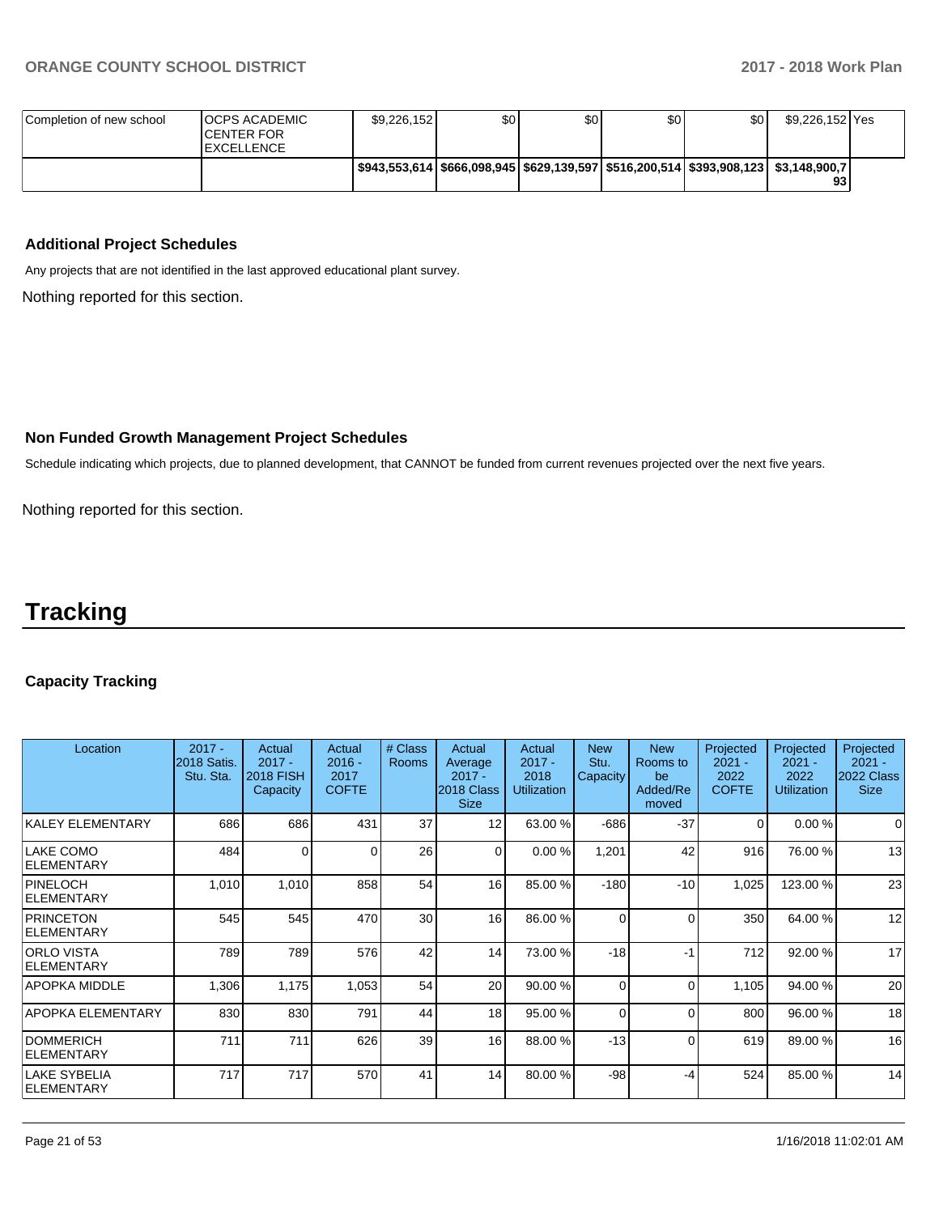| Completion of new school | OCPS ACADEMIC CENTER FOR EXCELLENCE | $9,226,152 | $0 | $0 | $0 | $0 | $9,226,152 | Yes |
|---|---|---|---|---|---|---|---|---|
| | | $943,553,614 | $666,098,945 | $629,139,597 | $516,200,514 | $393,908,123 | $3,148,900,793 | |

### Additional Project Schedules

Any projects that are not identified in the last approved educational plant survey.

Nothing reported for this section.

### Non Funded Growth Management Project Schedules

Schedule indicating which projects, due to planned development, that CANNOT be funded from current revenues projected over the next five years.

Nothing reported for this section.

# Tracking

### Capacity Tracking

| Location | 2017 - 2018 Satis. Stu. Sta. | Actual 2017 - 2018 FISH Capacity | Actual 2016 - 2017 COFTE | # Class Rooms | Actual Average 2017 - 2018 Class Size | Actual 2017 - 2018 Utilization | New Stu. Capacity | New Rooms to be Added/Removed | Projected 2021 - 2022 COFTE | Projected 2021 - 2022 Utilization | Projected 2021 - 2022 Class Size |
|---|---|---|---|---|---|---|---|---|---|---|---|
| KALEY ELEMENTARY | 686 | 686 | 431 | 37 | 12 | 63.00 % | -686 | -37 | 0 | 0.00 % | 0 |
| LAKE COMO ELEMENTARY | 484 | 0 | 0 | 26 | 0 | 0.00 % | 1,201 | 42 | 916 | 76.00 % | 13 |
| PINELOCH ELEMENTARY | 1,010 | 1,010 | 858 | 54 | 16 | 85.00 % | -180 | -10 | 1,025 | 123.00 % | 23 |
| PRINCETON ELEMENTARY | 545 | 545 | 470 | 30 | 16 | 86.00 % | 0 | 0 | 350 | 64.00 % | 12 |
| ORLO VISTA ELEMENTARY | 789 | 789 | 576 | 42 | 14 | 73.00 % | -18 | -1 | 712 | 92.00 % | 17 |
| APOPKA MIDDLE | 1,306 | 1,175 | 1,053 | 54 | 20 | 90.00 % | 0 | 0 | 1,105 | 94.00 % | 20 |
| APOPKA ELEMENTARY | 830 | 830 | 791 | 44 | 18 | 95.00 % | 0 | 0 | 800 | 96.00 % | 18 |
| DOMMERICH ELEMENTARY | 711 | 711 | 626 | 39 | 16 | 88.00 % | -13 | 0 | 619 | 89.00 % | 16 |
| LAKE SYBELIA ELEMENTARY | 717 | 717 | 570 | 41 | 14 | 80.00 % | -98 | -4 | 524 | 85.00 % | 14 |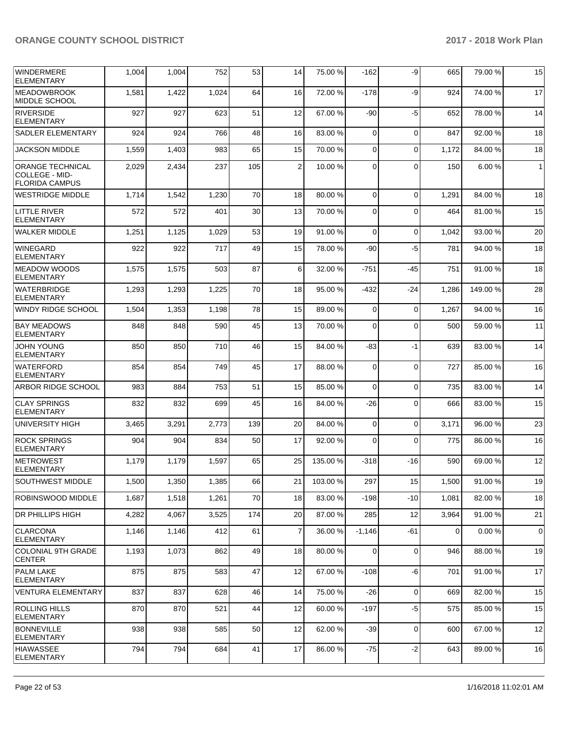| WINDERMERE ELEMENTARY | 1,004 | 1,004 | 752 | 53 | 14 | 75.00 % | -162 | -9 | 665 | 79.00 % | 15 |
|---|---|---|---|---|---|---|---|---|---|---|---|
| MEADOWBROOK MIDDLE SCHOOL | 1,581 | 1,422 | 1,024 | 64 | 16 | 72.00 % | -178 | -9 | 924 | 74.00 % | 17 |
| RIVERSIDE ELEMENTARY | 927 | 927 | 623 | 51 | 12 | 67.00 % | -90 | -5 | 652 | 78.00 % | 14 |
| SADLER ELEMENTARY | 924 | 924 | 766 | 48 | 16 | 83.00 % | 0 | 0 | 847 | 92.00 % | 18 |
| JACKSON MIDDLE | 1,559 | 1,403 | 983 | 65 | 15 | 70.00 % | 0 | 0 | 1,172 | 84.00 % | 18 |
| ORANGE TECHNICAL COLLEGE - MID-FLORIDA CAMPUS | 2,029 | 2,434 | 237 | 105 | 2 | 10.00 % | 0 | 0 | 150 | 6.00 % | 1 |
| WESTRIDGE MIDDLE | 1,714 | 1,542 | 1,230 | 70 | 18 | 80.00 % | 0 | 0 | 1,291 | 84.00 % | 18 |
| LITTLE RIVER ELEMENTARY | 572 | 572 | 401 | 30 | 13 | 70.00 % | 0 | 0 | 464 | 81.00 % | 15 |
| WALKER MIDDLE | 1,251 | 1,125 | 1,029 | 53 | 19 | 91.00 % | 0 | 0 | 1,042 | 93.00 % | 20 |
| WINEGARD ELEMENTARY | 922 | 922 | 717 | 49 | 15 | 78.00 % | -90 | -5 | 781 | 94.00 % | 18 |
| MEADOW WOODS ELEMENTARY | 1,575 | 1,575 | 503 | 87 | 6 | 32.00 % | -751 | -45 | 751 | 91.00 % | 18 |
| WATERBRIDGE ELEMENTARY | 1,293 | 1,293 | 1,225 | 70 | 18 | 95.00 % | -432 | -24 | 1,286 | 149.00 % | 28 |
| WINDY RIDGE SCHOOL | 1,504 | 1,353 | 1,198 | 78 | 15 | 89.00 % | 0 | 0 | 1,267 | 94.00 % | 16 |
| BAY MEADOWS ELEMENTARY | 848 | 848 | 590 | 45 | 13 | 70.00 % | 0 | 0 | 500 | 59.00 % | 11 |
| JOHN YOUNG ELEMENTARY | 850 | 850 | 710 | 46 | 15 | 84.00 % | -83 | -1 | 639 | 83.00 % | 14 |
| WATERFORD ELEMENTARY | 854 | 854 | 749 | 45 | 17 | 88.00 % | 0 | 0 | 727 | 85.00 % | 16 |
| ARBOR RIDGE SCHOOL | 983 | 884 | 753 | 51 | 15 | 85.00 % | 0 | 0 | 735 | 83.00 % | 14 |
| CLAY SPRINGS ELEMENTARY | 832 | 832 | 699 | 45 | 16 | 84.00 % | -26 | 0 | 666 | 83.00 % | 15 |
| UNIVERSITY HIGH | 3,465 | 3,291 | 2,773 | 139 | 20 | 84.00 % | 0 | 0 | 3,171 | 96.00 % | 23 |
| ROCK SPRINGS ELEMENTARY | 904 | 904 | 834 | 50 | 17 | 92.00 % | 0 | 0 | 775 | 86.00 % | 16 |
| METROWEST ELEMENTARY | 1,179 | 1,179 | 1,597 | 65 | 25 | 135.00 % | -318 | -16 | 590 | 69.00 % | 12 |
| SOUTHWEST MIDDLE | 1,500 | 1,350 | 1,385 | 66 | 21 | 103.00 % | 297 | 15 | 1,500 | 91.00 % | 19 |
| ROBINSWOOD MIDDLE | 1,687 | 1,518 | 1,261 | 70 | 18 | 83.00 % | -198 | -10 | 1,081 | 82.00 % | 18 |
| DR PHILLIPS HIGH | 4,282 | 4,067 | 3,525 | 174 | 20 | 87.00 % | 285 | 12 | 3,964 | 91.00 % | 21 |
| CLARCONA ELEMENTARY | 1,146 | 1,146 | 412 | 61 | 7 | 36.00 % | -1,146 | -61 | 0 | 0.00 % | 0 |
| COLONIAL 9TH GRADE CENTER | 1,193 | 1,073 | 862 | 49 | 18 | 80.00 % | 0 | 0 | 946 | 88.00 % | 19 |
| PALM LAKE ELEMENTARY | 875 | 875 | 583 | 47 | 12 | 67.00 % | -108 | -6 | 701 | 91.00 % | 17 |
| VENTURA ELEMENTARY | 837 | 837 | 628 | 46 | 14 | 75.00 % | -26 | 0 | 669 | 82.00 % | 15 |
| ROLLING HILLS ELEMENTARY | 870 | 870 | 521 | 44 | 12 | 60.00 % | -197 | -5 | 575 | 85.00 % | 15 |
| BONNEVILLE ELEMENTARY | 938 | 938 | 585 | 50 | 12 | 62.00 % | -39 | 0 | 600 | 67.00 % | 12 |
| HIAWASSEE ELEMENTARY | 794 | 794 | 684 | 41 | 17 | 86.00 % | -75 | -2 | 643 | 89.00 % | 16 |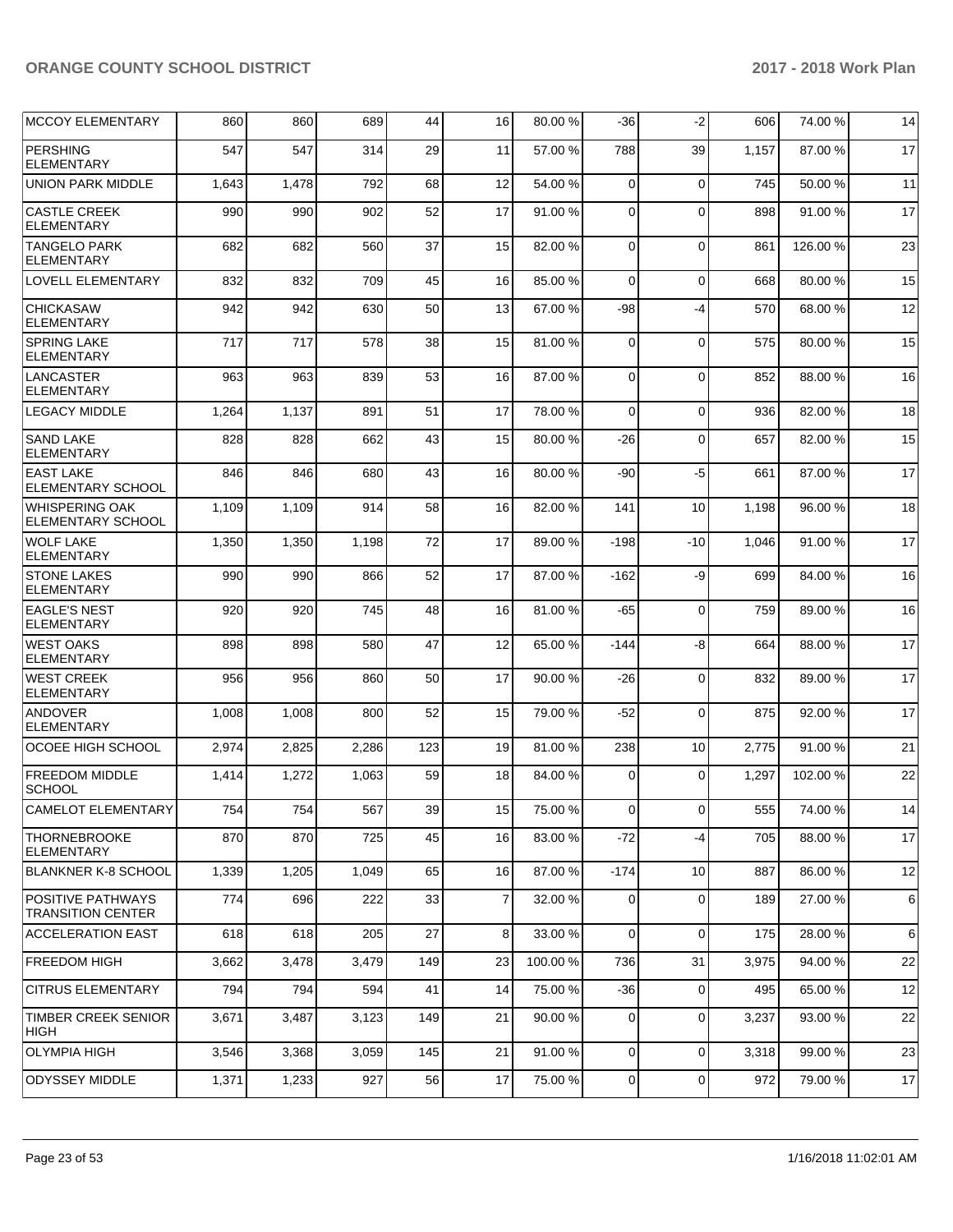| | | | | | | | | | | |
|---|---|---|---|---|---|---|---|---|---|---|
| MCCOY ELEMENTARY | 860 | 860 | 689 | 44 | 16 | 80.00 % | -36 | -2 | 606 | 74.00 % | 14 |
| PERSHING ELEMENTARY | 547 | 547 | 314 | 29 | 11 | 57.00 % | 788 | 39 | 1,157 | 87.00 % | 17 |
| UNION PARK MIDDLE | 1,643 | 1,478 | 792 | 68 | 12 | 54.00 % | 0 | 0 | 745 | 50.00 % | 11 |
| CASTLE CREEK ELEMENTARY | 990 | 990 | 902 | 52 | 17 | 91.00 % | 0 | 0 | 898 | 91.00 % | 17 |
| TANGELO PARK ELEMENTARY | 682 | 682 | 560 | 37 | 15 | 82.00 % | 0 | 0 | 861 | 126.00 % | 23 |
| LOVELL ELEMENTARY | 832 | 832 | 709 | 45 | 16 | 85.00 % | 0 | 0 | 668 | 80.00 % | 15 |
| CHICKASAW ELEMENTARY | 942 | 942 | 630 | 50 | 13 | 67.00 % | -98 | -4 | 570 | 68.00 % | 12 |
| SPRING LAKE ELEMENTARY | 717 | 717 | 578 | 38 | 15 | 81.00 % | 0 | 0 | 575 | 80.00 % | 15 |
| LANCASTER ELEMENTARY | 963 | 963 | 839 | 53 | 16 | 87.00 % | 0 | 0 | 852 | 88.00 % | 16 |
| LEGACY MIDDLE | 1,264 | 1,137 | 891 | 51 | 17 | 78.00 % | 0 | 0 | 936 | 82.00 % | 18 |
| SAND LAKE ELEMENTARY | 828 | 828 | 662 | 43 | 15 | 80.00 % | -26 | 0 | 657 | 82.00 % | 15 |
| EAST LAKE ELEMENTARY SCHOOL | 846 | 846 | 680 | 43 | 16 | 80.00 % | -90 | -5 | 661 | 87.00 % | 17 |
| WHISPERING OAK ELEMENTARY SCHOOL | 1,109 | 1,109 | 914 | 58 | 16 | 82.00 % | 141 | 10 | 1,198 | 96.00 % | 18 |
| WOLF LAKE ELEMENTARY | 1,350 | 1,350 | 1,198 | 72 | 17 | 89.00 % | -198 | -10 | 1,046 | 91.00 % | 17 |
| STONE LAKES ELEMENTARY | 990 | 990 | 866 | 52 | 17 | 87.00 % | -162 | -9 | 699 | 84.00 % | 16 |
| EAGLE'S NEST ELEMENTARY | 920 | 920 | 745 | 48 | 16 | 81.00 % | -65 | 0 | 759 | 89.00 % | 16 |
| WEST OAKS ELEMENTARY | 898 | 898 | 580 | 47 | 12 | 65.00 % | -144 | -8 | 664 | 88.00 % | 17 |
| WEST CREEK ELEMENTARY | 956 | 956 | 860 | 50 | 17 | 90.00 % | -26 | 0 | 832 | 89.00 % | 17 |
| ANDOVER ELEMENTARY | 1,008 | 1,008 | 800 | 52 | 15 | 79.00 % | -52 | 0 | 875 | 92.00 % | 17 |
| OCOEE HIGH SCHOOL | 2,974 | 2,825 | 2,286 | 123 | 19 | 81.00 % | 238 | 10 | 2,775 | 91.00 % | 21 |
| FREEDOM MIDDLE SCHOOL | 1,414 | 1,272 | 1,063 | 59 | 18 | 84.00 % | 0 | 0 | 1,297 | 102.00 % | 22 |
| CAMELOT ELEMENTARY | 754 | 754 | 567 | 39 | 15 | 75.00 % | 0 | 0 | 555 | 74.00 % | 14 |
| THORNEBROOKE ELEMENTARY | 870 | 870 | 725 | 45 | 16 | 83.00 % | -72 | -4 | 705 | 88.00 % | 17 |
| BLANKNER K-8 SCHOOL | 1,339 | 1,205 | 1,049 | 65 | 16 | 87.00 % | -174 | 10 | 887 | 86.00 % | 12 |
| POSITIVE PATHWAYS TRANSITION CENTER | 774 | 696 | 222 | 33 | 7 | 32.00 % | 0 | 0 | 189 | 27.00 % | 6 |
| ACCELERATION EAST | 618 | 618 | 205 | 27 | 8 | 33.00 % | 0 | 0 | 175 | 28.00 % | 6 |
| FREEDOM HIGH | 3,662 | 3,478 | 3,479 | 149 | 23 | 100.00 % | 736 | 31 | 3,975 | 94.00 % | 22 |
| CITRUS ELEMENTARY | 794 | 794 | 594 | 41 | 14 | 75.00 % | -36 | 0 | 495 | 65.00 % | 12 |
| TIMBER CREEK SENIOR HIGH | 3,671 | 3,487 | 3,123 | 149 | 21 | 90.00 % | 0 | 0 | 3,237 | 93.00 % | 22 |
| OLYMPIA HIGH | 3,546 | 3,368 | 3,059 | 145 | 21 | 91.00 % | 0 | 0 | 3,318 | 99.00 % | 23 |
| ODYSSEY MIDDLE | 1,371 | 1,233 | 927 | 56 | 17 | 75.00 % | 0 | 0 | 972 | 79.00 % | 17 |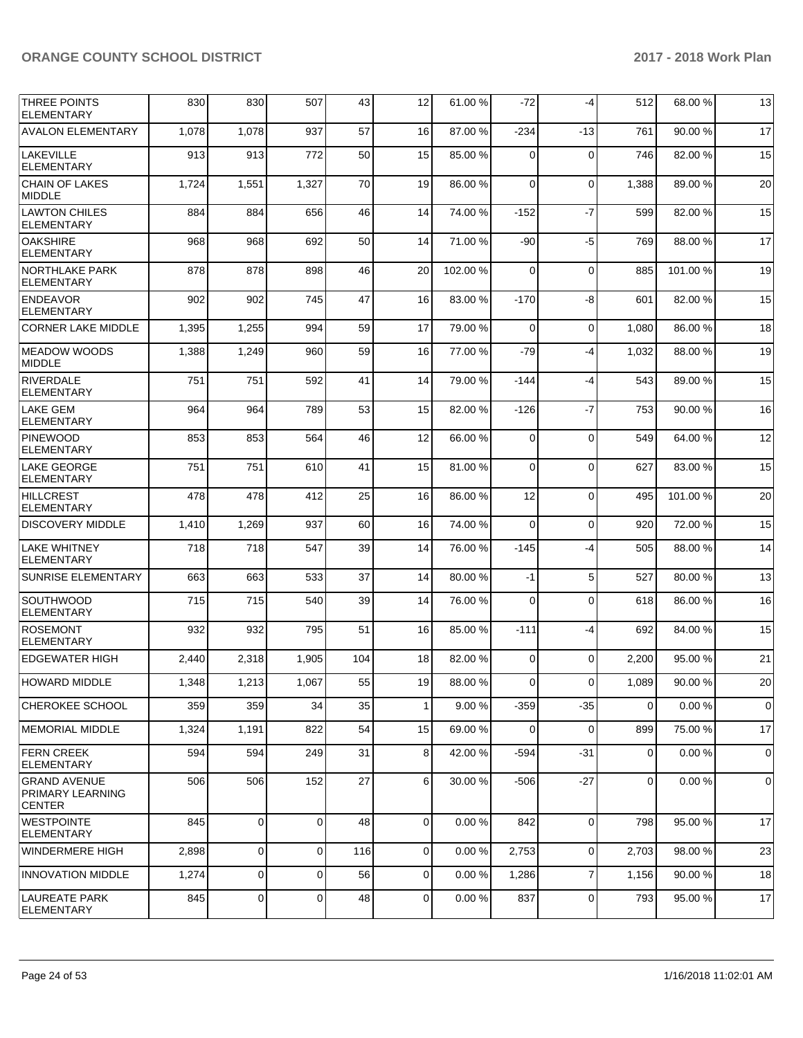| THREE POINTS ELEMENTARY | 830 | 830 | 507 | 43 | 12 | 61.00 % | -72 | -4 | 512 | 68.00 % | 13 |
|---|---|---|---|---|---|---|---|---|---|---|---|
| AVALON ELEMENTARY | 1,078 | 1,078 | 937 | 57 | 16 | 87.00 % | -234 | -13 | 761 | 90.00 % | 17 |
| LAKEVILLE ELEMENTARY | 913 | 913 | 772 | 50 | 15 | 85.00 % | 0 | 0 | 746 | 82.00 % | 15 |
| CHAIN OF LAKES MIDDLE | 1,724 | 1,551 | 1,327 | 70 | 19 | 86.00 % | 0 | 0 | 1,388 | 89.00 % | 20 |
| LAWTON CHILES ELEMENTARY | 884 | 884 | 656 | 46 | 14 | 74.00 % | -152 | -7 | 599 | 82.00 % | 15 |
| OAKSHIRE ELEMENTARY | 968 | 968 | 692 | 50 | 14 | 71.00 % | -90 | -5 | 769 | 88.00 % | 17 |
| NORTHLAKE PARK ELEMENTARY | 878 | 878 | 898 | 46 | 20 | 102.00 % | 0 | 0 | 885 | 101.00 % | 19 |
| ENDEAVOR ELEMENTARY | 902 | 902 | 745 | 47 | 16 | 83.00 % | -170 | -8 | 601 | 82.00 % | 15 |
| CORNER LAKE MIDDLE | 1,395 | 1,255 | 994 | 59 | 17 | 79.00 % | 0 | 0 | 1,080 | 86.00 % | 18 |
| MEADOW WOODS MIDDLE | 1,388 | 1,249 | 960 | 59 | 16 | 77.00 % | -79 | -4 | 1,032 | 88.00 % | 19 |
| RIVERDALE ELEMENTARY | 751 | 751 | 592 | 41 | 14 | 79.00 % | -144 | -4 | 543 | 89.00 % | 15 |
| LAKE GEM ELEMENTARY | 964 | 964 | 789 | 53 | 15 | 82.00 % | -126 | -7 | 753 | 90.00 % | 16 |
| PINEWOOD ELEMENTARY | 853 | 853 | 564 | 46 | 12 | 66.00 % | 0 | 0 | 549 | 64.00 % | 12 |
| LAKE GEORGE ELEMENTARY | 751 | 751 | 610 | 41 | 15 | 81.00 % | 0 | 0 | 627 | 83.00 % | 15 |
| HILLCREST ELEMENTARY | 478 | 478 | 412 | 25 | 16 | 86.00 % | 12 | 0 | 495 | 101.00 % | 20 |
| DISCOVERY MIDDLE | 1,410 | 1,269 | 937 | 60 | 16 | 74.00 % | 0 | 0 | 920 | 72.00 % | 15 |
| LAKE WHITNEY ELEMENTARY | 718 | 718 | 547 | 39 | 14 | 76.00 % | -145 | -4 | 505 | 88.00 % | 14 |
| SUNRISE ELEMENTARY | 663 | 663 | 533 | 37 | 14 | 80.00 % | -1 | 5 | 527 | 80.00 % | 13 |
| SOUTHWOOD ELEMENTARY | 715 | 715 | 540 | 39 | 14 | 76.00 % | 0 | 0 | 618 | 86.00 % | 16 |
| ROSEMONT ELEMENTARY | 932 | 932 | 795 | 51 | 16 | 85.00 % | -111 | -4 | 692 | 84.00 % | 15 |
| EDGEWATER HIGH | 2,440 | 2,318 | 1,905 | 104 | 18 | 82.00 % | 0 | 0 | 2,200 | 95.00 % | 21 |
| HOWARD MIDDLE | 1,348 | 1,213 | 1,067 | 55 | 19 | 88.00 % | 0 | 0 | 1,089 | 90.00 % | 20 |
| CHEROKEE SCHOOL | 359 | 359 | 34 | 35 | 1 | 9.00 % | -359 | -35 | 0 | 0.00 % | 0 |
| MEMORIAL MIDDLE | 1,324 | 1,191 | 822 | 54 | 15 | 69.00 % | 0 | 0 | 899 | 75.00 % | 17 |
| FERN CREEK ELEMENTARY | 594 | 594 | 249 | 31 | 8 | 42.00 % | -594 | -31 | 0 | 0.00 % | 0 |
| GRAND AVENUE PRIMARY LEARNING CENTER | 506 | 506 | 152 | 27 | 6 | 30.00 % | -506 | -27 | 0 | 0.00 % | 0 |
| WESTPOINTE ELEMENTARY | 845 | 0 | 0 | 48 | 0 | 0.00 % | 842 | 0 | 798 | 95.00 % | 17 |
| WINDERMERE HIGH | 2,898 | 0 | 0 | 116 | 0 | 0.00 % | 2,753 | 0 | 2,703 | 98.00 % | 23 |
| INNOVATION MIDDLE | 1,274 | 0 | 0 | 56 | 0 | 0.00 % | 1,286 | 7 | 1,156 | 90.00 % | 18 |
| LAUREATE PARK ELEMENTARY | 845 | 0 | 0 | 48 | 0 | 0.00 % | 837 | 0 | 793 | 95.00 % | 17 |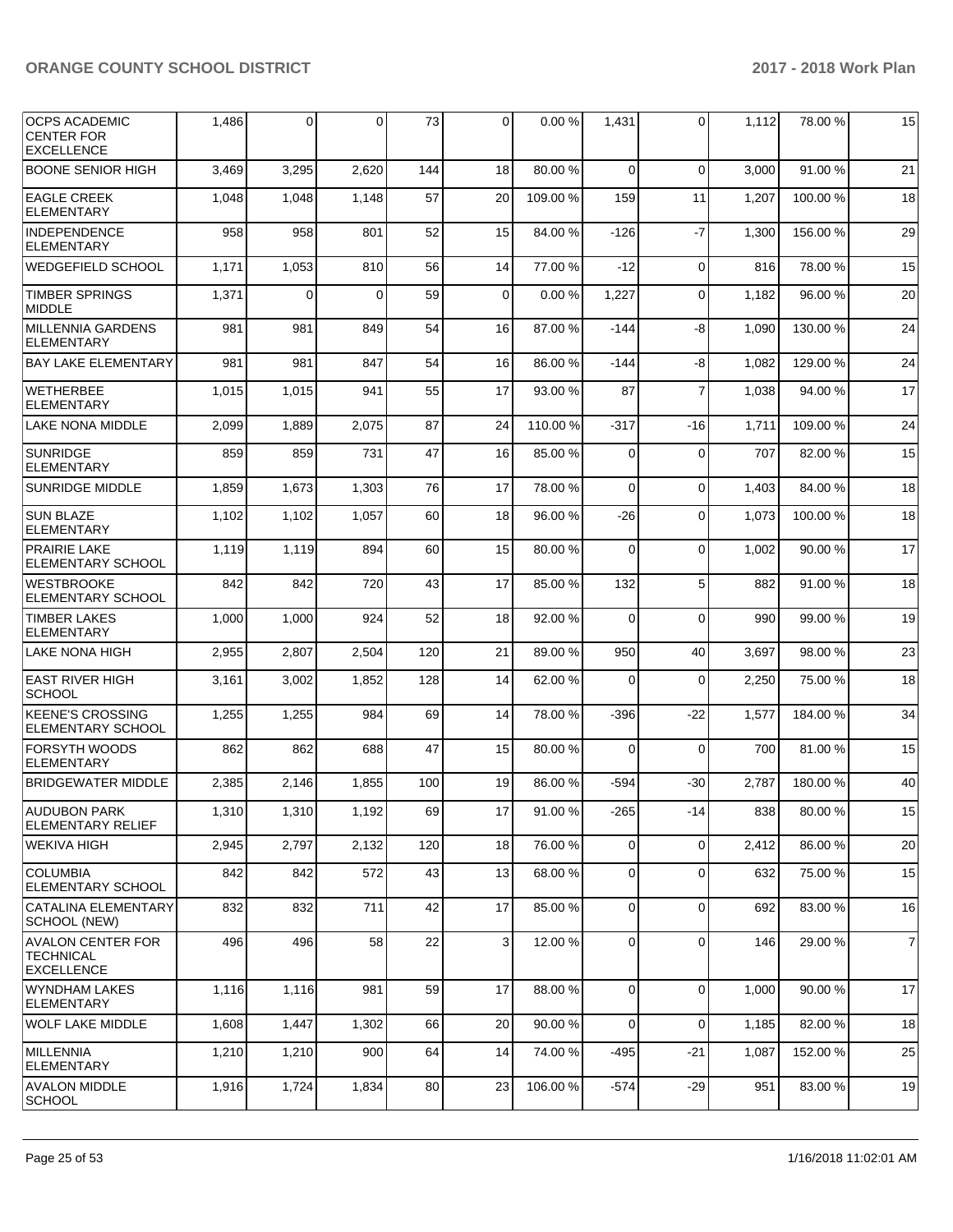| OCPS ACADEMIC CENTER FOR EXCELLENCE | 1,486 | 0 | 0 | 73 | 0 | 0.00 % | 1,431 | 0 | 1,112 | 78.00 % | 15 |
|---|---|---|---|---|---|---|---|---|---|---|---|
| BOONE SENIOR HIGH | 3,469 | 3,295 | 2,620 | 144 | 18 | 80.00 % | 0 | 0 | 3,000 | 91.00 % | 21 |
| EAGLE CREEK ELEMENTARY | 1,048 | 1,048 | 1,148 | 57 | 20 | 109.00 % | 159 | 11 | 1,207 | 100.00 % | 18 |
| INDEPENDENCE ELEMENTARY | 958 | 958 | 801 | 52 | 15 | 84.00 % | -126 | -7 | 1,300 | 156.00 % | 29 |
| WEDGEFIELD SCHOOL | 1,171 | 1,053 | 810 | 56 | 14 | 77.00 % | -12 | 0 | 816 | 78.00 % | 15 |
| TIMBER SPRINGS MIDDLE | 1,371 | 0 | 0 | 59 | 0 | 0.00 % | 1,227 | 0 | 1,182 | 96.00 % | 20 |
| MILLENNIA GARDENS ELEMENTARY | 981 | 981 | 849 | 54 | 16 | 87.00 % | -144 | -8 | 1,090 | 130.00 % | 24 |
| BAY LAKE ELEMENTARY | 981 | 981 | 847 | 54 | 16 | 86.00 % | -144 | -8 | 1,082 | 129.00 % | 24 |
| WETHERBEE ELEMENTARY | 1,015 | 1,015 | 941 | 55 | 17 | 93.00 % | 87 | 7 | 1,038 | 94.00 % | 17 |
| LAKE NONA MIDDLE | 2,099 | 1,889 | 2,075 | 87 | 24 | 110.00 % | -317 | -16 | 1,711 | 109.00 % | 24 |
| SUNRIDGE ELEMENTARY | 859 | 859 | 731 | 47 | 16 | 85.00 % | 0 | 0 | 707 | 82.00 % | 15 |
| SUNRIDGE MIDDLE | 1,859 | 1,673 | 1,303 | 76 | 17 | 78.00 % | 0 | 0 | 1,403 | 84.00 % | 18 |
| SUN BLAZE ELEMENTARY | 1,102 | 1,102 | 1,057 | 60 | 18 | 96.00 % | -26 | 0 | 1,073 | 100.00 % | 18 |
| PRAIRIE LAKE ELEMENTARY SCHOOL | 1,119 | 1,119 | 894 | 60 | 15 | 80.00 % | 0 | 0 | 1,002 | 90.00 % | 17 |
| WESTBROOKE ELEMENTARY SCHOOL | 842 | 842 | 720 | 43 | 17 | 85.00 % | 132 | 5 | 882 | 91.00 % | 18 |
| TIMBER LAKES ELEMENTARY | 1,000 | 1,000 | 924 | 52 | 18 | 92.00 % | 0 | 0 | 990 | 99.00 % | 19 |
| LAKE NONA HIGH | 2,955 | 2,807 | 2,504 | 120 | 21 | 89.00 % | 950 | 40 | 3,697 | 98.00 % | 23 |
| EAST RIVER HIGH SCHOOL | 3,161 | 3,002 | 1,852 | 128 | 14 | 62.00 % | 0 | 0 | 2,250 | 75.00 % | 18 |
| KEENE'S CROSSING ELEMENTARY SCHOOL | 1,255 | 1,255 | 984 | 69 | 14 | 78.00 % | -396 | -22 | 1,577 | 184.00 % | 34 |
| FORSYTH WOODS ELEMENTARY | 862 | 862 | 688 | 47 | 15 | 80.00 % | 0 | 0 | 700 | 81.00 % | 15 |
| BRIDGEWATER MIDDLE | 2,385 | 2,146 | 1,855 | 100 | 19 | 86.00 % | -594 | -30 | 2,787 | 180.00 % | 40 |
| AUDUBON PARK ELEMENTARY RELIEF | 1,310 | 1,310 | 1,192 | 69 | 17 | 91.00 % | -265 | -14 | 838 | 80.00 % | 15 |
| WEKIVA HIGH | 2,945 | 2,797 | 2,132 | 120 | 18 | 76.00 % | 0 | 0 | 2,412 | 86.00 % | 20 |
| COLUMBIA ELEMENTARY SCHOOL | 842 | 842 | 572 | 43 | 13 | 68.00 % | 0 | 0 | 632 | 75.00 % | 15 |
| CATALINA ELEMENTARY SCHOOL (NEW) | 832 | 832 | 711 | 42 | 17 | 85.00 % | 0 | 0 | 692 | 83.00 % | 16 |
| AVALON CENTER FOR TECHNICAL EXCELLENCE | 496 | 496 | 58 | 22 | 3 | 12.00 % | 0 | 0 | 146 | 29.00 % | 7 |
| WYNDHAM LAKES ELEMENTARY | 1,116 | 1,116 | 981 | 59 | 17 | 88.00 % | 0 | 0 | 1,000 | 90.00 % | 17 |
| WOLF LAKE MIDDLE | 1,608 | 1,447 | 1,302 | 66 | 20 | 90.00 % | 0 | 0 | 1,185 | 82.00 % | 18 |
| MILLENNIA ELEMENTARY | 1,210 | 1,210 | 900 | 64 | 14 | 74.00 % | -495 | -21 | 1,087 | 152.00 % | 25 |
| AVALON MIDDLE SCHOOL | 1,916 | 1,724 | 1,834 | 80 | 23 | 106.00 % | -574 | -29 | 951 | 83.00 % | 19 |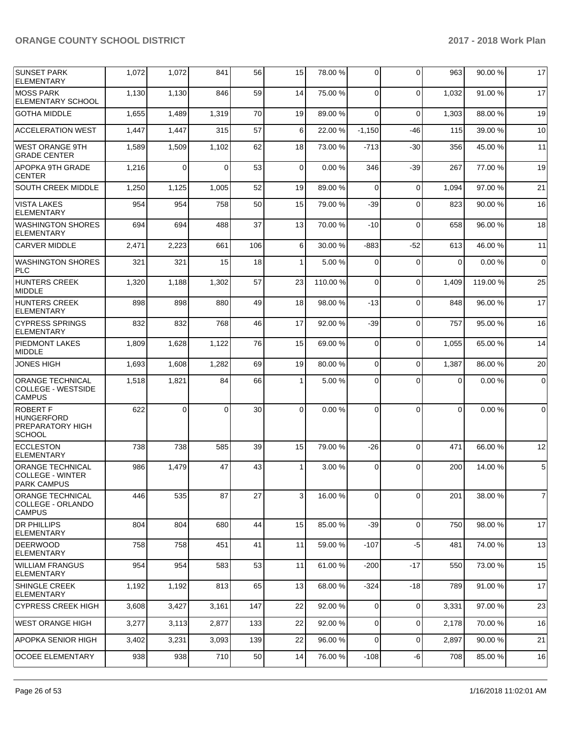| SUNSET PARK ELEMENTARY | 1,072 | 1,072 | 841 | 56 | 15 | 78.00 % | 0 | 0 | 963 | 90.00 % | 17 |
|---|---|---|---|---|---|---|---|---|---|---|---|
| MOSS PARK ELEMENTARY SCHOOL | 1,130 | 1,130 | 846 | 59 | 14 | 75.00 % | 0 | 0 | 1,032 | 91.00 % | 17 |
| GOTHA MIDDLE | 1,655 | 1,489 | 1,319 | 70 | 19 | 89.00 % | 0 | 0 | 1,303 | 88.00 % | 19 |
| ACCELERATION WEST | 1,447 | 1,447 | 315 | 57 | 6 | 22.00 % | -1,150 | -46 | 115 | 39.00 % | 10 |
| WEST ORANGE 9TH GRADE CENTER | 1,589 | 1,509 | 1,102 | 62 | 18 | 73.00 % | -713 | -30 | 356 | 45.00 % | 11 |
| APOPKA 9TH GRADE CENTER | 1,216 | 0 | 0 | 53 | 0 | 0.00 % | 346 | -39 | 267 | 77.00 % | 19 |
| SOUTH CREEK MIDDLE | 1,250 | 1,125 | 1,005 | 52 | 19 | 89.00 % | 0 | 0 | 1,094 | 97.00 % | 21 |
| VISTA LAKES ELEMENTARY | 954 | 954 | 758 | 50 | 15 | 79.00 % | -39 | 0 | 823 | 90.00 % | 16 |
| WASHINGTON SHORES ELEMENTARY | 694 | 694 | 488 | 37 | 13 | 70.00 % | -10 | 0 | 658 | 96.00 % | 18 |
| CARVER MIDDLE | 2,471 | 2,223 | 661 | 106 | 6 | 30.00 % | -883 | -52 | 613 | 46.00 % | 11 |
| WASHINGTON SHORES PLC | 321 | 321 | 15 | 18 | 1 | 5.00 % | 0 | 0 | 0 | 0.00 % | 0 |
| HUNTERS CREEK MIDDLE | 1,320 | 1,188 | 1,302 | 57 | 23 | 110.00 % | 0 | 0 | 1,409 | 119.00 % | 25 |
| HUNTERS CREEK ELEMENTARY | 898 | 898 | 880 | 49 | 18 | 98.00 % | -13 | 0 | 848 | 96.00 % | 17 |
| CYPRESS SPRINGS ELEMENTARY | 832 | 832 | 768 | 46 | 17 | 92.00 % | -39 | 0 | 757 | 95.00 % | 16 |
| PIEDMONT LAKES MIDDLE | 1,809 | 1,628 | 1,122 | 76 | 15 | 69.00 % | 0 | 0 | 1,055 | 65.00 % | 14 |
| JONES HIGH | 1,693 | 1,608 | 1,282 | 69 | 19 | 80.00 % | 0 | 0 | 1,387 | 86.00 % | 20 |
| ORANGE TECHNICAL COLLEGE - WESTSIDE CAMPUS | 1,518 | 1,821 | 84 | 66 | 1 | 5.00 % | 0 | 0 | 0 | 0.00 % | 0 |
| ROBERT F HUNGERFORD PREPARATORY HIGH SCHOOL | 622 | 0 | 0 | 30 | 0 | 0.00 % | 0 | 0 | 0 | 0.00 % | 0 |
| ECCLESTON ELEMENTARY | 738 | 738 | 585 | 39 | 15 | 79.00 % | -26 | 0 | 471 | 66.00 % | 12 |
| ORANGE TECHNICAL COLLEGE - WINTER PARK CAMPUS | 986 | 1,479 | 47 | 43 | 1 | 3.00 % | 0 | 0 | 200 | 14.00 % | 5 |
| ORANGE TECHNICAL COLLEGE - ORLANDO CAMPUS | 446 | 535 | 87 | 27 | 3 | 16.00 % | 0 | 0 | 201 | 38.00 % | 7 |
| DR PHILLIPS ELEMENTARY | 804 | 804 | 680 | 44 | 15 | 85.00 % | -39 | 0 | 750 | 98.00 % | 17 |
| DEERWOOD ELEMENTARY | 758 | 758 | 451 | 41 | 11 | 59.00 % | -107 | -5 | 481 | 74.00 % | 13 |
| WILLIAM FRANGUS ELEMENTARY | 954 | 954 | 583 | 53 | 11 | 61.00 % | -200 | -17 | 550 | 73.00 % | 15 |
| SHINGLE CREEK ELEMENTARY | 1,192 | 1,192 | 813 | 65 | 13 | 68.00 % | -324 | -18 | 789 | 91.00 % | 17 |
| CYPRESS CREEK HIGH | 3,608 | 3,427 | 3,161 | 147 | 22 | 92.00 % | 0 | 0 | 3,331 | 97.00 % | 23 |
| WEST ORANGE HIGH | 3,277 | 3,113 | 2,877 | 133 | 22 | 92.00 % | 0 | 0 | 2,178 | 70.00 % | 16 |
| APOPKA SENIOR HIGH | 3,402 | 3,231 | 3,093 | 139 | 22 | 96.00 % | 0 | 0 | 2,897 | 90.00 % | 21 |
| OCOEE ELEMENTARY | 938 | 938 | 710 | 50 | 14 | 76.00 % | -108 | -6 | 708 | 85.00 % | 16 |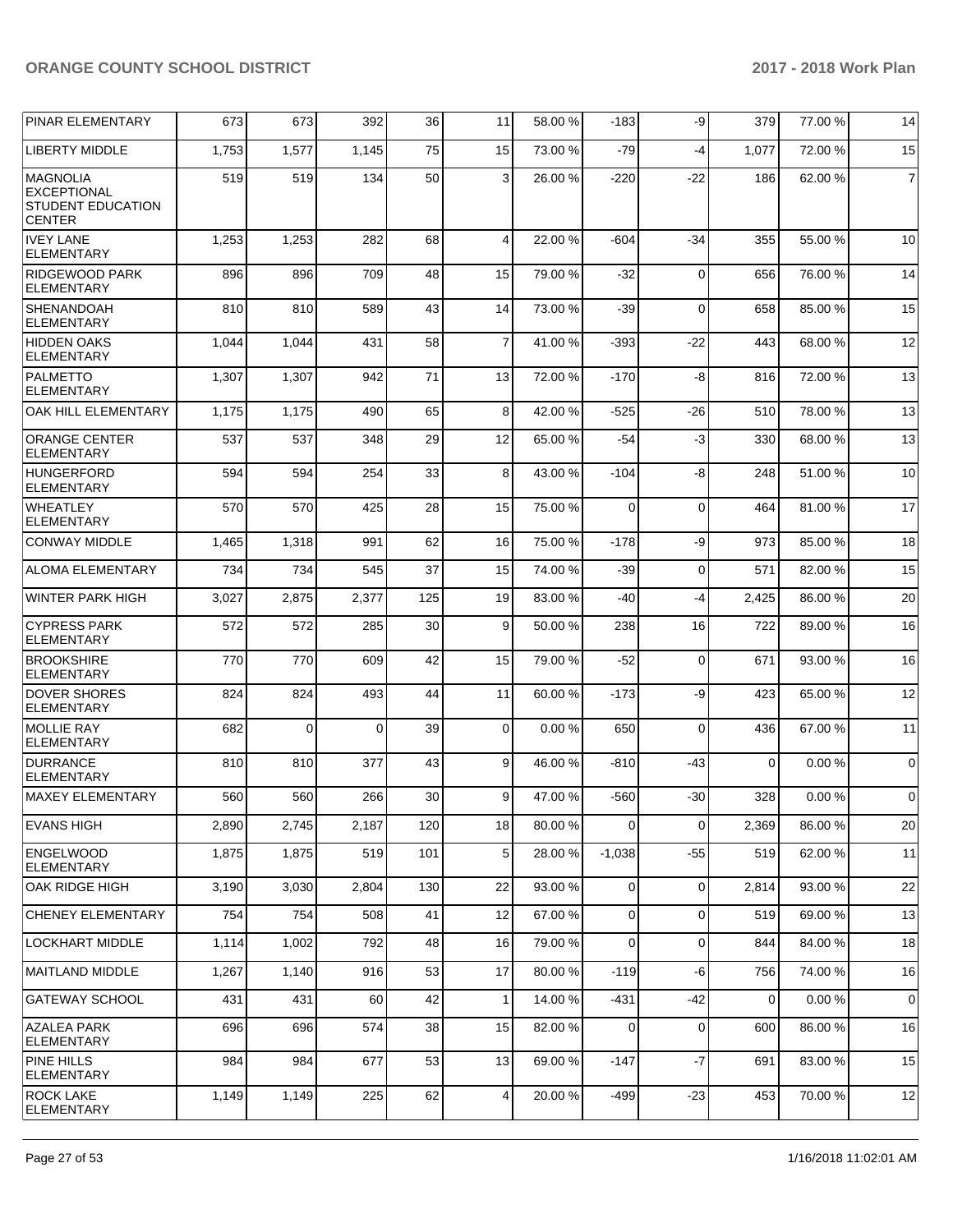| PINAR ELEMENTARY | 673 | 673 | 392 | 36 | 11 | 58.00 % | -183 | -9 | 379 | 77.00 % | 14 |
|---|---|---|---|---|---|---|---|---|---|---|---|
| LIBERTY MIDDLE | 1,753 | 1,577 | 1,145 | 75 | 15 | 73.00 % | -79 | -4 | 1,077 | 72.00 % | 15 |
| MAGNOLIA EXCEPTIONAL STUDENT EDUCATION CENTER | 519 | 519 | 134 | 50 | 3 | 26.00 % | -220 | -22 | 186 | 62.00 % | 7 |
| IVEY LANE ELEMENTARY | 1,253 | 1,253 | 282 | 68 | 4 | 22.00 % | -604 | -34 | 355 | 55.00 % | 10 |
| RIDGEWOOD PARK ELEMENTARY | 896 | 896 | 709 | 48 | 15 | 79.00 % | -32 | 0 | 656 | 76.00 % | 14 |
| SHENANDOAH ELEMENTARY | 810 | 810 | 589 | 43 | 14 | 73.00 % | -39 | 0 | 658 | 85.00 % | 15 |
| HIDDEN OAKS ELEMENTARY | 1,044 | 1,044 | 431 | 58 | 7 | 41.00 % | -393 | -22 | 443 | 68.00 % | 12 |
| PALMETTO ELEMENTARY | 1,307 | 1,307 | 942 | 71 | 13 | 72.00 % | -170 | -8 | 816 | 72.00 % | 13 |
| OAK HILL ELEMENTARY | 1,175 | 1,175 | 490 | 65 | 8 | 42.00 % | -525 | -26 | 510 | 78.00 % | 13 |
| ORANGE CENTER ELEMENTARY | 537 | 537 | 348 | 29 | 12 | 65.00 % | -54 | -3 | 330 | 68.00 % | 13 |
| HUNGERFORD ELEMENTARY | 594 | 594 | 254 | 33 | 8 | 43.00 % | -104 | -8 | 248 | 51.00 % | 10 |
| WHEATLEY ELEMENTARY | 570 | 570 | 425 | 28 | 15 | 75.00 % | 0 | 0 | 464 | 81.00 % | 17 |
| CONWAY MIDDLE | 1,465 | 1,318 | 991 | 62 | 16 | 75.00 % | -178 | -9 | 973 | 85.00 % | 18 |
| ALOMA ELEMENTARY | 734 | 734 | 545 | 37 | 15 | 74.00 % | -39 | 0 | 571 | 82.00 % | 15 |
| WINTER PARK HIGH | 3,027 | 2,875 | 2,377 | 125 | 19 | 83.00 % | -40 | -4 | 2,425 | 86.00 % | 20 |
| CYPRESS PARK ELEMENTARY | 572 | 572 | 285 | 30 | 9 | 50.00 % | 238 | 16 | 722 | 89.00 % | 16 |
| BROOKSHIRE ELEMENTARY | 770 | 770 | 609 | 42 | 15 | 79.00 % | -52 | 0 | 671 | 93.00 % | 16 |
| DOVER SHORES ELEMENTARY | 824 | 824 | 493 | 44 | 11 | 60.00 % | -173 | -9 | 423 | 65.00 % | 12 |
| MOLLIE RAY ELEMENTARY | 682 | 0 | 0 | 39 | 0 | 0.00 % | 650 | 0 | 436 | 67.00 % | 11 |
| DURRANCE ELEMENTARY | 810 | 810 | 377 | 43 | 9 | 46.00 % | -810 | -43 | 0 | 0.00 % | 0 |
| MAXEY ELEMENTARY | 560 | 560 | 266 | 30 | 9 | 47.00 % | -560 | -30 | 328 | 0.00 % | 0 |
| EVANS HIGH | 2,890 | 2,745 | 2,187 | 120 | 18 | 80.00 % | 0 | 0 | 2,369 | 86.00 % | 20 |
| ENGELWOOD ELEMENTARY | 1,875 | 1,875 | 519 | 101 | 5 | 28.00 % | -1,038 | -55 | 519 | 62.00 % | 11 |
| OAK RIDGE HIGH | 3,190 | 3,030 | 2,804 | 130 | 22 | 93.00 % | 0 | 0 | 2,814 | 93.00 % | 22 |
| CHENEY ELEMENTARY | 754 | 754 | 508 | 41 | 12 | 67.00 % | 0 | 0 | 519 | 69.00 % | 13 |
| LOCKHART MIDDLE | 1,114 | 1,002 | 792 | 48 | 16 | 79.00 % | 0 | 0 | 844 | 84.00 % | 18 |
| MAITLAND MIDDLE | 1,267 | 1,140 | 916 | 53 | 17 | 80.00 % | -119 | -6 | 756 | 74.00 % | 16 |
| GATEWAY SCHOOL | 431 | 431 | 60 | 42 | 1 | 14.00 % | -431 | -42 | 0 | 0.00 % | 0 |
| AZALEA PARK ELEMENTARY | 696 | 696 | 574 | 38 | 15 | 82.00 % | 0 | 0 | 600 | 86.00 % | 16 |
| PINE HILLS ELEMENTARY | 984 | 984 | 677 | 53 | 13 | 69.00 % | -147 | -7 | 691 | 83.00 % | 15 |
| ROCK LAKE ELEMENTARY | 1,149 | 1,149 | 225 | 62 | 4 | 20.00 % | -499 | -23 | 453 | 70.00 % | 12 |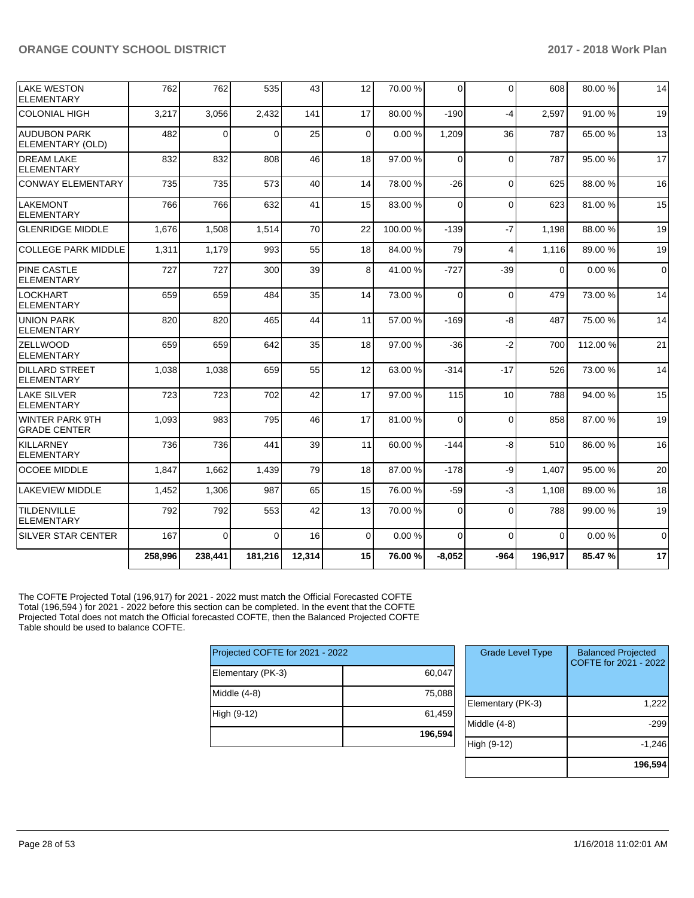| | | | | | | | | | | |
|---|---|---|---|---|---|---|---|---|---|---|
| LAKE WESTON ELEMENTARY | 762 | 762 | 535 | 43 | 12 | 70.00 % | 0 | 0 | 608 | 80.00 % | 14 |
| COLONIAL HIGH | 3,217 | 3,056 | 2,432 | 141 | 17 | 80.00 % | -190 | -4 | 2,597 | 91.00 % | 19 |
| AUDUBON PARK ELEMENTARY (OLD) | 482 | 0 | 0 | 25 | 0 | 0.00 % | 1,209 | 36 | 787 | 65.00 % | 13 |
| DREAM LAKE ELEMENTARY | 832 | 832 | 808 | 46 | 18 | 97.00 % | 0 | 0 | 787 | 95.00 % | 17 |
| CONWAY ELEMENTARY | 735 | 735 | 573 | 40 | 14 | 78.00 % | -26 | 0 | 625 | 88.00 % | 16 |
| LAKEMONT ELEMENTARY | 766 | 766 | 632 | 41 | 15 | 83.00 % | 0 | 0 | 623 | 81.00 % | 15 |
| GLENRIDGE MIDDLE | 1,676 | 1,508 | 1,514 | 70 | 22 | 100.00 % | -139 | -7 | 1,198 | 88.00 % | 19 |
| COLLEGE PARK MIDDLE | 1,311 | 1,179 | 993 | 55 | 18 | 84.00 % | 79 | 4 | 1,116 | 89.00 % | 19 |
| PINE CASTLE ELEMENTARY | 727 | 727 | 300 | 39 | 8 | 41.00 % | -727 | -39 | 0 | 0.00 % | 0 |
| LOCKHART ELEMENTARY | 659 | 659 | 484 | 35 | 14 | 73.00 % | 0 | 0 | 479 | 73.00 % | 14 |
| UNION PARK ELEMENTARY | 820 | 820 | 465 | 44 | 11 | 57.00 % | -169 | -8 | 487 | 75.00 % | 14 |
| ZELLWOOD ELEMENTARY | 659 | 659 | 642 | 35 | 18 | 97.00 % | -36 | -2 | 700 | 112.00 % | 21 |
| DILLARD STREET ELEMENTARY | 1,038 | 1,038 | 659 | 55 | 12 | 63.00 % | -314 | -17 | 526 | 73.00 % | 14 |
| LAKE SILVER ELEMENTARY | 723 | 723 | 702 | 42 | 17 | 97.00 % | 115 | 10 | 788 | 94.00 % | 15 |
| WINTER PARK 9TH GRADE CENTER | 1,093 | 983 | 795 | 46 | 17 | 81.00 % | 0 | 0 | 858 | 87.00 % | 19 |
| KILLARNEY ELEMENTARY | 736 | 736 | 441 | 39 | 11 | 60.00 % | -144 | -8 | 510 | 86.00 % | 16 |
| OCOEE MIDDLE | 1,847 | 1,662 | 1,439 | 79 | 18 | 87.00 % | -178 | -9 | 1,407 | 95.00 % | 20 |
| LAKEVIEW MIDDLE | 1,452 | 1,306 | 987 | 65 | 15 | 76.00 % | -59 | -3 | 1,108 | 89.00 % | 18 |
| TILDENVILLE ELEMENTARY | 792 | 792 | 553 | 42 | 13 | 70.00 % | 0 | 0 | 788 | 99.00 % | 19 |
| SILVER STAR CENTER | 167 | 0 | 0 | 16 | 0 | 0.00 % | 0 | 0 | 0 | 0.00 % | 0 |
| | **258,996** | **238,441** | **181,216** | **12,314** | **15** | **76.00 %** | **-8,052** | **-964** | **196,917** | **85.47 %** | **17** |

The COFTE Projected Total (196,917) for 2021 - 2022 must match the Official Forecasted COFTE Total (196,594 ) for 2021 - 2022 before this section can be completed. In the event that the COFTE Projected Total does not match the Official forecasted COFTE, then the Balanced Projected COFTE Table should be used to balance COFTE.

| Projected COFTE for 2021 - 2022 | |
|---|---|
| Elementary (PK-3) | 60,047 |
| Middle (4-8) | 75,088 |
| High (9-12) | 61,459 |
| | **196,594** |

| Grade Level Type | Balanced Projected COFTE for 2021 - 2022 |
|---|---|
| Elementary (PK-3) | 1,222 |
| Middle (4-8) | -299 |
| High (9-12) | -1,246 |
| | **196,594** |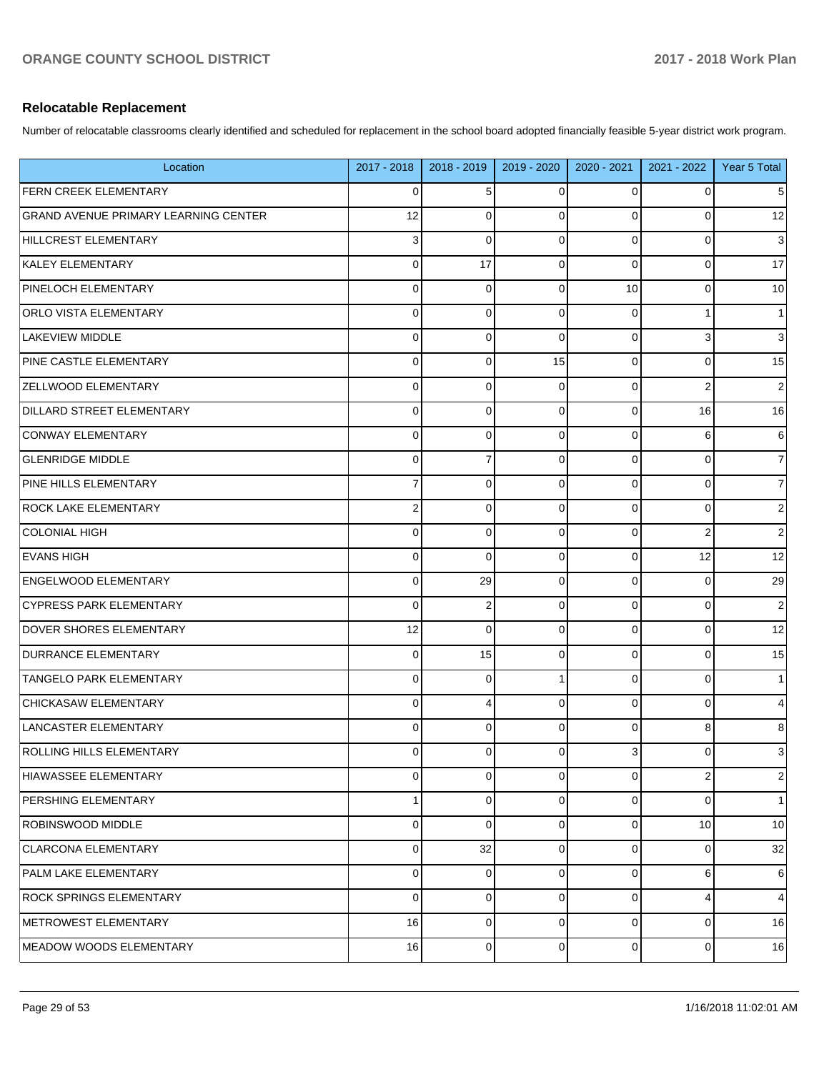## Relocatable Replacement

Number of relocatable classrooms clearly identified and scheduled for replacement in the school board adopted financially feasible 5-year district work program.

| Location | 2017 - 2018 | 2018 - 2019 | 2019 - 2020 | 2020 - 2021 | 2021 - 2022 | Year 5 Total |
|---|---|---|---|---|---|---|
| FERN CREEK ELEMENTARY | 0 | 5 | 0 | 0 | 0 | 5 |
| GRAND AVENUE PRIMARY LEARNING CENTER | 12 | 0 | 0 | 0 | 0 | 12 |
| HILLCREST ELEMENTARY | 3 | 0 | 0 | 0 | 0 | 3 |
| KALEY ELEMENTARY | 0 | 17 | 0 | 0 | 0 | 17 |
| PINELOCH ELEMENTARY | 0 | 0 | 0 | 10 | 0 | 10 |
| ORLO VISTA ELEMENTARY | 0 | 0 | 0 | 0 | 1 | 1 |
| LAKEVIEW MIDDLE | 0 | 0 | 0 | 0 | 3 | 3 |
| PINE CASTLE ELEMENTARY | 0 | 0 | 15 | 0 | 0 | 15 |
| ZELLWOOD ELEMENTARY | 0 | 0 | 0 | 0 | 2 | 2 |
| DILLARD STREET ELEMENTARY | 0 | 0 | 0 | 0 | 16 | 16 |
| CONWAY ELEMENTARY | 0 | 0 | 0 | 0 | 6 | 6 |
| GLENRIDGE MIDDLE | 0 | 7 | 0 | 0 | 0 | 7 |
| PINE HILLS ELEMENTARY | 7 | 0 | 0 | 0 | 0 | 7 |
| ROCK LAKE ELEMENTARY | 2 | 0 | 0 | 0 | 0 | 2 |
| COLONIAL HIGH | 0 | 0 | 0 | 0 | 2 | 2 |
| EVANS HIGH | 0 | 0 | 0 | 0 | 12 | 12 |
| ENGELWOOD ELEMENTARY | 0 | 29 | 0 | 0 | 0 | 29 |
| CYPRESS PARK ELEMENTARY | 0 | 2 | 0 | 0 | 0 | 2 |
| DOVER SHORES ELEMENTARY | 12 | 0 | 0 | 0 | 0 | 12 |
| DURRANCE ELEMENTARY | 0 | 15 | 0 | 0 | 0 | 15 |
| TANGELO PARK ELEMENTARY | 0 | 0 | 1 | 0 | 0 | 1 |
| CHICKASAW ELEMENTARY | 0 | 4 | 0 | 0 | 0 | 4 |
| LANCASTER ELEMENTARY | 0 | 0 | 0 | 0 | 8 | 8 |
| ROLLING HILLS ELEMENTARY | 0 | 0 | 0 | 3 | 0 | 3 |
| HIAWASSEE ELEMENTARY | 0 | 0 | 0 | 0 | 2 | 2 |
| PERSHING ELEMENTARY | 1 | 0 | 0 | 0 | 0 | 1 |
| ROBINSWOOD MIDDLE | 0 | 0 | 0 | 0 | 10 | 10 |
| CLARCONA ELEMENTARY | 0 | 32 | 0 | 0 | 0 | 32 |
| PALM LAKE ELEMENTARY | 0 | 0 | 0 | 0 | 6 | 6 |
| ROCK SPRINGS ELEMENTARY | 0 | 0 | 0 | 0 | 4 | 4 |
| METROWEST ELEMENTARY | 16 | 0 | 0 | 0 | 0 | 16 |
| MEADOW WOODS ELEMENTARY | 16 | 0 | 0 | 0 | 0 | 16 |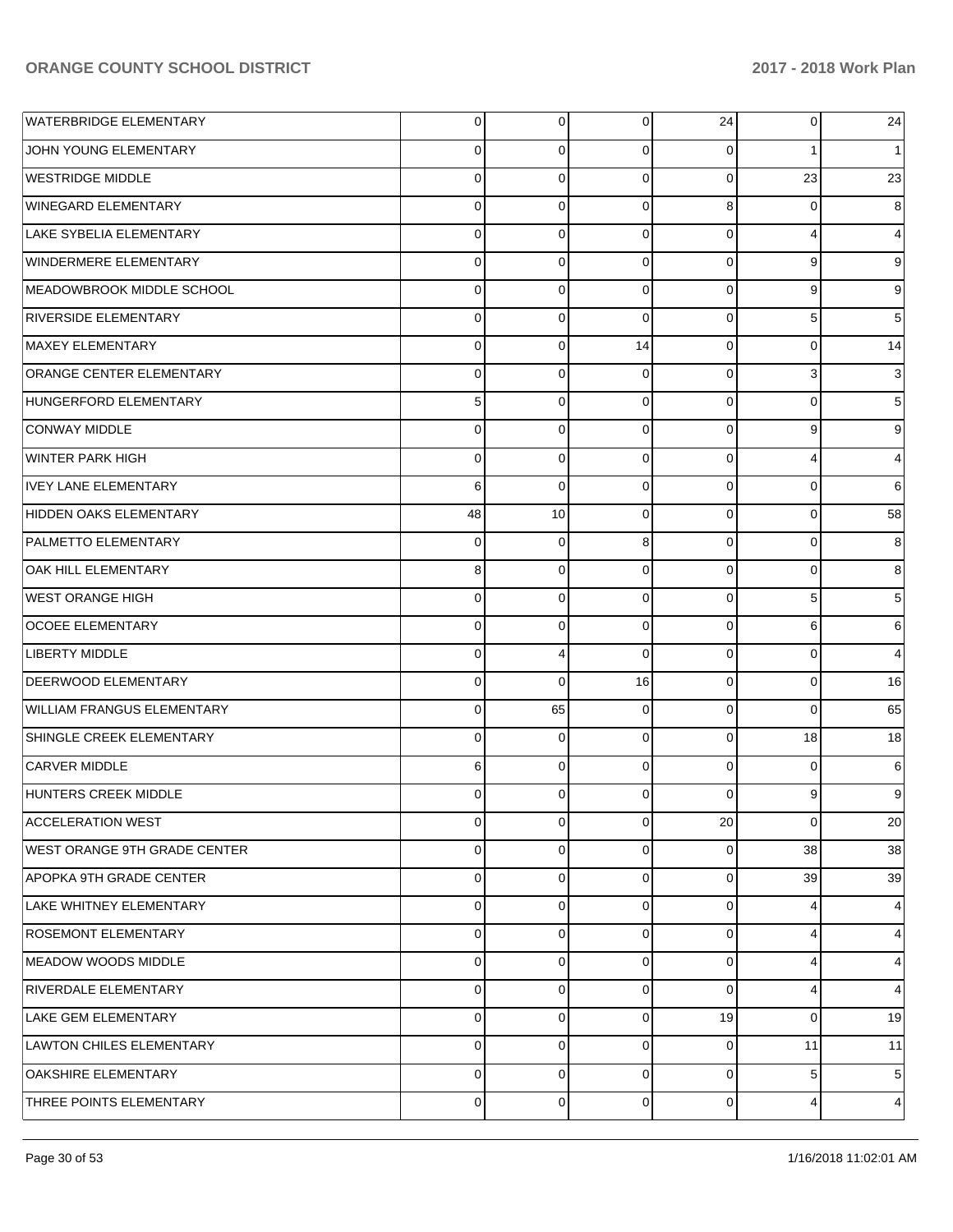| | | | | | | |
|---|---|---|---|---|---|---|
| WATERBRIDGE ELEMENTARY | 0 | 0 | 0 | 24 | 0 | 24 |
| JOHN YOUNG ELEMENTARY | 0 | 0 | 0 | 0 | 1 | 1 |
| WESTRIDGE MIDDLE | 0 | 0 | 0 | 0 | 23 | 23 |
| WINEGARD ELEMENTARY | 0 | 0 | 0 | 8 | 0 | 8 |
| LAKE SYBELIA ELEMENTARY | 0 | 0 | 0 | 0 | 4 | 4 |
| WINDERMERE ELEMENTARY | 0 | 0 | 0 | 0 | 9 | 9 |
| MEADOWBROOK MIDDLE SCHOOL | 0 | 0 | 0 | 0 | 9 | 9 |
| RIVERSIDE ELEMENTARY | 0 | 0 | 0 | 0 | 5 | 5 |
| MAXEY ELEMENTARY | 0 | 0 | 14 | 0 | 0 | 14 |
| ORANGE CENTER ELEMENTARY | 0 | 0 | 0 | 0 | 3 | 3 |
| HUNGERFORD ELEMENTARY | 5 | 0 | 0 | 0 | 0 | 5 |
| CONWAY MIDDLE | 0 | 0 | 0 | 0 | 9 | 9 |
| WINTER PARK HIGH | 0 | 0 | 0 | 0 | 4 | 4 |
| IVEY LANE ELEMENTARY | 6 | 0 | 0 | 0 | 0 | 6 |
| HIDDEN OAKS ELEMENTARY | 48 | 10 | 0 | 0 | 0 | 58 |
| PALMETTO ELEMENTARY | 0 | 0 | 8 | 0 | 0 | 8 |
| OAK HILL ELEMENTARY | 8 | 0 | 0 | 0 | 0 | 8 |
| WEST ORANGE HIGH | 0 | 0 | 0 | 0 | 5 | 5 |
| OCOEE ELEMENTARY | 0 | 0 | 0 | 0 | 6 | 6 |
| LIBERTY MIDDLE | 0 | 4 | 0 | 0 | 0 | 4 |
| DEERWOOD ELEMENTARY | 0 | 0 | 16 | 0 | 0 | 16 |
| WILLIAM FRANGUS ELEMENTARY | 0 | 65 | 0 | 0 | 0 | 65 |
| SHINGLE CREEK ELEMENTARY | 0 | 0 | 0 | 0 | 18 | 18 |
| CARVER MIDDLE | 6 | 0 | 0 | 0 | 0 | 6 |
| HUNTERS CREEK MIDDLE | 0 | 0 | 0 | 0 | 9 | 9 |
| ACCELERATION WEST | 0 | 0 | 0 | 20 | 0 | 20 |
| WEST ORANGE 9TH GRADE CENTER | 0 | 0 | 0 | 0 | 38 | 38 |
| APOPKA 9TH GRADE CENTER | 0 | 0 | 0 | 0 | 39 | 39 |
| LAKE WHITNEY ELEMENTARY | 0 | 0 | 0 | 0 | 4 | 4 |
| ROSEMONT ELEMENTARY | 0 | 0 | 0 | 0 | 4 | 4 |
| MEADOW WOODS MIDDLE | 0 | 0 | 0 | 0 | 4 | 4 |
| RIVERDALE ELEMENTARY | 0 | 0 | 0 | 0 | 4 | 4 |
| LAKE GEM ELEMENTARY | 0 | 0 | 0 | 19 | 0 | 19 |
| LAWTON CHILES ELEMENTARY | 0 | 0 | 0 | 0 | 11 | 11 |
| OAKSHIRE ELEMENTARY | 0 | 0 | 0 | 0 | 5 | 5 |
| THREE POINTS ELEMENTARY | 0 | 0 | 0 | 0 | 4 | 4 |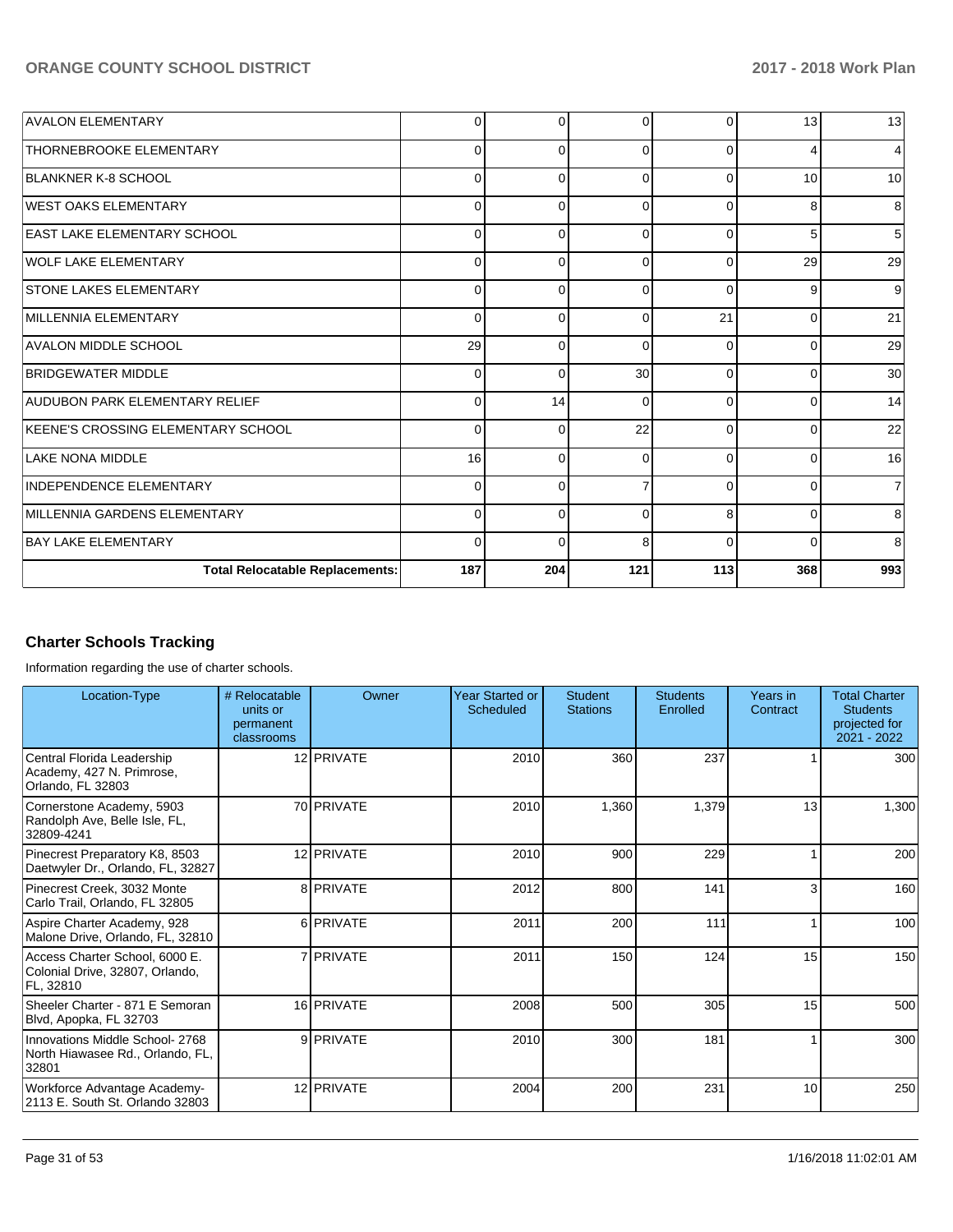| | | | | | | |
|---|---|---|---|---|---|---|
| AVALON ELEMENTARY | 0 | 0 | 0 | 0 | 13 | 13 |
| THORNEBROOKE ELEMENTARY | 0 | 0 | 0 | 0 | 4 | 4 |
| BLANKNER K-8 SCHOOL | 0 | 0 | 0 | 0 | 10 | 10 |
| WEST OAKS ELEMENTARY | 0 | 0 | 0 | 0 | 8 | 8 |
| EAST LAKE ELEMENTARY SCHOOL | 0 | 0 | 0 | 0 | 5 | 5 |
| WOLF LAKE ELEMENTARY | 0 | 0 | 0 | 0 | 29 | 29 |
| STONE LAKES ELEMENTARY | 0 | 0 | 0 | 0 | 9 | 9 |
| MILLENNIA ELEMENTARY | 0 | 0 | 0 | 21 | 0 | 21 |
| AVALON MIDDLE SCHOOL | 29 | 0 | 0 | 0 | 0 | 29 |
| BRIDGEWATER MIDDLE | 0 | 0 | 30 | 0 | 0 | 30 |
| AUDUBON PARK ELEMENTARY RELIEF | 0 | 14 | 0 | 0 | 0 | 14 |
| KEENE'S CROSSING ELEMENTARY SCHOOL | 0 | 0 | 22 | 0 | 0 | 22 |
| LAKE NONA MIDDLE | 16 | 0 | 0 | 0 | 0 | 16 |
| INDEPENDENCE ELEMENTARY | 0 | 0 | 7 | 0 | 0 | 7 |
| MILLENNIA GARDENS ELEMENTARY | 0 | 0 | 0 | 8 | 0 | 8 |
| BAY LAKE ELEMENTARY | 0 | 0 | 8 | 0 | 0 | 8 |
| **Total Relocatable Replacements:** | **187** | **204** | **121** | **113** | **368** | **993** |

## Charter Schools Tracking

Information regarding the use of charter schools.

| Location-Type | # Relocatable units or permanent classrooms | Owner | Year Started or Scheduled | Student Stations | Students Enrolled | Years in Contract | Total Charter Students projected for 2021 - 2022 |
|---|---|---|---|---|---|---|---|
| Central Florida Leadership Academy, 427 N. Primrose, Orlando, FL 32803 | 12 | PRIVATE | 2010 | 360 | 237 | 1 | 300 |
| Cornerstone Academy, 5903 Randolph Ave, Belle Isle, FL, 32809-4241 | 70 | PRIVATE | 2010 | 1,360 | 1,379 | 13 | 1,300 |
| Pinecrest Preparatory K8, 8503 Daetwyler Dr., Orlando, FL, 32827 | 12 | PRIVATE | 2010 | 900 | 229 | 1 | 200 |
| Pinecrest Creek, 3032 Monte Carlo Trail, Orlando, FL 32805 | 8 | PRIVATE | 2012 | 800 | 141 | 3 | 160 |
| Aspire Charter Academy, 928 Malone Drive, Orlando, FL, 32810 | 6 | PRIVATE | 2011 | 200 | 111 | 1 | 100 |
| Access Charter School, 6000 E. Colonial Drive, 32807, Orlando, FL, 32810 | 7 | PRIVATE | 2011 | 150 | 124 | 15 | 150 |
| Sheeler Charter - 871 E Semoran Blvd, Apopka, FL 32703 | 16 | PRIVATE | 2008 | 500 | 305 | 15 | 500 |
| Innovations Middle School- 2768 North Hiawasee Rd., Orlando, FL, 32801 | 9 | PRIVATE | 2010 | 300 | 181 | 1 | 300 |
| Workforce Advantage Academy- 2113 E. South St. Orlando 32803 | 12 | PRIVATE | 2004 | 200 | 231 | 10 | 250 |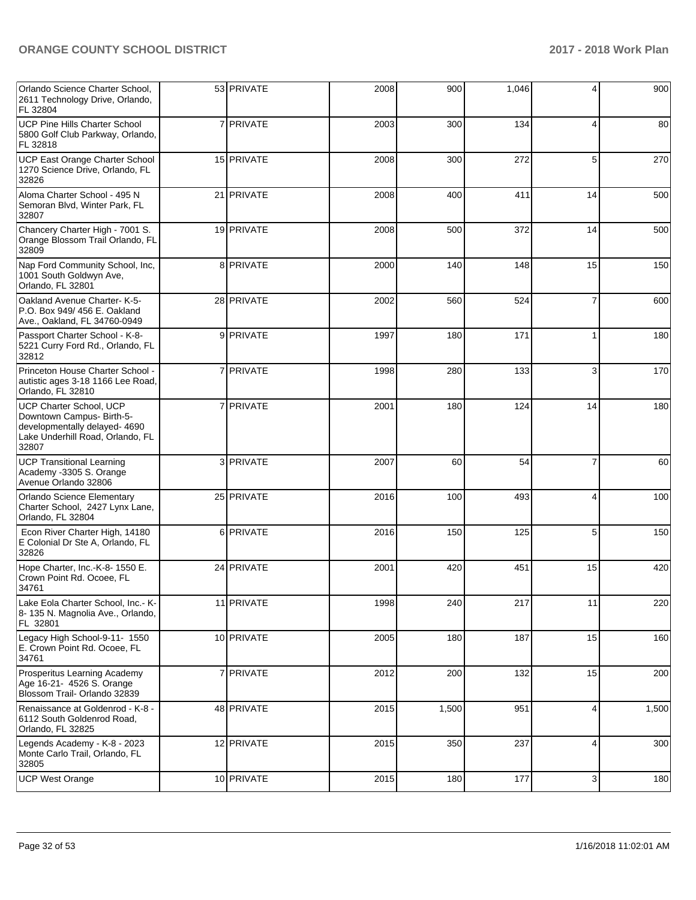| | | | | | | | |
|---|---|---|---|---|---|---|---|
| Orlando Science Charter School, 2611 Technology Drive, Orlando, FL 32804 | 53 | PRIVATE | 2008 | 900 | 1,046 | 4 | 900 |
| UCP Pine Hills Charter School 5800 Golf Club Parkway, Orlando, FL 32818 | 7 | PRIVATE | 2003 | 300 | 134 | 4 | 80 |
| UCP East Orange Charter School 1270 Science Drive, Orlando, FL 32826 | 15 | PRIVATE | 2008 | 300 | 272 | 5 | 270 |
| Aloma Charter School - 495 N Semoran Blvd, Winter Park, FL 32807 | 21 | PRIVATE | 2008 | 400 | 411 | 14 | 500 |
| Chancery Charter High - 7001 S. Orange Blossom Trail Orlando, FL 32809 | 19 | PRIVATE | 2008 | 500 | 372 | 14 | 500 |
| Nap Ford Community School, Inc, 1001 South Goldwyn Ave, Orlando, FL 32801 | 8 | PRIVATE | 2000 | 140 | 148 | 15 | 150 |
| Oakland Avenue Charter- K-5- P.O. Box 949/ 456 E. Oakland Ave., Oakland, FL 34760-0949 | 28 | PRIVATE | 2002 | 560 | 524 | 7 | 600 |
| Passport Charter School - K-8- 5221 Curry Ford Rd., Orlando, FL 32812 | 9 | PRIVATE | 1997 | 180 | 171 | 1 | 180 |
| Princeton House Charter School - autistic ages 3-18 1166 Lee Road, Orlando, FL 32810 | 7 | PRIVATE | 1998 | 280 | 133 | 3 | 170 |
| UCP Charter School, UCP Downtown Campus- Birth-5- developmentally delayed- 4690 Lake Underhill Road, Orlando, FL 32807 | 7 | PRIVATE | 2001 | 180 | 124 | 14 | 180 |
| UCP Transitional Learning Academy -3305 S. Orange Avenue Orlando 32806 | 3 | PRIVATE | 2007 | 60 | 54 | 7 | 60 |
| Orlando Science Elementary Charter School, 2427 Lynx Lane, Orlando, FL 32804 | 25 | PRIVATE | 2016 | 100 | 493 | 4 | 100 |
| Econ River Charter High, 14180 E Colonial Dr Ste A, Orlando, FL 32826 | 6 | PRIVATE | 2016 | 150 | 125 | 5 | 150 |
| Hope Charter, Inc.-K-8- 1550 E. Crown Point Rd. Ocoee, FL 34761 | 24 | PRIVATE | 2001 | 420 | 451 | 15 | 420 |
| Lake Eola Charter School, Inc.- K-8- 135 N. Magnolia Ave., Orlando, FL 32801 | 11 | PRIVATE | 1998 | 240 | 217 | 11 | 220 |
| Legacy High School-9-11- 1550 E. Crown Point Rd. Ocoee, FL 34761 | 10 | PRIVATE | 2005 | 180 | 187 | 15 | 160 |
| Prosperitus Learning Academy Age 16-21- 4526 S. Orange Blossom Trail- Orlando 32839 | 7 | PRIVATE | 2012 | 200 | 132 | 15 | 200 |
| Renaissance at Goldenrod - K-8 - 6112 South Goldenrod Road, Orlando, FL 32825 | 48 | PRIVATE | 2015 | 1,500 | 951 | 4 | 1,500 |
| Legends Academy - K-8 - 2023 Monte Carlo Trail, Orlando, FL 32805 | 12 | PRIVATE | 2015 | 350 | 237 | 4 | 300 |
| UCP West Orange | 10 | PRIVATE | 2015 | 180 | 177 | 3 | 180 |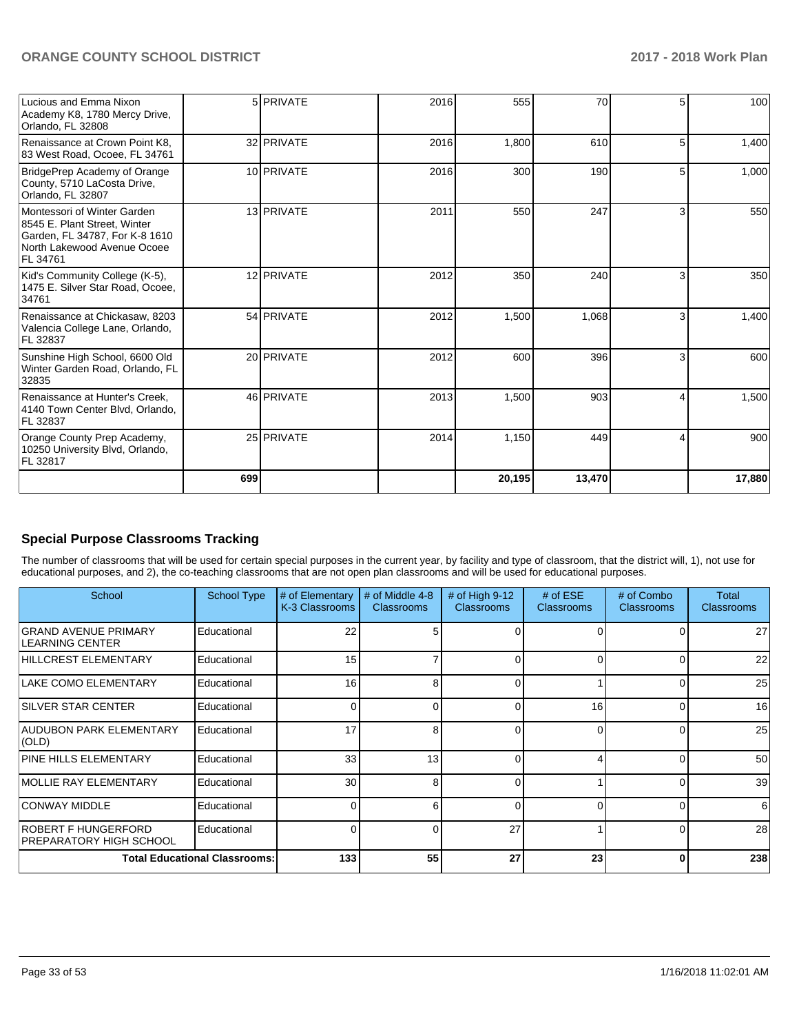| | | | | | | | |
|---|---|---|---|---|---|---|---|
| Lucious and Emma Nixon Academy K8, 1780 Mercy Drive, Orlando, FL 32808 | 5 | PRIVATE | 2016 | 555 | 70 | 5 | 100 |
| Renaissance at Crown Point K8, 83 West Road, Ocoee, FL 34761 | 32 | PRIVATE | 2016 | 1,800 | 610 | 5 | 1,400 |
| BridgePrep Academy of Orange County, 5710 LaCosta Drive, Orlando, FL 32807 | 10 | PRIVATE | 2016 | 300 | 190 | 5 | 1,000 |
| Montessori of Winter Garden 8545 E. Plant Street, Winter Garden, FL 34787, For K-8 1610 North Lakewood Avenue Ocoee FL 34761 | 13 | PRIVATE | 2011 | 550 | 247 | 3 | 550 |
| Kid's Community College (K-5), 1475 E. Silver Star Road, Ocoee, 34761 | 12 | PRIVATE | 2012 | 350 | 240 | 3 | 350 |
| Renaissance at Chickasaw, 8203 Valencia College Lane, Orlando, FL 32837 | 54 | PRIVATE | 2012 | 1,500 | 1,068 | 3 | 1,400 |
| Sunshine High School, 6600 Old Winter Garden Road, Orlando, FL 32835 | 20 | PRIVATE | 2012 | 600 | 396 | 3 | 600 |
| Renaissance at Hunter's Creek, 4140 Town Center Blvd, Orlando, FL 32837 | 46 | PRIVATE | 2013 | 1,500 | 903 | 4 | 1,500 |
| Orange County Prep Academy, 10250 University Blvd, Orlando, FL 32817 | 25 | PRIVATE | 2014 | 1,150 | 449 | 4 | 900 |
| | **699** | | | **20,195** | **13,470** | | **17,880** |

## Special Purpose Classrooms Tracking

The number of classrooms that will be used for certain special purposes in the current year, by facility and type of classroom, that the district will, 1), not use for educational purposes, and 2), the co-teaching classrooms that are not open plan classrooms and will be used for educational purposes.

| School | School Type | # of Elementary K-3 Classrooms | # of Middle 4-8 Classrooms | # of High 9-12 Classrooms | # of ESE Classrooms | # of Combo Classrooms | Total Classrooms |
|---|---|---|---|---|---|---|---|
| GRAND AVENUE PRIMARY LEARNING CENTER | Educational | 22 | 5 | 0 | 0 | 0 | 27 |
| HILLCREST ELEMENTARY | Educational | 15 | 7 | 0 | 0 | 0 | 22 |
| LAKE COMO ELEMENTARY | Educational | 16 | 8 | 0 | 1 | 0 | 25 |
| SILVER STAR CENTER | Educational | 0 | 0 | 0 | 16 | 0 | 16 |
| AUDUBON PARK ELEMENTARY (OLD) | Educational | 17 | 8 | 0 | 0 | 0 | 25 |
| PINE HILLS ELEMENTARY | Educational | 33 | 13 | 0 | 4 | 0 | 50 |
| MOLLIE RAY ELEMENTARY | Educational | 30 | 8 | 0 | 1 | 0 | 39 |
| CONWAY MIDDLE | Educational | 0 | 6 | 0 | 0 | 0 | 6 |
| ROBERT F HUNGERFORD PREPARATORY HIGH SCHOOL | Educational | 0 | 0 | 27 | 1 | 0 | 28 |
| **Total Educational Classrooms:** | | **133** | **55** | **27** | **23** | **0** | **238** |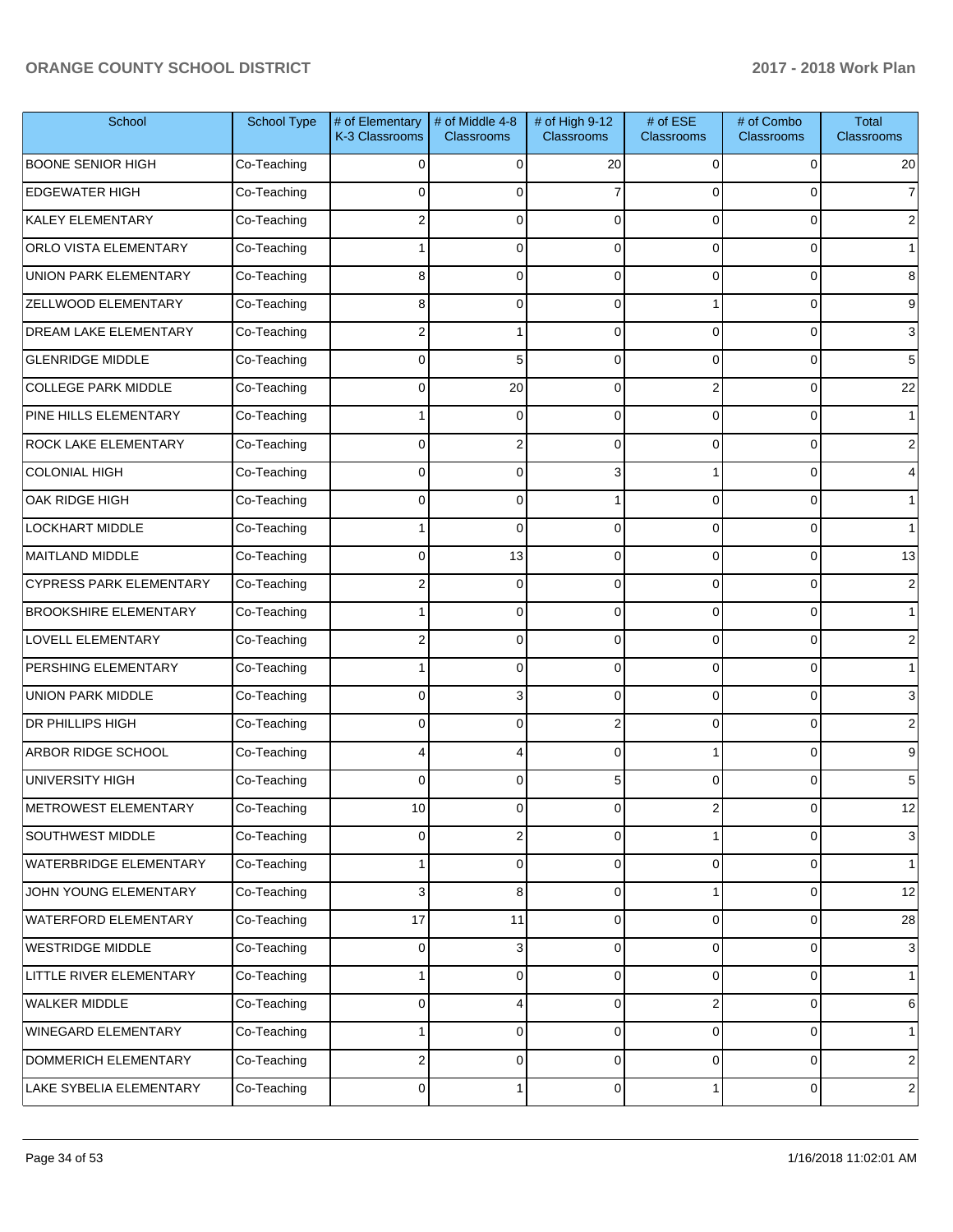| School | School Type | # of Elementary K-3 Classrooms | # of Middle 4-8 Classrooms | # of High 9-12 Classrooms | # of ESE Classrooms | # of Combo Classrooms | Total Classrooms |
|---|---|---|---|---|---|---|---|
| BOONE SENIOR HIGH | Co-Teaching | 0 | 0 | 20 | 0 | 0 | 20 |
| EDGEWATER HIGH | Co-Teaching | 0 | 0 | 7 | 0 | 0 | 7 |
| KALEY ELEMENTARY | Co-Teaching | 2 | 0 | 0 | 0 | 0 | 2 |
| ORLO VISTA ELEMENTARY | Co-Teaching | 1 | 0 | 0 | 0 | 0 | 1 |
| UNION PARK ELEMENTARY | Co-Teaching | 8 | 0 | 0 | 0 | 0 | 8 |
| ZELLWOOD ELEMENTARY | Co-Teaching | 8 | 0 | 0 | 1 | 0 | 9 |
| DREAM LAKE ELEMENTARY | Co-Teaching | 2 | 1 | 0 | 0 | 0 | 3 |
| GLENRIDGE MIDDLE | Co-Teaching | 0 | 5 | 0 | 0 | 0 | 5 |
| COLLEGE PARK MIDDLE | Co-Teaching | 0 | 20 | 0 | 2 | 0 | 22 |
| PINE HILLS ELEMENTARY | Co-Teaching | 1 | 0 | 0 | 0 | 0 | 1 |
| ROCK LAKE ELEMENTARY | Co-Teaching | 0 | 2 | 0 | 0 | 0 | 2 |
| COLONIAL HIGH | Co-Teaching | 0 | 0 | 3 | 1 | 0 | 4 |
| OAK RIDGE HIGH | Co-Teaching | 0 | 0 | 1 | 0 | 0 | 1 |
| LOCKHART MIDDLE | Co-Teaching | 1 | 0 | 0 | 0 | 0 | 1 |
| MAITLAND MIDDLE | Co-Teaching | 0 | 13 | 0 | 0 | 0 | 13 |
| CYPRESS PARK ELEMENTARY | Co-Teaching | 2 | 0 | 0 | 0 | 0 | 2 |
| BROOKSHIRE ELEMENTARY | Co-Teaching | 1 | 0 | 0 | 0 | 0 | 1 |
| LOVELL ELEMENTARY | Co-Teaching | 2 | 0 | 0 | 0 | 0 | 2 |
| PERSHING ELEMENTARY | Co-Teaching | 1 | 0 | 0 | 0 | 0 | 1 |
| UNION PARK MIDDLE | Co-Teaching | 0 | 3 | 0 | 0 | 0 | 3 |
| DR PHILLIPS HIGH | Co-Teaching | 0 | 0 | 2 | 0 | 0 | 2 |
| ARBOR RIDGE SCHOOL | Co-Teaching | 4 | 4 | 0 | 1 | 0 | 9 |
| UNIVERSITY HIGH | Co-Teaching | 0 | 0 | 5 | 0 | 0 | 5 |
| METROWEST ELEMENTARY | Co-Teaching | 10 | 0 | 0 | 2 | 0 | 12 |
| SOUTHWEST MIDDLE | Co-Teaching | 0 | 2 | 0 | 1 | 0 | 3 |
| WATERBRIDGE ELEMENTARY | Co-Teaching | 1 | 0 | 0 | 0 | 0 | 1 |
| JOHN YOUNG ELEMENTARY | Co-Teaching | 3 | 8 | 0 | 1 | 0 | 12 |
| WATERFORD ELEMENTARY | Co-Teaching | 17 | 11 | 0 | 0 | 0 | 28 |
| WESTRIDGE MIDDLE | Co-Teaching | 0 | 3 | 0 | 0 | 0 | 3 |
| LITTLE RIVER ELEMENTARY | Co-Teaching | 1 | 0 | 0 | 0 | 0 | 1 |
| WALKER MIDDLE | Co-Teaching | 0 | 4 | 0 | 2 | 0 | 6 |
| WINEGARD ELEMENTARY | Co-Teaching | 1 | 0 | 0 | 0 | 0 | 1 |
| DOMMERICH ELEMENTARY | Co-Teaching | 2 | 0 | 0 | 0 | 0 | 2 |
| LAKE SYBELIA ELEMENTARY | Co-Teaching | 0 | 1 | 0 | 1 | 0 | 2 |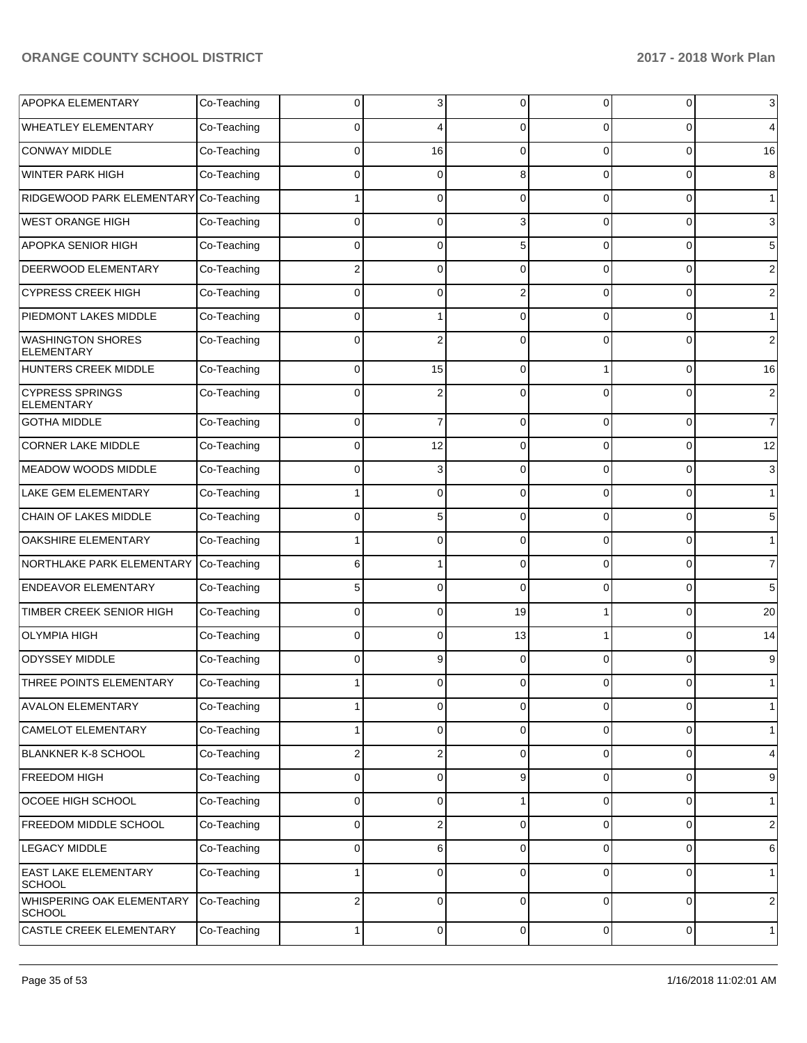| | | | | | | | |
|---|---|---|---|---|---|---|---|
| APOPKA ELEMENTARY | Co-Teaching | 0 | 3 | 0 | 0 | 0 | 3 |
| WHEATLEY ELEMENTARY | Co-Teaching | 0 | 4 | 0 | 0 | 0 | 4 |
| CONWAY MIDDLE | Co-Teaching | 0 | 16 | 0 | 0 | 0 | 16 |
| WINTER PARK HIGH | Co-Teaching | 0 | 0 | 8 | 0 | 0 | 8 |
| RIDGEWOOD PARK ELEMENTARY | Co-Teaching | 1 | 0 | 0 | 0 | 0 | 1 |
| WEST ORANGE HIGH | Co-Teaching | 0 | 0 | 3 | 0 | 0 | 3 |
| APOPKA SENIOR HIGH | Co-Teaching | 0 | 0 | 5 | 0 | 0 | 5 |
| DEERWOOD ELEMENTARY | Co-Teaching | 2 | 0 | 0 | 0 | 0 | 2 |
| CYPRESS CREEK HIGH | Co-Teaching | 0 | 0 | 2 | 0 | 0 | 2 |
| PIEDMONT LAKES MIDDLE | Co-Teaching | 0 | 1 | 0 | 0 | 0 | 1 |
| WASHINGTON SHORES ELEMENTARY | Co-Teaching | 0 | 2 | 0 | 0 | 0 | 2 |
| HUNTERS CREEK MIDDLE | Co-Teaching | 0 | 15 | 0 | 1 | 0 | 16 |
| CYPRESS SPRINGS ELEMENTARY | Co-Teaching | 0 | 2 | 0 | 0 | 0 | 2 |
| GOTHA MIDDLE | Co-Teaching | 0 | 7 | 0 | 0 | 0 | 7 |
| CORNER LAKE MIDDLE | Co-Teaching | 0 | 12 | 0 | 0 | 0 | 12 |
| MEADOW WOODS MIDDLE | Co-Teaching | 0 | 3 | 0 | 0 | 0 | 3 |
| LAKE GEM ELEMENTARY | Co-Teaching | 1 | 0 | 0 | 0 | 0 | 1 |
| CHAIN OF LAKES MIDDLE | Co-Teaching | 0 | 5 | 0 | 0 | 0 | 5 |
| OAKSHIRE ELEMENTARY | Co-Teaching | 1 | 0 | 0 | 0 | 0 | 1 |
| NORTHLAKE PARK ELEMENTARY | Co-Teaching | 6 | 1 | 0 | 0 | 0 | 7 |
| ENDEAVOR ELEMENTARY | Co-Teaching | 5 | 0 | 0 | 0 | 0 | 5 |
| TIMBER CREEK SENIOR HIGH | Co-Teaching | 0 | 0 | 19 | 1 | 0 | 20 |
| OLYMPIA HIGH | Co-Teaching | 0 | 0 | 13 | 1 | 0 | 14 |
| ODYSSEY MIDDLE | Co-Teaching | 0 | 9 | 0 | 0 | 0 | 9 |
| THREE POINTS ELEMENTARY | Co-Teaching | 1 | 0 | 0 | 0 | 0 | 1 |
| AVALON ELEMENTARY | Co-Teaching | 1 | 0 | 0 | 0 | 0 | 1 |
| CAMELOT ELEMENTARY | Co-Teaching | 1 | 0 | 0 | 0 | 0 | 1 |
| BLANKNER K-8 SCHOOL | Co-Teaching | 2 | 2 | 0 | 0 | 0 | 4 |
| FREEDOM HIGH | Co-Teaching | 0 | 0 | 9 | 0 | 0 | 9 |
| OCOEE HIGH SCHOOL | Co-Teaching | 0 | 0 | 1 | 0 | 0 | 1 |
| FREEDOM MIDDLE SCHOOL | Co-Teaching | 0 | 2 | 0 | 0 | 0 | 2 |
| LEGACY MIDDLE | Co-Teaching | 0 | 6 | 0 | 0 | 0 | 6 |
| EAST LAKE ELEMENTARY SCHOOL | Co-Teaching | 1 | 0 | 0 | 0 | 0 | 1 |
| WHISPERING OAK ELEMENTARY SCHOOL | Co-Teaching | 2 | 0 | 0 | 0 | 0 | 2 |
| CASTLE CREEK ELEMENTARY | Co-Teaching | 1 | 0 | 0 | 0 | 0 | 1 |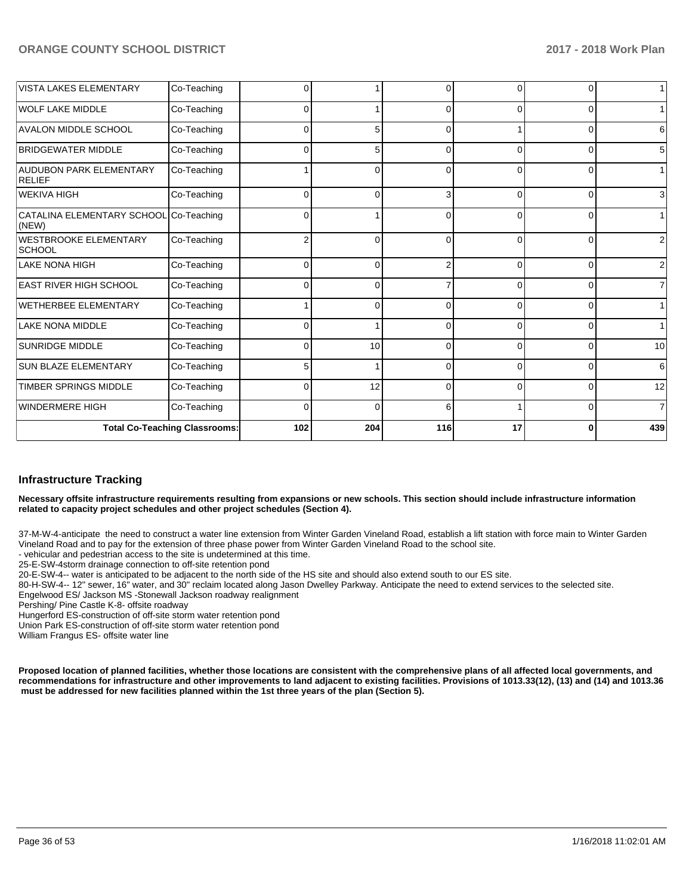| | | | | | | | |
|---|---|---|---|---|---|---|---|
| VISTA LAKES ELEMENTARY | Co-Teaching | 0 | 1 | 0 | 0 | 0 | 1 |
| WOLF LAKE MIDDLE | Co-Teaching | 0 | 1 | 0 | 0 | 0 | 1 |
| AVALON MIDDLE SCHOOL | Co-Teaching | 0 | 5 | 0 | 1 | 0 | 6 |
| BRIDGEWATER MIDDLE | Co-Teaching | 0 | 5 | 0 | 0 | 0 | 5 |
| AUDUBON PARK ELEMENTARY RELIEF | Co-Teaching | 1 | 0 | 0 | 0 | 0 | 1 |
| WEKIVA HIGH | Co-Teaching | 0 | 0 | 3 | 0 | 0 | 3 |
| CATALINA ELEMENTARY SCHOOL (NEW) | Co-Teaching | 0 | 1 | 0 | 0 | 0 | 1 |
| WESTBROOKE ELEMENTARY SCHOOL | Co-Teaching | 2 | 0 | 0 | 0 | 0 | 2 |
| LAKE NONA HIGH | Co-Teaching | 0 | 0 | 2 | 0 | 0 | 2 |
| EAST RIVER HIGH SCHOOL | Co-Teaching | 0 | 0 | 7 | 0 | 0 | 7 |
| WETHERBEE ELEMENTARY | Co-Teaching | 1 | 0 | 0 | 0 | 0 | 1 |
| LAKE NONA MIDDLE | Co-Teaching | 0 | 1 | 0 | 0 | 0 | 1 |
| SUNRIDGE MIDDLE | Co-Teaching | 0 | 10 | 0 | 0 | 0 | 10 |
| SUN BLAZE ELEMENTARY | Co-Teaching | 5 | 1 | 0 | 0 | 0 | 6 |
| TIMBER SPRINGS MIDDLE | Co-Teaching | 0 | 12 | 0 | 0 | 0 | 12 |
| WINDERMERE HIGH | Co-Teaching | 0 | 0 | 6 | 1 | 0 | 7 |
| **Total Co-Teaching Classrooms:** | | **102** | **204** | **116** | **17** | **0** | **439** |

## Infrastructure Tracking

**Necessary offsite infrastructure requirements resulting from expansions or new schools. This section should include infrastructure information related to capacity project schedules and other project schedules (Section 4).**

37-M-W-4-anticipate the need to construct a water line extension from Winter Garden Vineland Road, establish a lift station with force main to Winter Garden Vineland Road and to pay for the extension of three phase power from Winter Garden Vineland Road to the school site.
- vehicular and pedestrian access to the site is undetermined at this time.
25-E-SW-4storm drainage connection to off-site retention pond
20-E-SW-4-- water is anticipated to be adjacent to the north side of the HS site and should also extend south to our ES site.
80-H-SW-4-- 12" sewer, 16" water, and 30" reclaim located along Jason Dwelley Parkway. Anticipate the need to extend services to the selected site.
Engelwood ES/ Jackson MS -Stonewall Jackson roadway realignment
Pershing/ Pine Castle K-8- offsite roadway
Hungerford ES-construction of off-site storm water retention pond
Union Park ES-construction of off-site storm water retention pond
William Frangus ES- offsite water line

**Proposed location of planned facilities, whether those locations are consistent with the comprehensive plans of all affected local governments, and recommendations for infrastructure and other improvements to land adjacent to existing facilities. Provisions of 1013.33(12), (13) and (14) and 1013.36 must be addressed for new facilities planned within the 1st three years of the plan (Section 5).**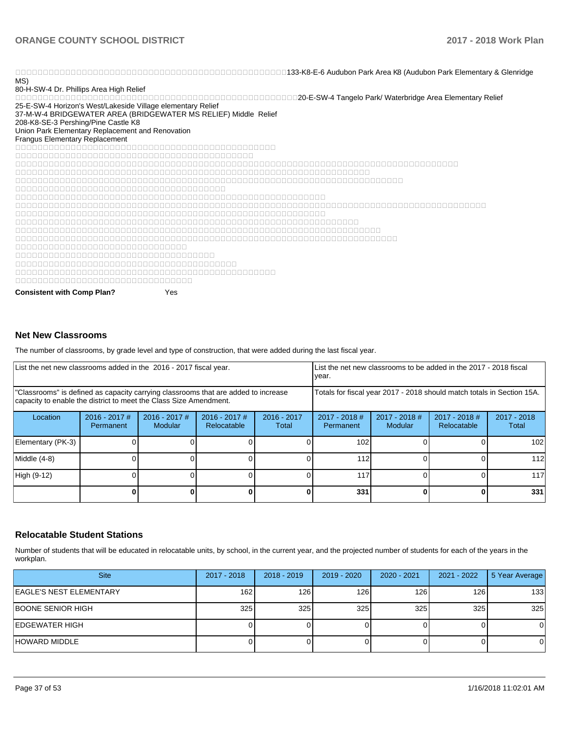□□□□□□□□□□□□□□□□□□□□□□□□□□□□□□□□□□□□□□□□□□□□□□□□□□□□□□□□□133-K8-E-6 Audubon Park Area K8 (Audubon Park Elementary & Glenridge MS)
80-H-SW-4 Dr. Phillips Area High Relief
□□□□□□□□□□□□□□□□□□□□□□□□□□□□□□□□□□□□□□□□□□□□□□□□□□□□□□□□□□□□20-E-SW-4 Tangelo Park/ Waterbridge Area Elementary Relief
25-E-SW-4 Horizon's West/Lakeside Village elementary Relief
37-M-W-4 BRIDGEWATER AREA (BRIDGEWATER MS RELIEF) Middle Relief
208-K8-SE-3 Pershing/Pine Castle K8
Union Park Elementary Replacement and Renovation
Frangus Elementary Replacement
□□□□□□□□□□□□□□□□□□□□□□□□□□□□□□□□□□□□□□□□□□□□□□□
□□□□□□□□□□□□□□□□□□□□□□□□□□□□□□□□□□□□□□□□□□□
□□□□□□□□□□□□□□□□□□□□□□□□□□□□□□□□□□□□□□□□□□□□□□□□□□□□□□□□□□□□□□□□□□□□□□□□□□□□□□□
□□□□□□□□□□□□□□□□□□□□□□□□□□□□□□□□□□□□□□□□□□□□□□□□□□□□□□□□□□□□□□
□□□□□□□□□□□□□□□□□□□□□□□□□□□□□□□□□□□□□□□□□□□□□□□□□□□□□□□□□□□□□□□□□□□□
□□□□□□□□□□□□□□□□□□□□□□□□□□□□□□□□□□□□□□
□□□□□□□□□□□□□□□□□□□□□□□□□□□□□□□□□□□□□□□□□□□□□□□□□□□□□□□□
□□□□□□□□□□□□□□□□□□□□□□□□□□□□□□□□□□□□□□□□□□□□□□□□□□□□□□□□□□□□□□□□□□□□□□□□□□□□□□□□□□□□
□□□□□□□□□□□□□□□□□□□□□□□□□□□□□□□□□□□□□□□□□□□□□□□□□□□□□□□□
□□□□□□□□□□□□□□□□□□□□□□□□□□□□□□□□□□□□□□□□□□□□□□□□□□□□□□□□□□□□
□□□□□□□□□□□□□□□□□□□□□□□□□□□□□□□□□□□□□□□□□□□□□□□□□□□□□□□□□□□□□□□□
□□□□□□□□□□□□□□□□□□□□□□□□□□□□□□□□□□□□□□□□□□□□□□□□□□□□□□□□□□□□□□□□□□□□□□□
□□□□□□□□□□□□□□□□□□□□□□□□□□□□□□□
□□□□□□□□□□□□□□□□□□□□□□□□□□□□□□□□□□□□
□□□□□□□□□□□□□□□□□□□□□□□□□□□□□□□□□□□□□□□□
□□□□□□□□□□□□□□□□□□□□□□□□□□□□□□□□□□□□□□□□□□□□□□□
□□□□□□□□□□□□□□□□□□□□□□□□□□□□□□□□□□

**Consistent with Comp Plan?** Yes

## Net New Classrooms

The number of classrooms, by grade level and type of construction, that were added during the last fiscal year.

| List the net new classrooms added in the 2016 - 2017 fiscal year. | | | | | List the net new classrooms to be added in the 2017 - 2018 fiscal year. | | | |
|---|---|---|---|---|---|---|---|---|
| "Classrooms" is defined as capacity carrying classrooms that are added to increase capacity to enable the district to meet the Class Size Amendment. | | | | | Totals for fiscal year 2017 - 2018 should match totals in Section 15A. | | | |
| Location | 2016 - 2017 # Permanent | 2016 - 2017 # Modular | 2016 - 2017 # Relocatable | 2016 - 2017 Total | 2017 - 2018 # Permanent | 2017 - 2018 # Modular | 2017 - 2018 # Relocatable | 2017 - 2018 Total |
| Elementary (PK-3) | 0 | 0 | 0 | 0 | 102 | 0 | 0 | 102 |
| Middle (4-8) | 0 | 0 | 0 | 0 | 112 | 0 | 0 | 112 |
| High (9-12) | 0 | 0 | 0 | 0 | 117 | 0 | 0 | 117 |
| | **0** | **0** | **0** | **0** | **331** | **0** | **0** | **331** |

## Relocatable Student Stations

Number of students that will be educated in relocatable units, by school, in the current year, and the projected number of students for each of the years in the workplan.

| Site | 2017 - 2018 | 2018 - 2019 | 2019 - 2020 | 2020 - 2021 | 2021 - 2022 | 5 Year Average |
|---|---|---|---|---|---|---|
| EAGLE'S NEST ELEMENTARY | 162 | 126 | 126 | 126 | 126 | 133 |
| BOONE SENIOR HIGH | 325 | 325 | 325 | 325 | 325 | 325 |
| EDGEWATER HIGH | 0 | 0 | 0 | 0 | 0 | 0 |
| HOWARD MIDDLE | 0 | 0 | 0 | 0 | 0 | 0 |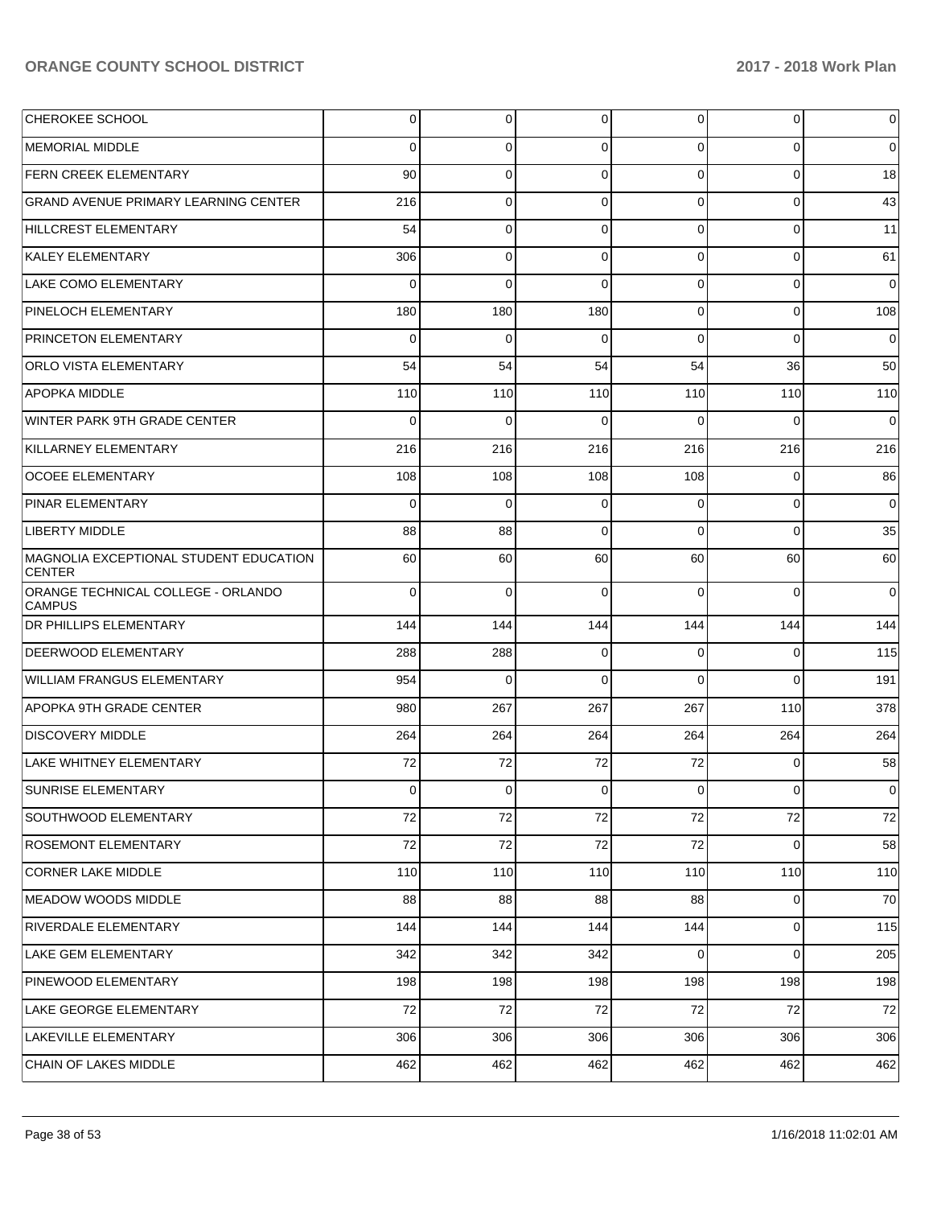| | | | | | | |
|---|---|---|---|---|---|---|
| CHEROKEE SCHOOL | 0 | 0 | 0 | 0 | 0 | 0 |
| MEMORIAL MIDDLE | 0 | 0 | 0 | 0 | 0 | 0 |
| FERN CREEK ELEMENTARY | 90 | 0 | 0 | 0 | 0 | 18 |
| GRAND AVENUE PRIMARY LEARNING CENTER | 216 | 0 | 0 | 0 | 0 | 43 |
| HILLCREST ELEMENTARY | 54 | 0 | 0 | 0 | 0 | 11 |
| KALEY ELEMENTARY | 306 | 0 | 0 | 0 | 0 | 61 |
| LAKE COMO ELEMENTARY | 0 | 0 | 0 | 0 | 0 | 0 |
| PINELOCH ELEMENTARY | 180 | 180 | 180 | 0 | 0 | 108 |
| PRINCETON ELEMENTARY | 0 | 0 | 0 | 0 | 0 | 0 |
| ORLO VISTA ELEMENTARY | 54 | 54 | 54 | 54 | 36 | 50 |
| APOPKA MIDDLE | 110 | 110 | 110 | 110 | 110 | 110 |
| WINTER PARK 9TH GRADE CENTER | 0 | 0 | 0 | 0 | 0 | 0 |
| KILLARNEY ELEMENTARY | 216 | 216 | 216 | 216 | 216 | 216 |
| OCOEE ELEMENTARY | 108 | 108 | 108 | 108 | 0 | 86 |
| PINAR ELEMENTARY | 0 | 0 | 0 | 0 | 0 | 0 |
| LIBERTY MIDDLE | 88 | 88 | 0 | 0 | 0 | 35 |
| MAGNOLIA EXCEPTIONAL STUDENT EDUCATION CENTER | 60 | 60 | 60 | 60 | 60 | 60 |
| ORANGE TECHNICAL COLLEGE - ORLANDO CAMPUS | 0 | 0 | 0 | 0 | 0 | 0 |
| DR PHILLIPS ELEMENTARY | 144 | 144 | 144 | 144 | 144 | 144 |
| DEERWOOD ELEMENTARY | 288 | 288 | 0 | 0 | 0 | 115 |
| WILLIAM FRANGUS ELEMENTARY | 954 | 0 | 0 | 0 | 0 | 191 |
| APOPKA 9TH GRADE CENTER | 980 | 267 | 267 | 267 | 110 | 378 |
| DISCOVERY MIDDLE | 264 | 264 | 264 | 264 | 264 | 264 |
| LAKE WHITNEY ELEMENTARY | 72 | 72 | 72 | 72 | 0 | 58 |
| SUNRISE ELEMENTARY | 0 | 0 | 0 | 0 | 0 | 0 |
| SOUTHWOOD ELEMENTARY | 72 | 72 | 72 | 72 | 72 | 72 |
| ROSEMONT ELEMENTARY | 72 | 72 | 72 | 72 | 0 | 58 |
| CORNER LAKE MIDDLE | 110 | 110 | 110 | 110 | 110 | 110 |
| MEADOW WOODS MIDDLE | 88 | 88 | 88 | 88 | 0 | 70 |
| RIVERDALE ELEMENTARY | 144 | 144 | 144 | 144 | 0 | 115 |
| LAKE GEM ELEMENTARY | 342 | 342 | 342 | 0 | 0 | 205 |
| PINEWOOD ELEMENTARY | 198 | 198 | 198 | 198 | 198 | 198 |
| LAKE GEORGE ELEMENTARY | 72 | 72 | 72 | 72 | 72 | 72 |
| LAKEVILLE ELEMENTARY | 306 | 306 | 306 | 306 | 306 | 306 |
| CHAIN OF LAKES MIDDLE | 462 | 462 | 462 | 462 | 462 | 462 |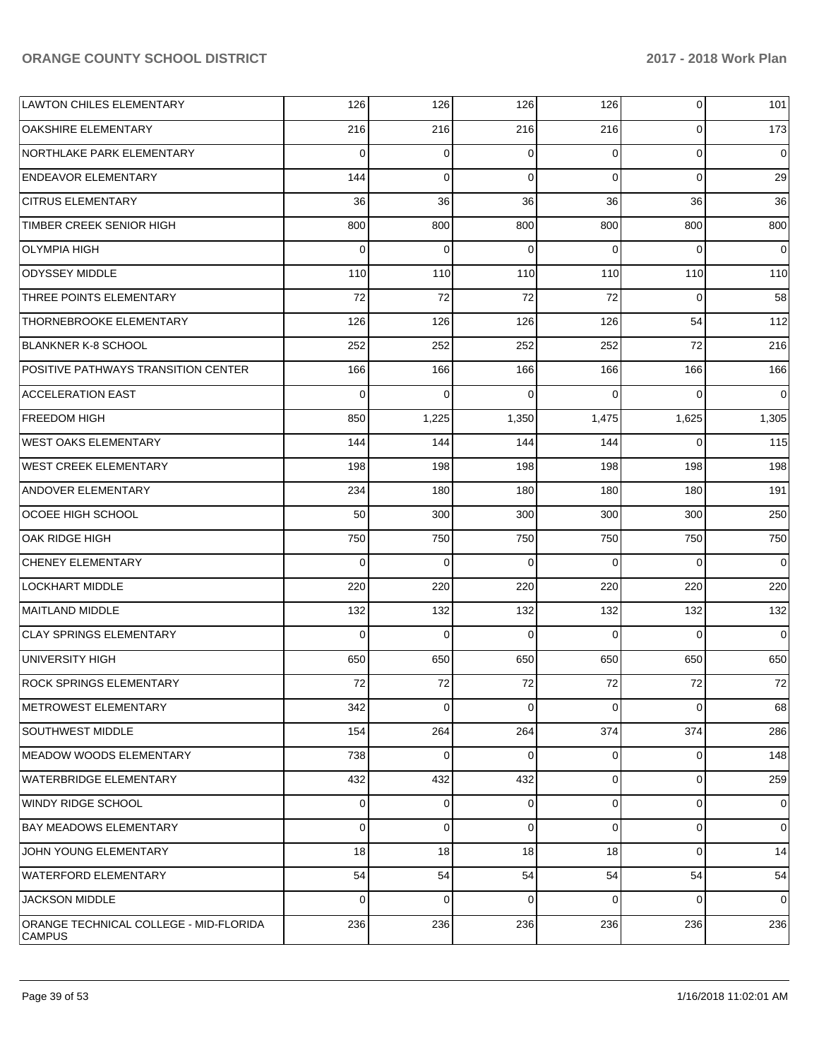| | | | | | | |
|---|---|---|---|---|---|---|
| LAWTON CHILES ELEMENTARY | 126 | 126 | 126 | 126 | 0 | 101 |
| OAKSHIRE ELEMENTARY | 216 | 216 | 216 | 216 | 0 | 173 |
| NORTHLAKE PARK ELEMENTARY | 0 | 0 | 0 | 0 | 0 | 0 |
| ENDEAVOR ELEMENTARY | 144 | 0 | 0 | 0 | 0 | 29 |
| CITRUS ELEMENTARY | 36 | 36 | 36 | 36 | 36 | 36 |
| TIMBER CREEK SENIOR HIGH | 800 | 800 | 800 | 800 | 800 | 800 |
| OLYMPIA HIGH | 0 | 0 | 0 | 0 | 0 | 0 |
| ODYSSEY MIDDLE | 110 | 110 | 110 | 110 | 110 | 110 |
| THREE POINTS ELEMENTARY | 72 | 72 | 72 | 72 | 0 | 58 |
| THORNEBROOKE ELEMENTARY | 126 | 126 | 126 | 126 | 54 | 112 |
| BLANKNER K-8 SCHOOL | 252 | 252 | 252 | 252 | 72 | 216 |
| POSITIVE PATHWAYS TRANSITION CENTER | 166 | 166 | 166 | 166 | 166 | 166 |
| ACCELERATION EAST | 0 | 0 | 0 | 0 | 0 | 0 |
| FREEDOM HIGH | 850 | 1,225 | 1,350 | 1,475 | 1,625 | 1,305 |
| WEST OAKS ELEMENTARY | 144 | 144 | 144 | 144 | 0 | 115 |
| WEST CREEK ELEMENTARY | 198 | 198 | 198 | 198 | 198 | 198 |
| ANDOVER ELEMENTARY | 234 | 180 | 180 | 180 | 180 | 191 |
| OCOEE HIGH SCHOOL | 50 | 300 | 300 | 300 | 300 | 250 |
| OAK RIDGE HIGH | 750 | 750 | 750 | 750 | 750 | 750 |
| CHENEY ELEMENTARY | 0 | 0 | 0 | 0 | 0 | 0 |
| LOCKHART MIDDLE | 220 | 220 | 220 | 220 | 220 | 220 |
| MAITLAND MIDDLE | 132 | 132 | 132 | 132 | 132 | 132 |
| CLAY SPRINGS ELEMENTARY | 0 | 0 | 0 | 0 | 0 | 0 |
| UNIVERSITY HIGH | 650 | 650 | 650 | 650 | 650 | 650 |
| ROCK SPRINGS ELEMENTARY | 72 | 72 | 72 | 72 | 72 | 72 |
| METROWEST ELEMENTARY | 342 | 0 | 0 | 0 | 0 | 68 |
| SOUTHWEST MIDDLE | 154 | 264 | 264 | 374 | 374 | 286 |
| MEADOW WOODS ELEMENTARY | 738 | 0 | 0 | 0 | 0 | 148 |
| WATERBRIDGE ELEMENTARY | 432 | 432 | 432 | 0 | 0 | 259 |
| WINDY RIDGE SCHOOL | 0 | 0 | 0 | 0 | 0 | 0 |
| BAY MEADOWS ELEMENTARY | 0 | 0 | 0 | 0 | 0 | 0 |
| JOHN YOUNG ELEMENTARY | 18 | 18 | 18 | 18 | 0 | 14 |
| WATERFORD ELEMENTARY | 54 | 54 | 54 | 54 | 54 | 54 |
| JACKSON MIDDLE | 0 | 0 | 0 | 0 | 0 | 0 |
| ORANGE TECHNICAL COLLEGE - MID-FLORIDA CAMPUS | 236 | 236 | 236 | 236 | 236 | 236 |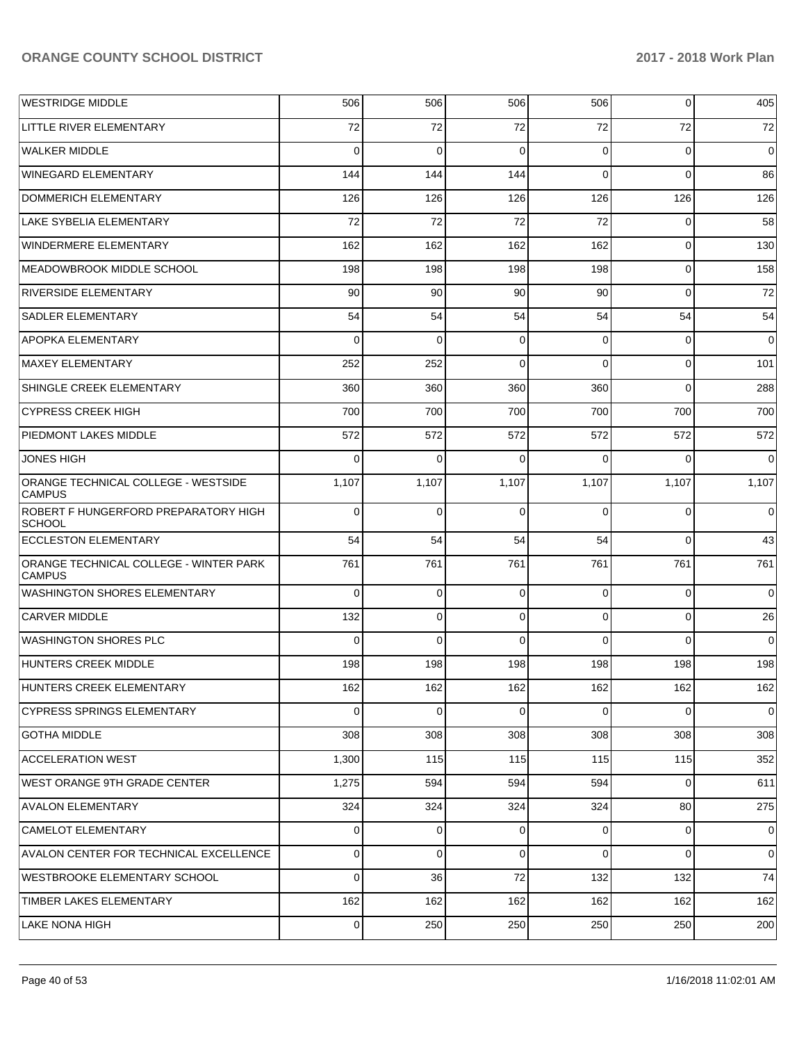| | | | | | | |
|---|---|---|---|---|---|---|
| WESTRIDGE MIDDLE | 506 | 506 | 506 | 506 | 0 | 405 |
| LITTLE RIVER ELEMENTARY | 72 | 72 | 72 | 72 | 72 | 72 |
| WALKER MIDDLE | 0 | 0 | 0 | 0 | 0 | 0 |
| WINEGARD ELEMENTARY | 144 | 144 | 144 | 0 | 0 | 86 |
| DOMMERICH ELEMENTARY | 126 | 126 | 126 | 126 | 126 | 126 |
| LAKE SYBELIA ELEMENTARY | 72 | 72 | 72 | 72 | 0 | 58 |
| WINDERMERE ELEMENTARY | 162 | 162 | 162 | 162 | 0 | 130 |
| MEADOWBROOK MIDDLE SCHOOL | 198 | 198 | 198 | 198 | 0 | 158 |
| RIVERSIDE ELEMENTARY | 90 | 90 | 90 | 90 | 0 | 72 |
| SADLER ELEMENTARY | 54 | 54 | 54 | 54 | 54 | 54 |
| APOPKA ELEMENTARY | 0 | 0 | 0 | 0 | 0 | 0 |
| MAXEY ELEMENTARY | 252 | 252 | 0 | 0 | 0 | 101 |
| SHINGLE CREEK ELEMENTARY | 360 | 360 | 360 | 360 | 0 | 288 |
| CYPRESS CREEK HIGH | 700 | 700 | 700 | 700 | 700 | 700 |
| PIEDMONT LAKES MIDDLE | 572 | 572 | 572 | 572 | 572 | 572 |
| JONES HIGH | 0 | 0 | 0 | 0 | 0 | 0 |
| ORANGE TECHNICAL COLLEGE - WESTSIDE CAMPUS | 1,107 | 1,107 | 1,107 | 1,107 | 1,107 | 1,107 |
| ROBERT F HUNGERFORD PREPARATORY HIGH SCHOOL | 0 | 0 | 0 | 0 | 0 | 0 |
| ECCLESTON ELEMENTARY | 54 | 54 | 54 | 54 | 0 | 43 |
| ORANGE TECHNICAL COLLEGE - WINTER PARK CAMPUS | 761 | 761 | 761 | 761 | 761 | 761 |
| WASHINGTON SHORES ELEMENTARY | 0 | 0 | 0 | 0 | 0 | 0 |
| CARVER MIDDLE | 132 | 0 | 0 | 0 | 0 | 26 |
| WASHINGTON SHORES PLC | 0 | 0 | 0 | 0 | 0 | 0 |
| HUNTERS CREEK MIDDLE | 198 | 198 | 198 | 198 | 198 | 198 |
| HUNTERS CREEK ELEMENTARY | 162 | 162 | 162 | 162 | 162 | 162 |
| CYPRESS SPRINGS ELEMENTARY | 0 | 0 | 0 | 0 | 0 | 0 |
| GOTHA MIDDLE | 308 | 308 | 308 | 308 | 308 | 308 |
| ACCELERATION WEST | 1,300 | 115 | 115 | 115 | 115 | 352 |
| WEST ORANGE 9TH GRADE CENTER | 1,275 | 594 | 594 | 594 | 0 | 611 |
| AVALON ELEMENTARY | 324 | 324 | 324 | 324 | 80 | 275 |
| CAMELOT ELEMENTARY | 0 | 0 | 0 | 0 | 0 | 0 |
| AVALON CENTER FOR TECHNICAL EXCELLENCE | 0 | 0 | 0 | 0 | 0 | 0 |
| WESTBROOKE ELEMENTARY SCHOOL | 0 | 36 | 72 | 132 | 132 | 74 |
| TIMBER LAKES ELEMENTARY | 162 | 162 | 162 | 162 | 162 | 162 |
| LAKE NONA HIGH | 0 | 250 | 250 | 250 | 250 | 200 |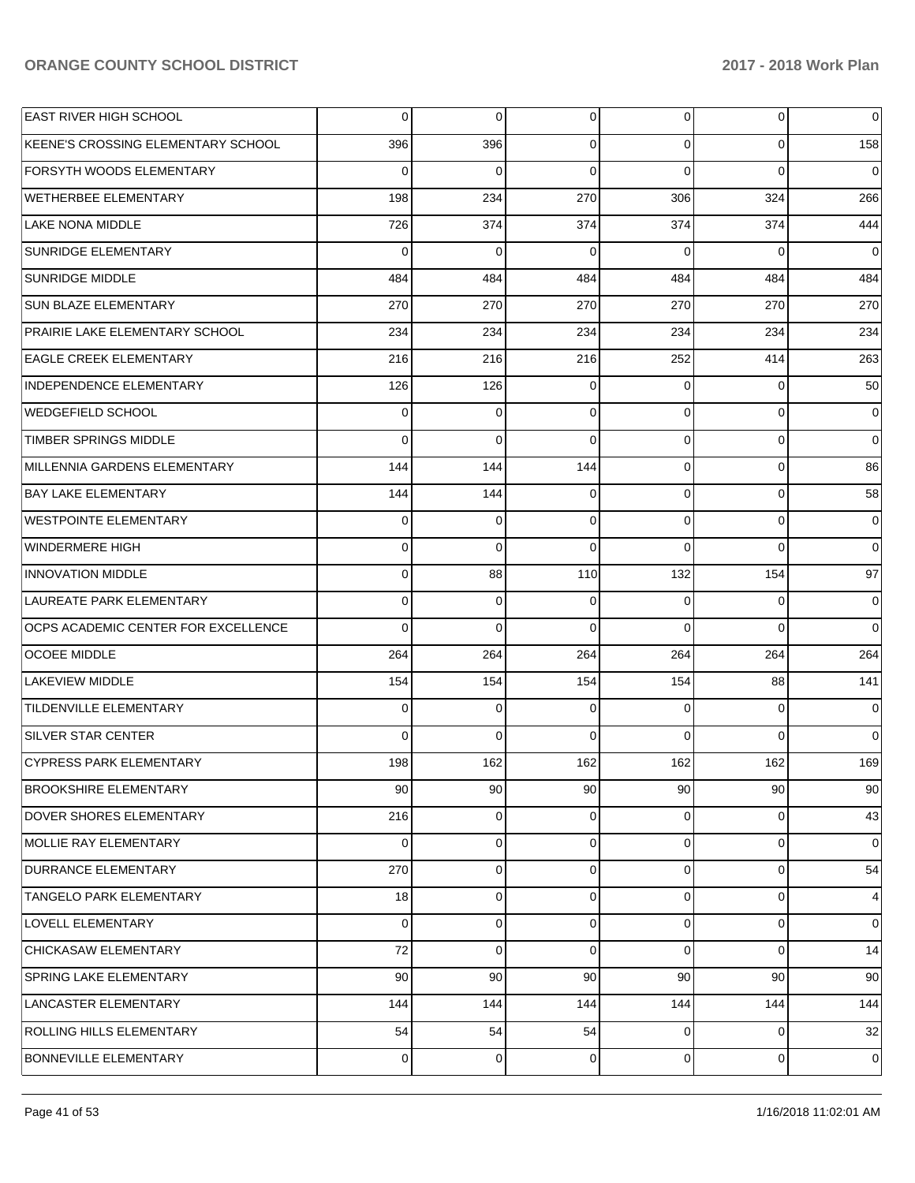| | | | | | | |
|---|---|---|---|---|---|---|
| EAST RIVER HIGH SCHOOL | 0 | 0 | 0 | 0 | 0 | 0 |
| KEENE'S CROSSING ELEMENTARY SCHOOL | 396 | 396 | 0 | 0 | 0 | 158 |
| FORSYTH WOODS ELEMENTARY | 0 | 0 | 0 | 0 | 0 | 0 |
| WETHERBEE ELEMENTARY | 198 | 234 | 270 | 306 | 324 | 266 |
| LAKE NONA MIDDLE | 726 | 374 | 374 | 374 | 374 | 444 |
| SUNRIDGE ELEMENTARY | 0 | 0 | 0 | 0 | 0 | 0 |
| SUNRIDGE MIDDLE | 484 | 484 | 484 | 484 | 484 | 484 |
| SUN BLAZE ELEMENTARY | 270 | 270 | 270 | 270 | 270 | 270 |
| PRAIRIE LAKE ELEMENTARY SCHOOL | 234 | 234 | 234 | 234 | 234 | 234 |
| EAGLE CREEK ELEMENTARY | 216 | 216 | 216 | 252 | 414 | 263 |
| INDEPENDENCE ELEMENTARY | 126 | 126 | 0 | 0 | 0 | 50 |
| WEDGEFIELD SCHOOL | 0 | 0 | 0 | 0 | 0 | 0 |
| TIMBER SPRINGS MIDDLE | 0 | 0 | 0 | 0 | 0 | 0 |
| MILLENNIA GARDENS ELEMENTARY | 144 | 144 | 144 | 0 | 0 | 86 |
| BAY LAKE ELEMENTARY | 144 | 144 | 0 | 0 | 0 | 58 |
| WESTPOINTE ELEMENTARY | 0 | 0 | 0 | 0 | 0 | 0 |
| WINDERMERE HIGH | 0 | 0 | 0 | 0 | 0 | 0 |
| INNOVATION MIDDLE | 0 | 88 | 110 | 132 | 154 | 97 |
| LAUREATE PARK ELEMENTARY | 0 | 0 | 0 | 0 | 0 | 0 |
| OCPS ACADEMIC CENTER FOR EXCELLENCE | 0 | 0 | 0 | 0 | 0 | 0 |
| OCOEE MIDDLE | 264 | 264 | 264 | 264 | 264 | 264 |
| LAKEVIEW MIDDLE | 154 | 154 | 154 | 154 | 88 | 141 |
| TILDENVILLE ELEMENTARY | 0 | 0 | 0 | 0 | 0 | 0 |
| SILVER STAR CENTER | 0 | 0 | 0 | 0 | 0 | 0 |
| CYPRESS PARK ELEMENTARY | 198 | 162 | 162 | 162 | 162 | 169 |
| BROOKSHIRE ELEMENTARY | 90 | 90 | 90 | 90 | 90 | 90 |
| DOVER SHORES ELEMENTARY | 216 | 0 | 0 | 0 | 0 | 43 |
| MOLLIE RAY ELEMENTARY | 0 | 0 | 0 | 0 | 0 | 0 |
| DURRANCE ELEMENTARY | 270 | 0 | 0 | 0 | 0 | 54 |
| TANGELO PARK ELEMENTARY | 18 | 0 | 0 | 0 | 0 | 4 |
| LOVELL ELEMENTARY | 0 | 0 | 0 | 0 | 0 | 0 |
| CHICKASAW ELEMENTARY | 72 | 0 | 0 | 0 | 0 | 14 |
| SPRING LAKE ELEMENTARY | 90 | 90 | 90 | 90 | 90 | 90 |
| LANCASTER ELEMENTARY | 144 | 144 | 144 | 144 | 144 | 144 |
| ROLLING HILLS ELEMENTARY | 54 | 54 | 54 | 0 | 0 | 32 |
| BONNEVILLE ELEMENTARY | 0 | 0 | 0 | 0 | 0 | 0 |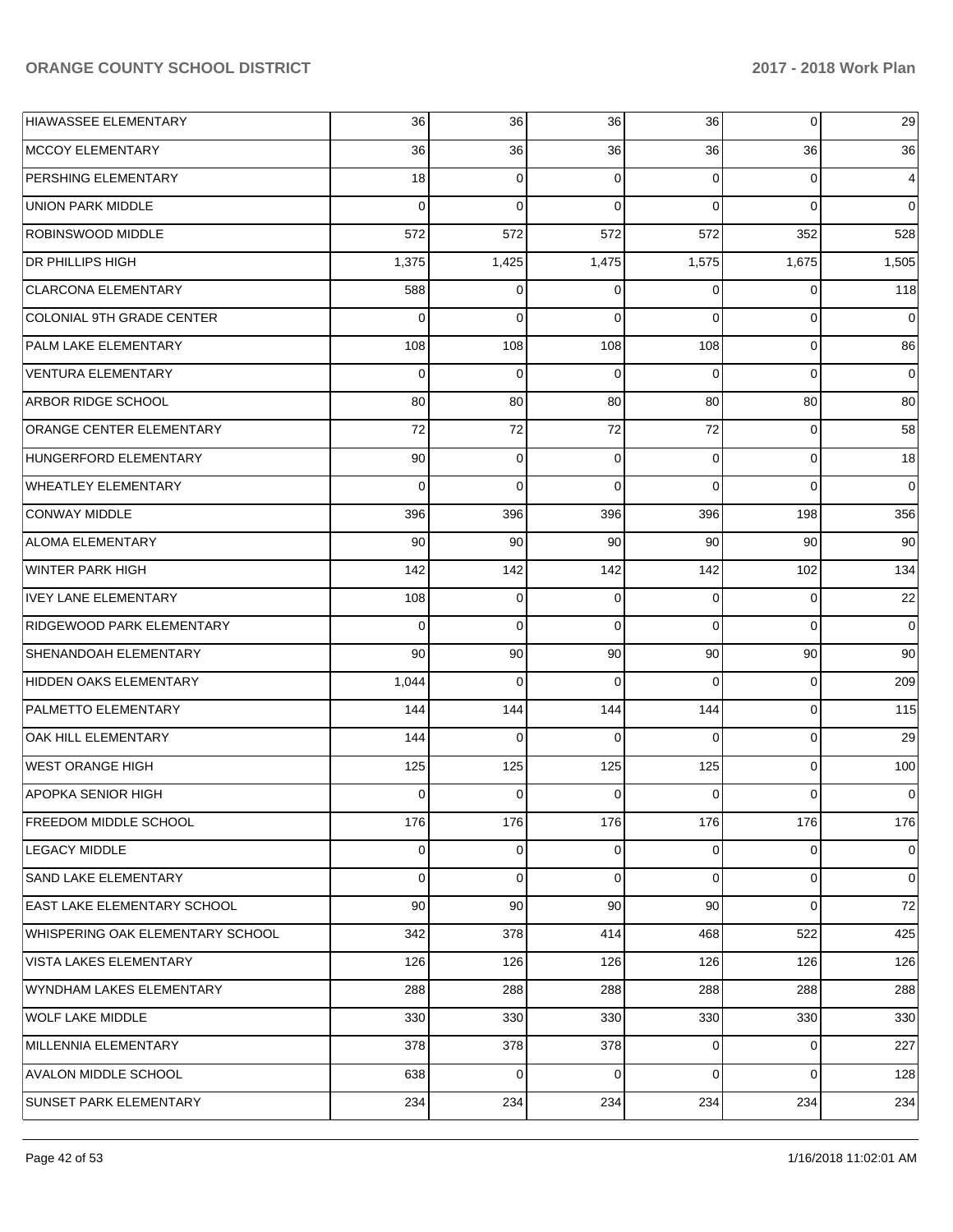| | | | | | | |
|---|---|---|---|---|---|---|
| HIAWASSEE ELEMENTARY | 36 | 36 | 36 | 36 | 0 | 29 |
| MCCOY ELEMENTARY | 36 | 36 | 36 | 36 | 36 | 36 |
| PERSHING ELEMENTARY | 18 | 0 | 0 | 0 | 0 | 4 |
| UNION PARK MIDDLE | 0 | 0 | 0 | 0 | 0 | 0 |
| ROBINSWOOD MIDDLE | 572 | 572 | 572 | 572 | 352 | 528 |
| DR PHILLIPS HIGH | 1,375 | 1,425 | 1,475 | 1,575 | 1,675 | 1,505 |
| CLARCONA ELEMENTARY | 588 | 0 | 0 | 0 | 0 | 118 |
| COLONIAL 9TH GRADE CENTER | 0 | 0 | 0 | 0 | 0 | 0 |
| PALM LAKE ELEMENTARY | 108 | 108 | 108 | 108 | 0 | 86 |
| VENTURA ELEMENTARY | 0 | 0 | 0 | 0 | 0 | 0 |
| ARBOR RIDGE SCHOOL | 80 | 80 | 80 | 80 | 80 | 80 |
| ORANGE CENTER ELEMENTARY | 72 | 72 | 72 | 72 | 0 | 58 |
| HUNGERFORD ELEMENTARY | 90 | 0 | 0 | 0 | 0 | 18 |
| WHEATLEY ELEMENTARY | 0 | 0 | 0 | 0 | 0 | 0 |
| CONWAY MIDDLE | 396 | 396 | 396 | 396 | 198 | 356 |
| ALOMA ELEMENTARY | 90 | 90 | 90 | 90 | 90 | 90 |
| WINTER PARK HIGH | 142 | 142 | 142 | 142 | 102 | 134 |
| IVEY LANE ELEMENTARY | 108 | 0 | 0 | 0 | 0 | 22 |
| RIDGEWOOD PARK ELEMENTARY | 0 | 0 | 0 | 0 | 0 | 0 |
| SHENANDOAH ELEMENTARY | 90 | 90 | 90 | 90 | 90 | 90 |
| HIDDEN OAKS ELEMENTARY | 1,044 | 0 | 0 | 0 | 0 | 209 |
| PALMETTO ELEMENTARY | 144 | 144 | 144 | 144 | 0 | 115 |
| OAK HILL ELEMENTARY | 144 | 0 | 0 | 0 | 0 | 29 |
| WEST ORANGE HIGH | 125 | 125 | 125 | 125 | 0 | 100 |
| APOPKA SENIOR HIGH | 0 | 0 | 0 | 0 | 0 | 0 |
| FREEDOM MIDDLE SCHOOL | 176 | 176 | 176 | 176 | 176 | 176 |
| LEGACY MIDDLE | 0 | 0 | 0 | 0 | 0 | 0 |
| SAND LAKE ELEMENTARY | 0 | 0 | 0 | 0 | 0 | 0 |
| EAST LAKE ELEMENTARY SCHOOL | 90 | 90 | 90 | 90 | 0 | 72 |
| WHISPERING OAK ELEMENTARY SCHOOL | 342 | 378 | 414 | 468 | 522 | 425 |
| VISTA LAKES ELEMENTARY | 126 | 126 | 126 | 126 | 126 | 126 |
| WYNDHAM LAKES ELEMENTARY | 288 | 288 | 288 | 288 | 288 | 288 |
| WOLF LAKE MIDDLE | 330 | 330 | 330 | 330 | 330 | 330 |
| MILLENNIA ELEMENTARY | 378 | 378 | 378 | 0 | 0 | 227 |
| AVALON MIDDLE SCHOOL | 638 | 0 | 0 | 0 | 0 | 128 |
| SUNSET PARK ELEMENTARY | 234 | 234 | 234 | 234 | 234 | 234 |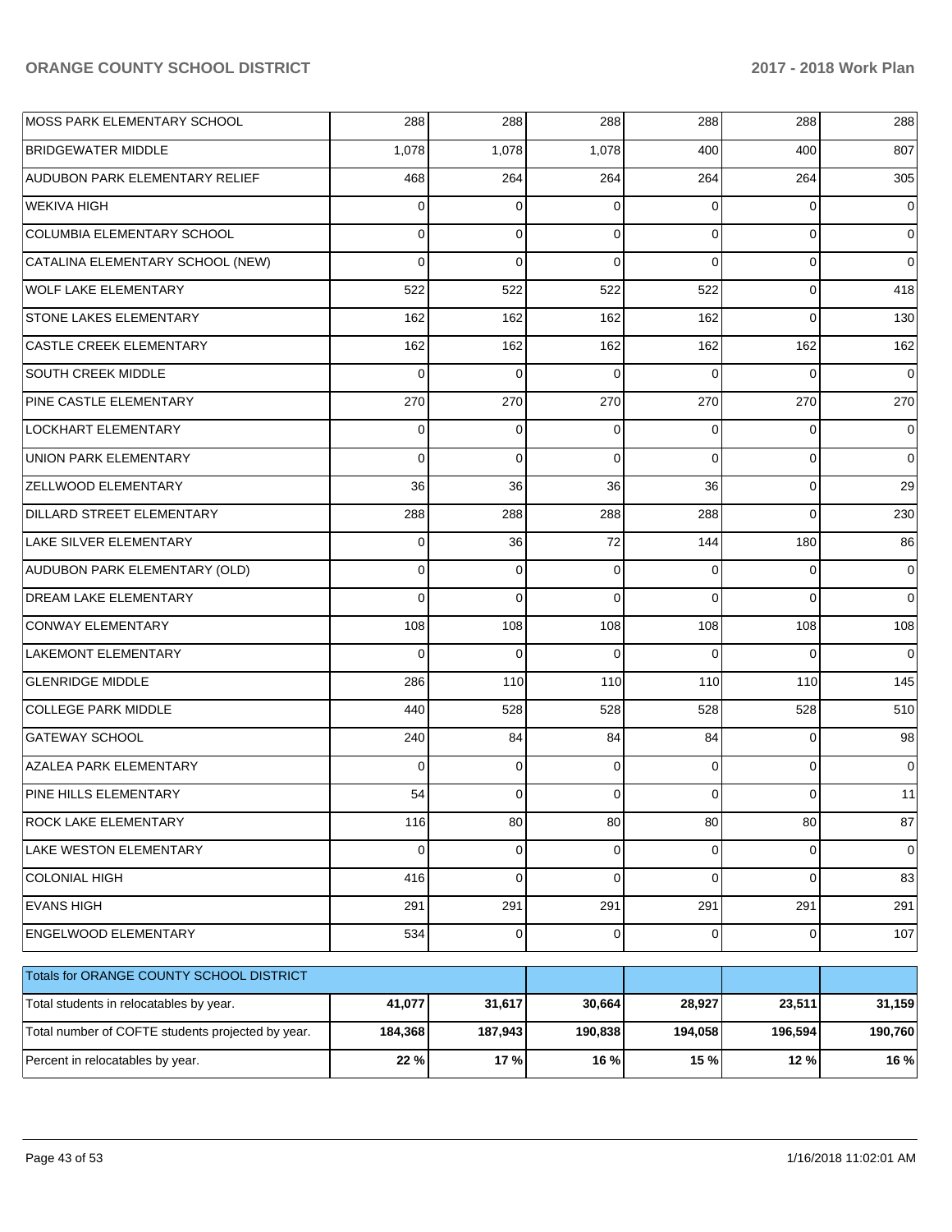| MOSS PARK ELEMENTARY SCHOOL | 288 | 288 | 288 | 288 | 288 | 288 |
|---|---|---|---|---|---|---|
| BRIDGEWATER MIDDLE | 1,078 | 1,078 | 1,078 | 400 | 400 | 807 |
| AUDUBON PARK ELEMENTARY RELIEF | 468 | 264 | 264 | 264 | 264 | 305 |
| WEKIVA HIGH | 0 | 0 | 0 | 0 | 0 | 0 |
| COLUMBIA ELEMENTARY SCHOOL | 0 | 0 | 0 | 0 | 0 | 0 |
| CATALINA ELEMENTARY SCHOOL (NEW) | 0 | 0 | 0 | 0 | 0 | 0 |
| WOLF LAKE ELEMENTARY | 522 | 522 | 522 | 522 | 0 | 418 |
| STONE LAKES ELEMENTARY | 162 | 162 | 162 | 162 | 0 | 130 |
| CASTLE CREEK ELEMENTARY | 162 | 162 | 162 | 162 | 162 | 162 |
| SOUTH CREEK MIDDLE | 0 | 0 | 0 | 0 | 0 | 0 |
| PINE CASTLE ELEMENTARY | 270 | 270 | 270 | 270 | 270 | 270 |
| LOCKHART ELEMENTARY | 0 | 0 | 0 | 0 | 0 | 0 |
| UNION PARK ELEMENTARY | 0 | 0 | 0 | 0 | 0 | 0 |
| ZELLWOOD ELEMENTARY | 36 | 36 | 36 | 36 | 0 | 29 |
| DILLARD STREET ELEMENTARY | 288 | 288 | 288 | 288 | 0 | 230 |
| LAKE SILVER ELEMENTARY | 0 | 36 | 72 | 144 | 180 | 86 |
| AUDUBON PARK ELEMENTARY (OLD) | 0 | 0 | 0 | 0 | 0 | 0 |
| DREAM LAKE ELEMENTARY | 0 | 0 | 0 | 0 | 0 | 0 |
| CONWAY ELEMENTARY | 108 | 108 | 108 | 108 | 108 | 108 |
| LAKEMONT ELEMENTARY | 0 | 0 | 0 | 0 | 0 | 0 |
| GLENRIDGE MIDDLE | 286 | 110 | 110 | 110 | 110 | 145 |
| COLLEGE PARK MIDDLE | 440 | 528 | 528 | 528 | 528 | 510 |
| GATEWAY SCHOOL | 240 | 84 | 84 | 84 | 0 | 98 |
| AZALEA PARK ELEMENTARY | 0 | 0 | 0 | 0 | 0 | 0 |
| PINE HILLS ELEMENTARY | 54 | 0 | 0 | 0 | 0 | 11 |
| ROCK LAKE ELEMENTARY | 116 | 80 | 80 | 80 | 80 | 87 |
| LAKE WESTON ELEMENTARY | 0 | 0 | 0 | 0 | 0 | 0 |
| COLONIAL HIGH | 416 | 0 | 0 | 0 | 0 | 83 |
| EVANS HIGH | 291 | 291 | 291 | 291 | 291 | 291 |
| ENGELWOOD ELEMENTARY | 534 | 0 | 0 | 0 | 0 | 107 |

| Totals for ORANGE COUNTY SCHOOL DISTRICT | | | | | | |
|---|---|---|---|---|---|---|
| Total students in relocatables by year. | **41,077** | **31,617** | **30,664** | **28,927** | **23,511** | **31,159** |
| Total number of COFTE students projected by year. | **184,368** | **187,943** | **190,838** | **194,058** | **196,594** | **190,760** |
| Percent in relocatables by year. | **22 %** | **17 %** | **16 %** | **15 %** | **12 %** | **16 %** |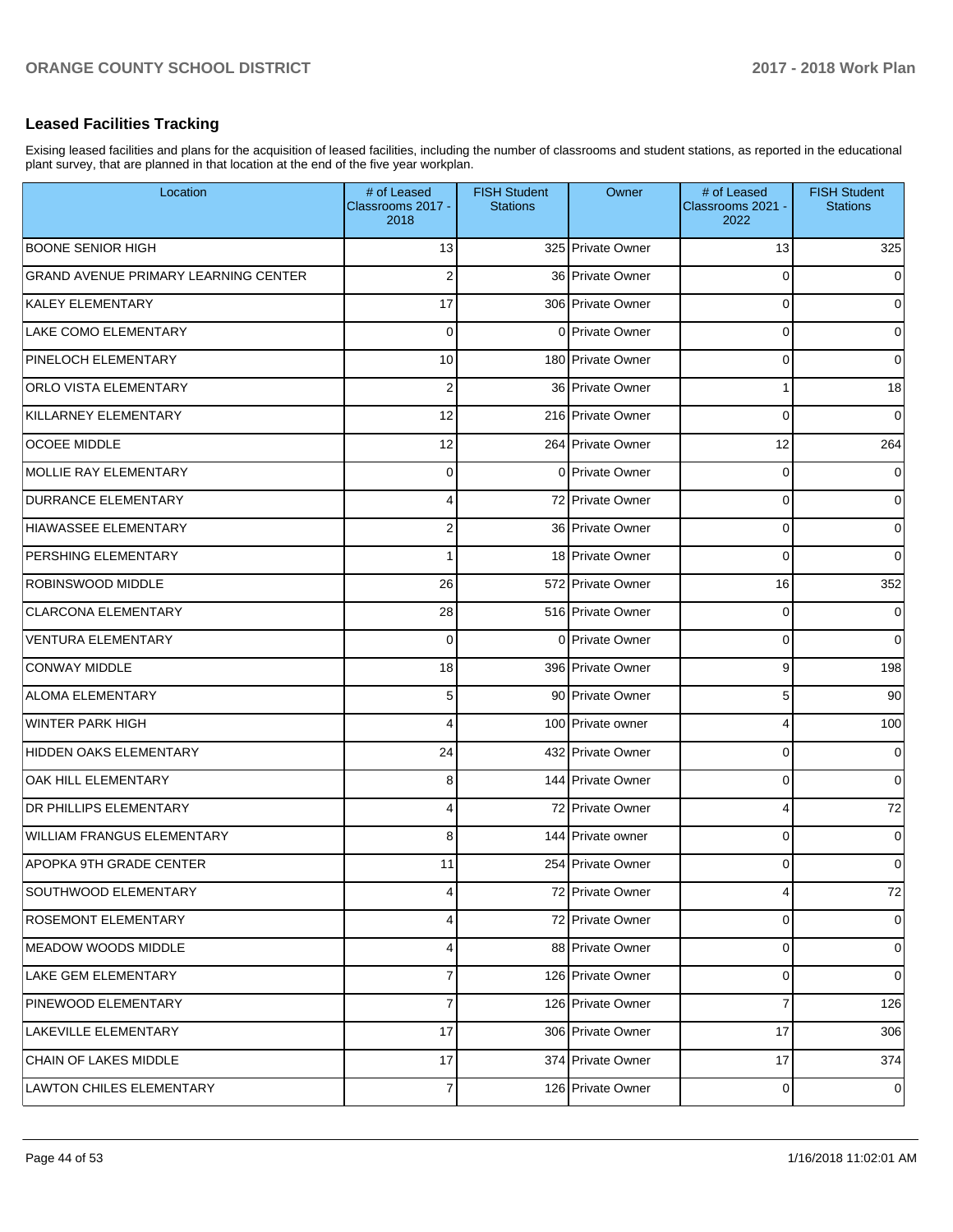## Leased Facilities Tracking

Exising leased facilities and plans for the acquisition of leased facilities, including the number of classrooms and student stations, as reported in the educational plant survey, that are planned in that location at the end of the five year workplan.

| Location | # of Leased Classrooms 2017 - 2018 | FISH Student Stations | Owner | # of Leased Classrooms 2021 - 2022 | FISH Student Stations |
|---|---|---|---|---|---|
| BOONE SENIOR HIGH | 13 | 325 | Private Owner | 13 | 325 |
| GRAND AVENUE PRIMARY LEARNING CENTER | 2 | 36 | Private Owner | 0 | 0 |
| KALEY ELEMENTARY | 17 | 306 | Private Owner | 0 | 0 |
| LAKE COMO ELEMENTARY | 0 | 0 | Private Owner | 0 | 0 |
| PINELOCH ELEMENTARY | 10 | 180 | Private Owner | 0 | 0 |
| ORLO VISTA ELEMENTARY | 2 | 36 | Private Owner | 1 | 18 |
| KILLARNEY ELEMENTARY | 12 | 216 | Private Owner | 0 | 0 |
| OCOEE MIDDLE | 12 | 264 | Private Owner | 12 | 264 |
| MOLLIE RAY ELEMENTARY | 0 | 0 | Private Owner | 0 | 0 |
| DURRANCE ELEMENTARY | 4 | 72 | Private Owner | 0 | 0 |
| HIAWASSEE ELEMENTARY | 2 | 36 | Private Owner | 0 | 0 |
| PERSHING ELEMENTARY | 1 | 18 | Private Owner | 0 | 0 |
| ROBINSWOOD MIDDLE | 26 | 572 | Private Owner | 16 | 352 |
| CLARCONA ELEMENTARY | 28 | 516 | Private Owner | 0 | 0 |
| VENTURA ELEMENTARY | 0 | 0 | Private Owner | 0 | 0 |
| CONWAY MIDDLE | 18 | 396 | Private Owner | 9 | 198 |
| ALOMA ELEMENTARY | 5 | 90 | Private Owner | 5 | 90 |
| WINTER PARK HIGH | 4 | 100 | Private owner | 4 | 100 |
| HIDDEN OAKS ELEMENTARY | 24 | 432 | Private Owner | 0 | 0 |
| OAK HILL ELEMENTARY | 8 | 144 | Private Owner | 0 | 0 |
| DR PHILLIPS ELEMENTARY | 4 | 72 | Private Owner | 4 | 72 |
| WILLIAM FRANGUS ELEMENTARY | 8 | 144 | Private owner | 0 | 0 |
| APOPKA 9TH GRADE CENTER | 11 | 254 | Private Owner | 0 | 0 |
| SOUTHWOOD ELEMENTARY | 4 | 72 | Private Owner | 4 | 72 |
| ROSEMONT ELEMENTARY | 4 | 72 | Private Owner | 0 | 0 |
| MEADOW WOODS MIDDLE | 4 | 88 | Private Owner | 0 | 0 |
| LAKE GEM ELEMENTARY | 7 | 126 | Private Owner | 0 | 0 |
| PINEWOOD ELEMENTARY | 7 | 126 | Private Owner | 7 | 126 |
| LAKEVILLE ELEMENTARY | 17 | 306 | Private Owner | 17 | 306 |
| CHAIN OF LAKES MIDDLE | 17 | 374 | Private Owner | 17 | 374 |
| LAWTON CHILES ELEMENTARY | 7 | 126 | Private Owner | 0 | 0 |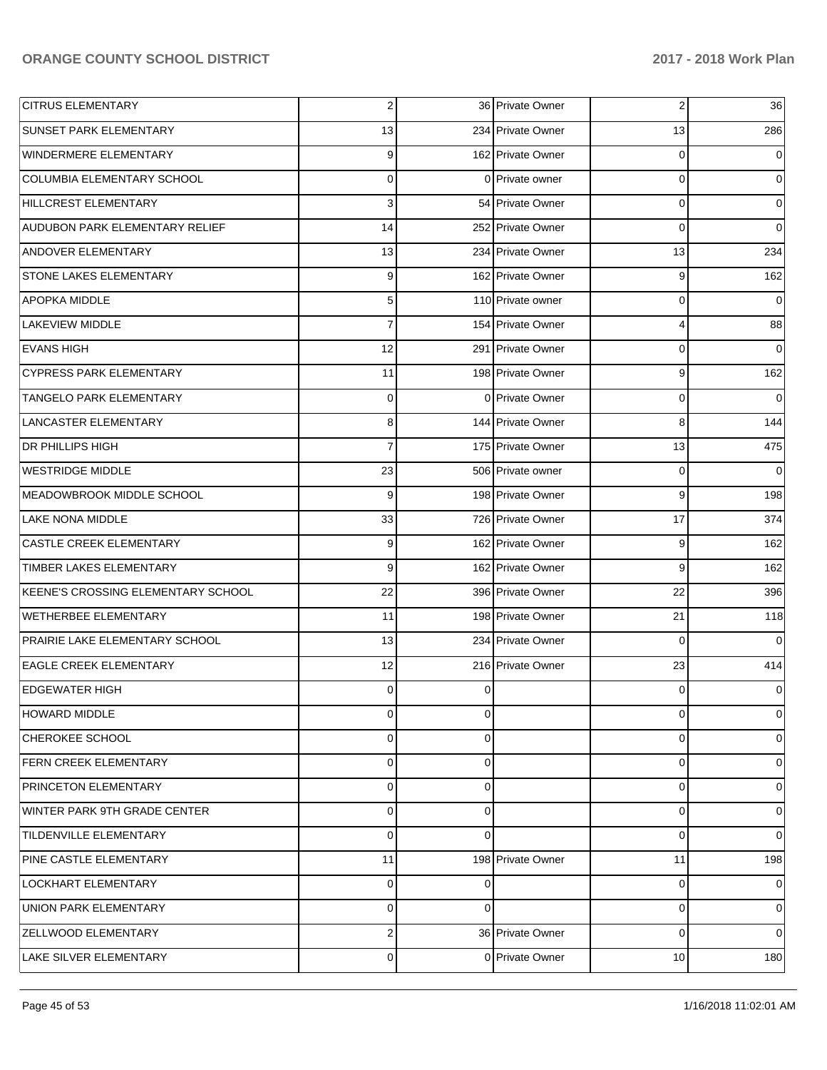| | | | | | |
|---|---|---|---|---|---|
| CITRUS ELEMENTARY | 2 | 36 | Private Owner | 2 | 36 |
| SUNSET PARK ELEMENTARY | 13 | 234 | Private Owner | 13 | 286 |
| WINDERMERE ELEMENTARY | 9 | 162 | Private Owner | 0 | 0 |
| COLUMBIA ELEMENTARY SCHOOL | 0 | 0 | Private owner | 0 | 0 |
| HILLCREST ELEMENTARY | 3 | 54 | Private Owner | 0 | 0 |
| AUDUBON PARK ELEMENTARY RELIEF | 14 | 252 | Private Owner | 0 | 0 |
| ANDOVER ELEMENTARY | 13 | 234 | Private Owner | 13 | 234 |
| STONE LAKES ELEMENTARY | 9 | 162 | Private Owner | 9 | 162 |
| APOPKA MIDDLE | 5 | 110 | Private owner | 0 | 0 |
| LAKEVIEW MIDDLE | 7 | 154 | Private Owner | 4 | 88 |
| EVANS HIGH | 12 | 291 | Private Owner | 0 | 0 |
| CYPRESS PARK ELEMENTARY | 11 | 198 | Private Owner | 9 | 162 |
| TANGELO PARK ELEMENTARY | 0 | 0 | Private Owner | 0 | 0 |
| LANCASTER ELEMENTARY | 8 | 144 | Private Owner | 8 | 144 |
| DR PHILLIPS HIGH | 7 | 175 | Private Owner | 13 | 475 |
| WESTRIDGE MIDDLE | 23 | 506 | Private owner | 0 | 0 |
| MEADOWBROOK MIDDLE SCHOOL | 9 | 198 | Private Owner | 9 | 198 |
| LAKE NONA MIDDLE | 33 | 726 | Private Owner | 17 | 374 |
| CASTLE CREEK ELEMENTARY | 9 | 162 | Private Owner | 9 | 162 |
| TIMBER LAKES ELEMENTARY | 9 | 162 | Private Owner | 9 | 162 |
| KEENE'S CROSSING ELEMENTARY SCHOOL | 22 | 396 | Private Owner | 22 | 396 |
| WETHERBEE ELEMENTARY | 11 | 198 | Private Owner | 21 | 118 |
| PRAIRIE LAKE ELEMENTARY SCHOOL | 13 | 234 | Private Owner | 0 | 0 |
| EAGLE CREEK ELEMENTARY | 12 | 216 | Private Owner | 23 | 414 |
| EDGEWATER HIGH | 0 | 0 | | 0 | 0 |
| HOWARD MIDDLE | 0 | 0 | | 0 | 0 |
| CHEROKEE SCHOOL | 0 | 0 | | 0 | 0 |
| FERN CREEK ELEMENTARY | 0 | 0 | | 0 | 0 |
| PRINCETON ELEMENTARY | 0 | 0 | | 0 | 0 |
| WINTER PARK 9TH GRADE CENTER | 0 | 0 | | 0 | 0 |
| TILDENVILLE ELEMENTARY | 0 | 0 | | 0 | 0 |
| PINE CASTLE ELEMENTARY | 11 | 198 | Private Owner | 11 | 198 |
| LOCKHART ELEMENTARY | 0 | 0 | | 0 | 0 |
| UNION PARK ELEMENTARY | 0 | 0 | | 0 | 0 |
| ZELLWOOD ELEMENTARY | 2 | 36 | Private Owner | 0 | 0 |
| LAKE SILVER ELEMENTARY | 0 | 0 | Private Owner | 10 | 180 |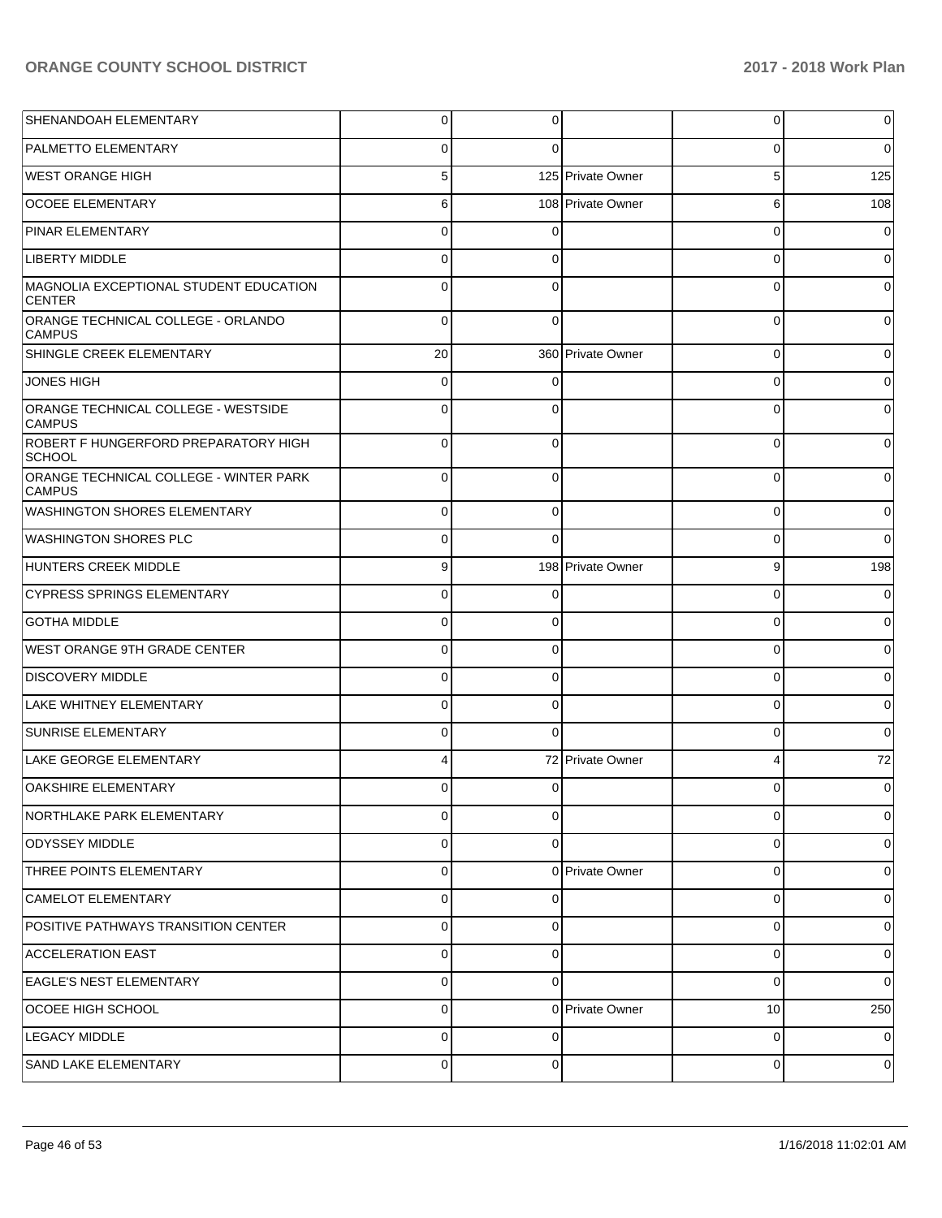| | | | | | |
|---|---|---|---|---|---|
| SHENANDOAH ELEMENTARY | 0 | 0 | | 0 | 0 |
| PALMETTO ELEMENTARY | 0 | 0 | | 0 | 0 |
| WEST ORANGE HIGH | 5 | 125 | Private Owner | 5 | 125 |
| OCOEE ELEMENTARY | 6 | 108 | Private Owner | 6 | 108 |
| PINAR ELEMENTARY | 0 | 0 | | 0 | 0 |
| LIBERTY MIDDLE | 0 | 0 | | 0 | 0 |
| MAGNOLIA EXCEPTIONAL STUDENT EDUCATION CENTER | 0 | 0 | | 0 | 0 |
| ORANGE TECHNICAL COLLEGE - ORLANDO CAMPUS | 0 | 0 | | 0 | 0 |
| SHINGLE CREEK ELEMENTARY | 20 | 360 | Private Owner | 0 | 0 |
| JONES HIGH | 0 | 0 | | 0 | 0 |
| ORANGE TECHNICAL COLLEGE - WESTSIDE CAMPUS | 0 | 0 | | 0 | 0 |
| ROBERT F HUNGERFORD PREPARATORY HIGH SCHOOL | 0 | 0 | | 0 | 0 |
| ORANGE TECHNICAL COLLEGE - WINTER PARK CAMPUS | 0 | 0 | | 0 | 0 |
| WASHINGTON SHORES ELEMENTARY | 0 | 0 | | 0 | 0 |
| WASHINGTON SHORES PLC | 0 | 0 | | 0 | 0 |
| HUNTERS CREEK MIDDLE | 9 | 198 | Private Owner | 9 | 198 |
| CYPRESS SPRINGS ELEMENTARY | 0 | 0 | | 0 | 0 |
| GOTHA MIDDLE | 0 | 0 | | 0 | 0 |
| WEST ORANGE 9TH GRADE CENTER | 0 | 0 | | 0 | 0 |
| DISCOVERY MIDDLE | 0 | 0 | | 0 | 0 |
| LAKE WHITNEY ELEMENTARY | 0 | 0 | | 0 | 0 |
| SUNRISE ELEMENTARY | 0 | 0 | | 0 | 0 |
| LAKE GEORGE ELEMENTARY | 4 | 72 | Private Owner | 4 | 72 |
| OAKSHIRE ELEMENTARY | 0 | 0 | | 0 | 0 |
| NORTHLAKE PARK ELEMENTARY | 0 | 0 | | 0 | 0 |
| ODYSSEY MIDDLE | 0 | 0 | | 0 | 0 |
| THREE POINTS ELEMENTARY | 0 | 0 | Private Owner | 0 | 0 |
| CAMELOT ELEMENTARY | 0 | 0 | | 0 | 0 |
| POSITIVE PATHWAYS TRANSITION CENTER | 0 | 0 | | 0 | 0 |
| ACCELERATION EAST | 0 | 0 | | 0 | 0 |
| EAGLE'S NEST ELEMENTARY | 0 | 0 | | 0 | 0 |
| OCOEE HIGH SCHOOL | 0 | 0 | Private Owner | 10 | 250 |
| LEGACY MIDDLE | 0 | 0 | | 0 | 0 |
| SAND LAKE ELEMENTARY | 0 | 0 | | 0 | 0 |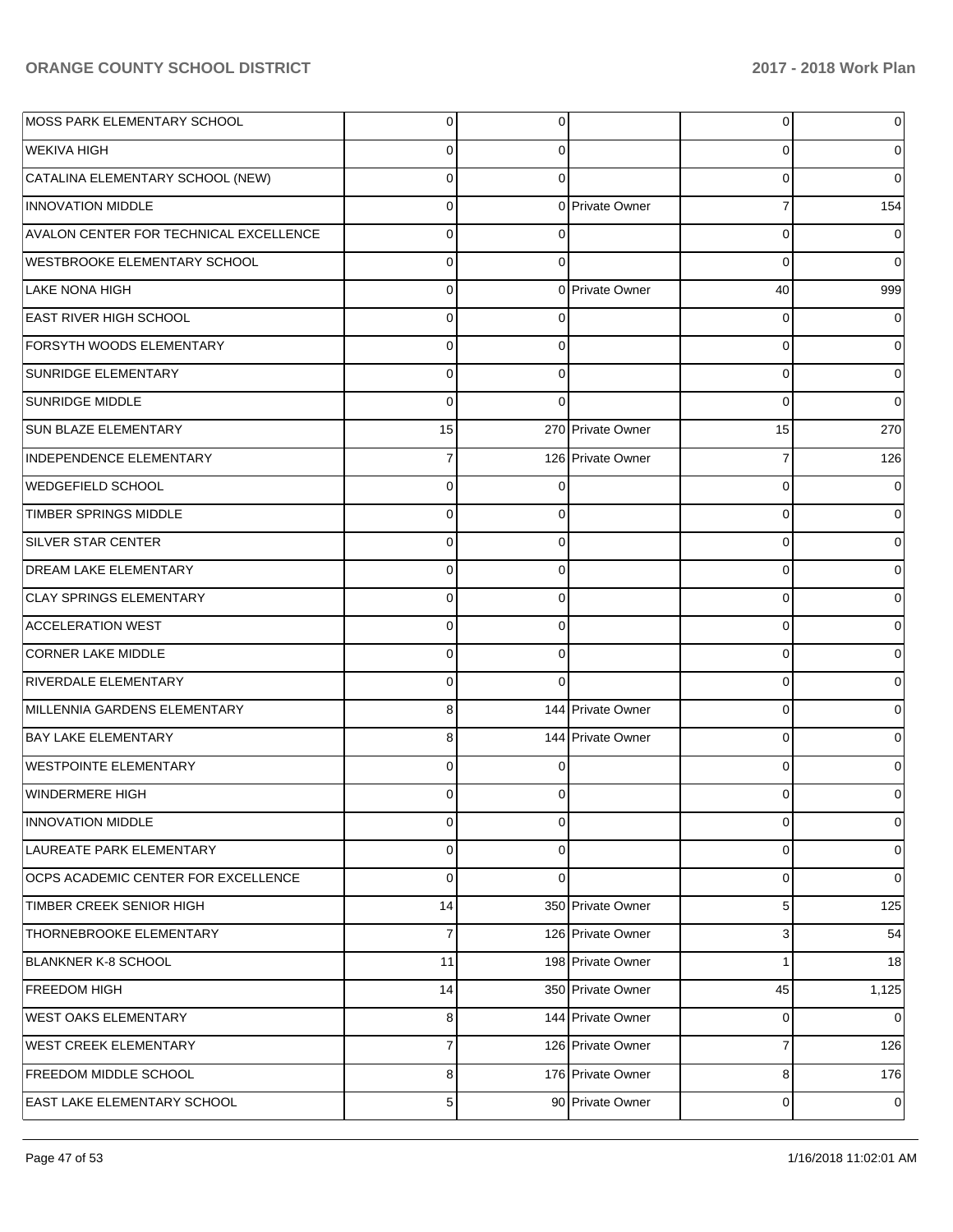| | | | | | |
|---|---|---|---|---|---|
| MOSS PARK ELEMENTARY SCHOOL | 0 | 0 | | 0 | 0 |
| WEKIVA HIGH | 0 | 0 | | 0 | 0 |
| CATALINA ELEMENTARY SCHOOL (NEW) | 0 | 0 | | 0 | 0 |
| INNOVATION MIDDLE | 0 | 0 | Private Owner | 7 | 154 |
| AVALON CENTER FOR TECHNICAL EXCELLENCE | 0 | 0 | | 0 | 0 |
| WESTBROOKE ELEMENTARY SCHOOL | 0 | 0 | | 0 | 0 |
| LAKE NONA HIGH | 0 | 0 | Private Owner | 40 | 999 |
| EAST RIVER HIGH SCHOOL | 0 | 0 | | 0 | 0 |
| FORSYTH WOODS ELEMENTARY | 0 | 0 | | 0 | 0 |
| SUNRIDGE ELEMENTARY | 0 | 0 | | 0 | 0 |
| SUNRIDGE MIDDLE | 0 | 0 | | 0 | 0 |
| SUN BLAZE ELEMENTARY | 15 | 270 | Private Owner | 15 | 270 |
| INDEPENDENCE ELEMENTARY | 7 | 126 | Private Owner | 7 | 126 |
| WEDGEFIELD SCHOOL | 0 | 0 | | 0 | 0 |
| TIMBER SPRINGS MIDDLE | 0 | 0 | | 0 | 0 |
| SILVER STAR CENTER | 0 | 0 | | 0 | 0 |
| DREAM LAKE ELEMENTARY | 0 | 0 | | 0 | 0 |
| CLAY SPRINGS ELEMENTARY | 0 | 0 | | 0 | 0 |
| ACCELERATION WEST | 0 | 0 | | 0 | 0 |
| CORNER LAKE MIDDLE | 0 | 0 | | 0 | 0 |
| RIVERDALE ELEMENTARY | 0 | 0 | | 0 | 0 |
| MILLENNIA GARDENS ELEMENTARY | 8 | 144 | Private Owner | 0 | 0 |
| BAY LAKE ELEMENTARY | 8 | 144 | Private Owner | 0 | 0 |
| WESTPOINTE ELEMENTARY | 0 | 0 | | 0 | 0 |
| WINDERMERE HIGH | 0 | 0 | | 0 | 0 |
| INNOVATION MIDDLE | 0 | 0 | | 0 | 0 |
| LAUREATE PARK ELEMENTARY | 0 | 0 | | 0 | 0 |
| OCPS ACADEMIC CENTER FOR EXCELLENCE | 0 | 0 | | 0 | 0 |
| TIMBER CREEK SENIOR HIGH | 14 | 350 | Private Owner | 5 | 125 |
| THORNEBROOKE ELEMENTARY | 7 | 126 | Private Owner | 3 | 54 |
| BLANKNER K-8 SCHOOL | 11 | 198 | Private Owner | 1 | 18 |
| FREEDOM HIGH | 14 | 350 | Private Owner | 45 | 1,125 |
| WEST OAKS ELEMENTARY | 8 | 144 | Private Owner | 0 | 0 |
| WEST CREEK ELEMENTARY | 7 | 126 | Private Owner | 7 | 126 |
| FREEDOM MIDDLE SCHOOL | 8 | 176 | Private Owner | 8 | 176 |
| EAST LAKE ELEMENTARY SCHOOL | 5 | 90 | Private Owner | 0 | 0 |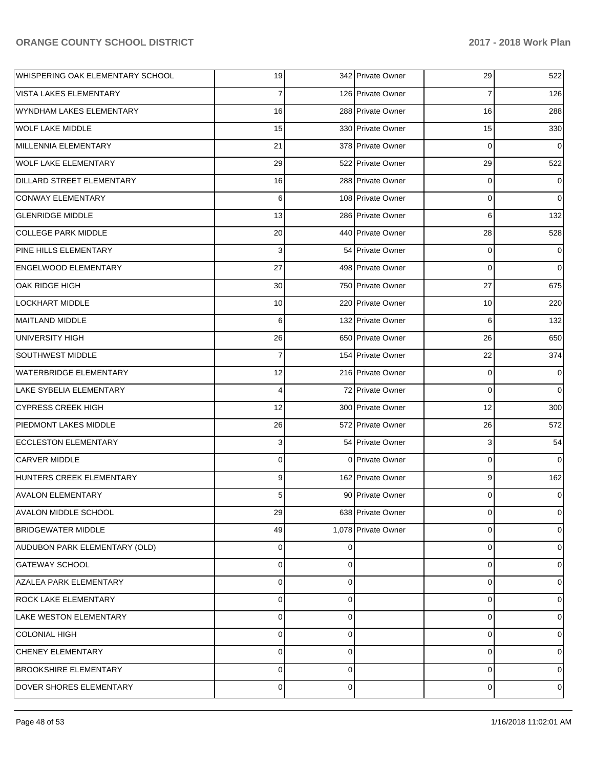| | | | | | |
|---|---|---|---|---|---|
| WHISPERING OAK ELEMENTARY SCHOOL | 19 | 342 | Private Owner | 29 | 522 |
| VISTA LAKES ELEMENTARY | 7 | 126 | Private Owner | 7 | 126 |
| WYNDHAM LAKES ELEMENTARY | 16 | 288 | Private Owner | 16 | 288 |
| WOLF LAKE MIDDLE | 15 | 330 | Private Owner | 15 | 330 |
| MILLENNIA ELEMENTARY | 21 | 378 | Private Owner | 0 | 0 |
| WOLF LAKE ELEMENTARY | 29 | 522 | Private Owner | 29 | 522 |
| DILLARD STREET ELEMENTARY | 16 | 288 | Private Owner | 0 | 0 |
| CONWAY ELEMENTARY | 6 | 108 | Private Owner | 0 | 0 |
| GLENRIDGE MIDDLE | 13 | 286 | Private Owner | 6 | 132 |
| COLLEGE PARK MIDDLE | 20 | 440 | Private Owner | 28 | 528 |
| PINE HILLS ELEMENTARY | 3 | 54 | Private Owner | 0 | 0 |
| ENGELWOOD ELEMENTARY | 27 | 498 | Private Owner | 0 | 0 |
| OAK RIDGE HIGH | 30 | 750 | Private Owner | 27 | 675 |
| LOCKHART MIDDLE | 10 | 220 | Private Owner | 10 | 220 |
| MAITLAND MIDDLE | 6 | 132 | Private Owner | 6 | 132 |
| UNIVERSITY HIGH | 26 | 650 | Private Owner | 26 | 650 |
| SOUTHWEST MIDDLE | 7 | 154 | Private Owner | 22 | 374 |
| WATERBRIDGE ELEMENTARY | 12 | 216 | Private Owner | 0 | 0 |
| LAKE SYBELIA ELEMENTARY | 4 | 72 | Private Owner | 0 | 0 |
| CYPRESS CREEK HIGH | 12 | 300 | Private Owner | 12 | 300 |
| PIEDMONT LAKES MIDDLE | 26 | 572 | Private Owner | 26 | 572 |
| ECCLESTON ELEMENTARY | 3 | 54 | Private Owner | 3 | 54 |
| CARVER MIDDLE | 0 | 0 | Private Owner | 0 | 0 |
| HUNTERS CREEK ELEMENTARY | 9 | 162 | Private Owner | 9 | 162 |
| AVALON ELEMENTARY | 5 | 90 | Private Owner | 0 | 0 |
| AVALON MIDDLE SCHOOL | 29 | 638 | Private Owner | 0 | 0 |
| BRIDGEWATER MIDDLE | 49 | 1,078 | Private Owner | 0 | 0 |
| AUDUBON PARK ELEMENTARY (OLD) | 0 | 0 | | 0 | 0 |
| GATEWAY SCHOOL | 0 | 0 | | 0 | 0 |
| AZALEA PARK ELEMENTARY | 0 | 0 | | 0 | 0 |
| ROCK LAKE ELEMENTARY | 0 | 0 | | 0 | 0 |
| LAKE WESTON ELEMENTARY | 0 | 0 | | 0 | 0 |
| COLONIAL HIGH | 0 | 0 | | 0 | 0 |
| CHENEY ELEMENTARY | 0 | 0 | | 0 | 0 |
| BROOKSHIRE ELEMENTARY | 0 | 0 | | 0 | 0 |
| DOVER SHORES ELEMENTARY | 0 | 0 | | 0 | 0 |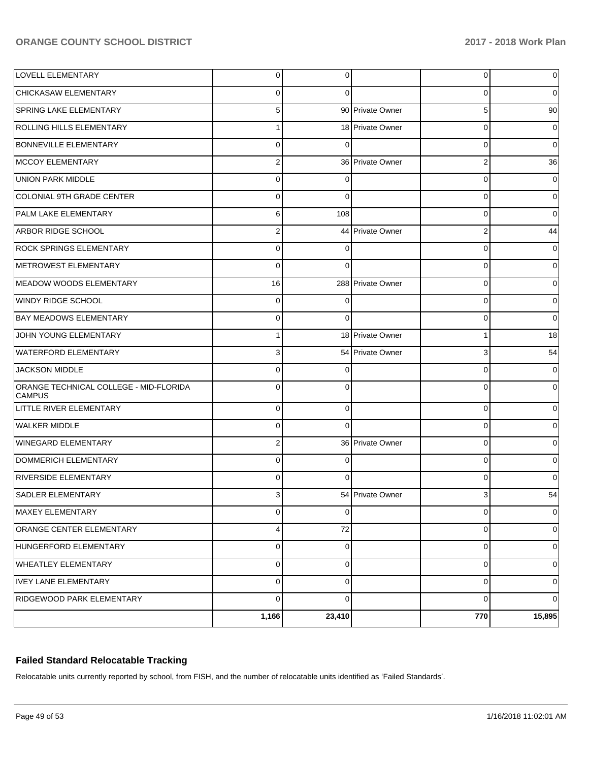| | | | | | |
|---|---|---|---|---|---|
| LOVELL ELEMENTARY | 0 | 0 | | 0 | 0 |
| CHICKASAW ELEMENTARY | 0 | 0 | | 0 | 0 |
| SPRING LAKE ELEMENTARY | 5 | 90 | Private Owner | 5 | 90 |
| ROLLING HILLS ELEMENTARY | 1 | 18 | Private Owner | 0 | 0 |
| BONNEVILLE ELEMENTARY | 0 | 0 | | 0 | 0 |
| MCCOY ELEMENTARY | 2 | 36 | Private Owner | 2 | 36 |
| UNION PARK MIDDLE | 0 | 0 | | 0 | 0 |
| COLONIAL 9TH GRADE CENTER | 0 | 0 | | 0 | 0 |
| PALM LAKE ELEMENTARY | 6 | 108 | | 0 | 0 |
| ARBOR RIDGE SCHOOL | 2 | 44 | Private Owner | 2 | 44 |
| ROCK SPRINGS ELEMENTARY | 0 | 0 | | 0 | 0 |
| METROWEST ELEMENTARY | 0 | 0 | | 0 | 0 |
| MEADOW WOODS ELEMENTARY | 16 | 288 | Private Owner | 0 | 0 |
| WINDY RIDGE SCHOOL | 0 | 0 | | 0 | 0 |
| BAY MEADOWS ELEMENTARY | 0 | 0 | | 0 | 0 |
| JOHN YOUNG ELEMENTARY | 1 | 18 | Private Owner | 1 | 18 |
| WATERFORD ELEMENTARY | 3 | 54 | Private Owner | 3 | 54 |
| JACKSON MIDDLE | 0 | 0 | | 0 | 0 |
| ORANGE TECHNICAL COLLEGE - MID-FLORIDA CAMPUS | 0 | 0 | | 0 | 0 |
| LITTLE RIVER ELEMENTARY | 0 | 0 | | 0 | 0 |
| WALKER MIDDLE | 0 | 0 | | 0 | 0 |
| WINEGARD ELEMENTARY | 2 | 36 | Private Owner | 0 | 0 |
| DOMMERICH ELEMENTARY | 0 | 0 | | 0 | 0 |
| RIVERSIDE ELEMENTARY | 0 | 0 | | 0 | 0 |
| SADLER ELEMENTARY | 3 | 54 | Private Owner | 3 | 54 |
| MAXEY ELEMENTARY | 0 | 0 | | 0 | 0 |
| ORANGE CENTER ELEMENTARY | 4 | 72 | | 0 | 0 |
| HUNGERFORD ELEMENTARY | 0 | 0 | | 0 | 0 |
| WHEATLEY ELEMENTARY | 0 | 0 | | 0 | 0 |
| IVEY LANE ELEMENTARY | 0 | 0 | | 0 | 0 |
| RIDGEWOOD PARK ELEMENTARY | 0 | 0 | | 0 | 0 |
| | **1,166** | **23,410** | | **770** | **15,895** |

### Failed Standard Relocatable Tracking

Relocatable units currently reported by school, from FISH, and the number of relocatable units identified as 'Failed Standards'.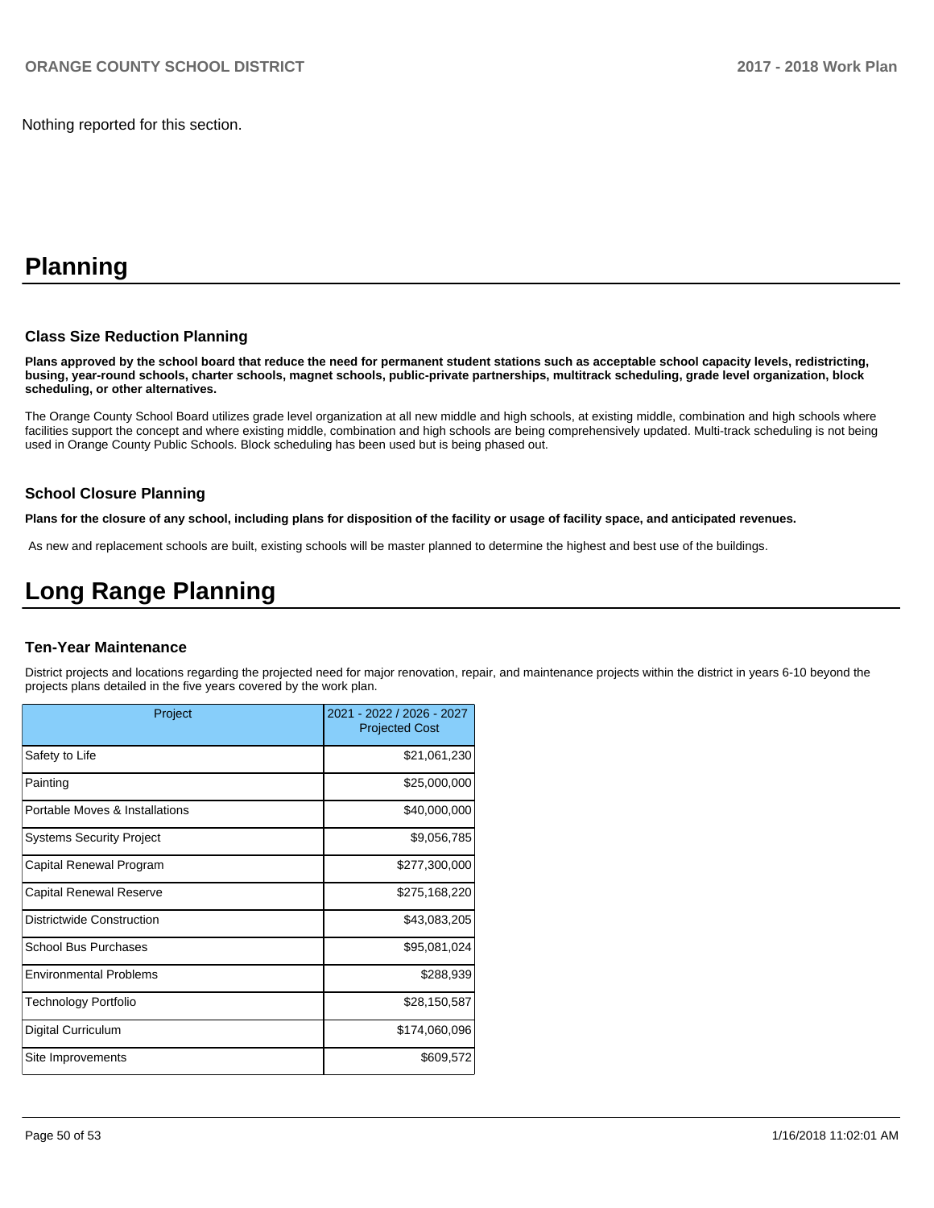Nothing reported for this section.

# Planning

### Class Size Reduction Planning

**Plans approved by the school board that reduce the need for permanent student stations such as acceptable school capacity levels, redistricting, busing, year-round schools, charter schools, magnet schools, public-private partnerships, multitrack scheduling, grade level organization, block scheduling, or other alternatives.**

The Orange County School Board utilizes grade level organization at all new middle and high schools, at existing middle, combination and high schools where facilities support the concept and where existing middle, combination and high schools are being comprehensively updated. Multi-track scheduling is not being used in Orange County Public Schools. Block scheduling has been used but is being phased out.

### School Closure Planning

**Plans for the closure of any school, including plans for disposition of the facility or usage of facility space, and anticipated revenues.**

As new and replacement schools are built, existing schools will be master planned to determine the highest and best use of the buildings.

# Long Range Planning

### Ten-Year Maintenance

District projects and locations regarding the projected need for major renovation, repair, and maintenance projects within the district in years 6-10 beyond the projects plans detailed in the five years covered by the work plan.

| Project | 2021 - 2022 / 2026 - 2027 Projected Cost |
|---|---|
| Safety to Life | $21,061,230 |
| Painting | $25,000,000 |
| Portable Moves & Installations | $40,000,000 |
| Systems Security Project | $9,056,785 |
| Capital Renewal Program | $277,300,000 |
| Capital Renewal Reserve | $275,168,220 |
| Districtwide Construction | $43,083,205 |
| School Bus Purchases | $95,081,024 |
| Environmental Problems | $288,939 |
| Technology Portfolio | $28,150,587 |
| Digital Curriculum | $174,060,096 |
| Site Improvements | $609,572 |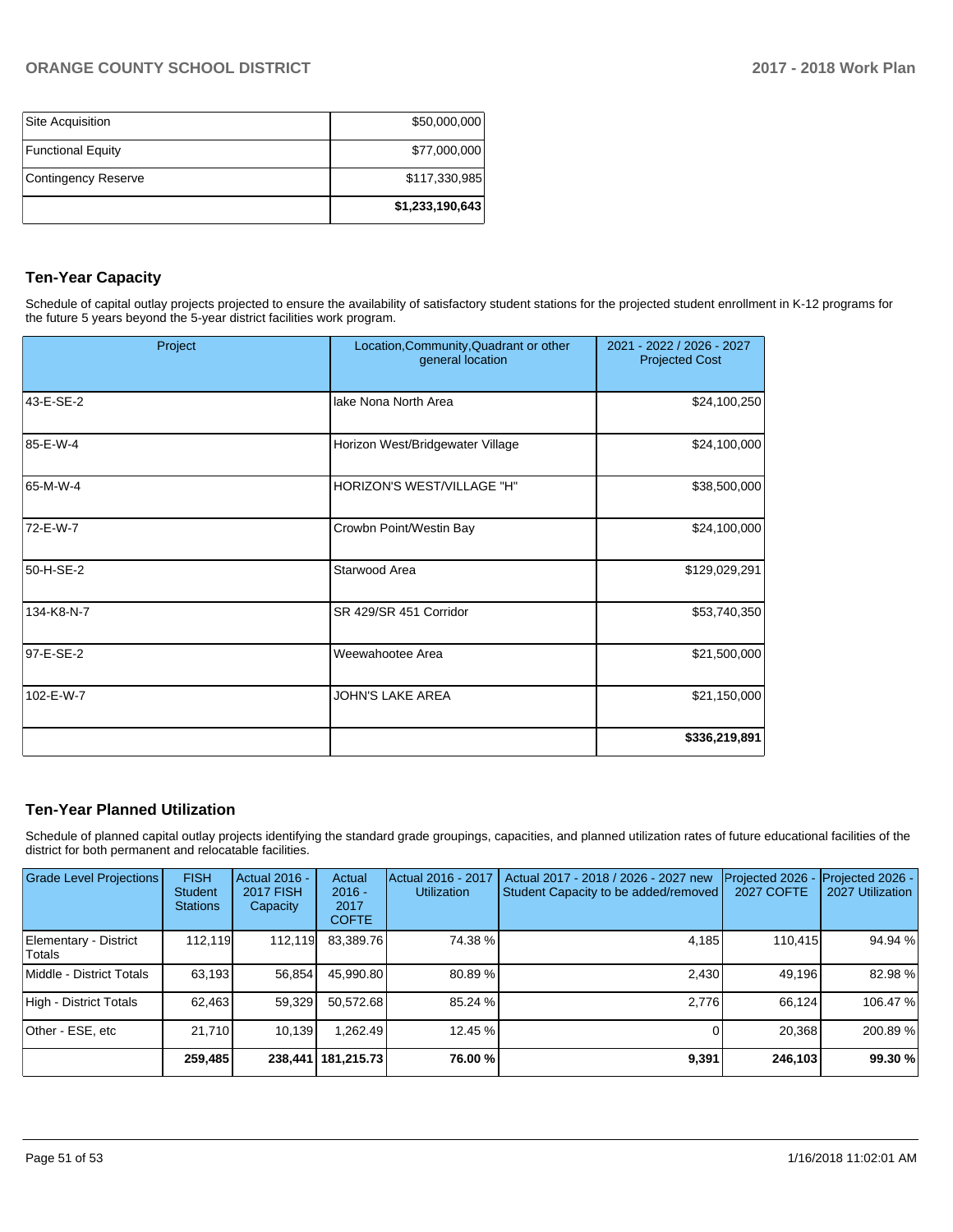| | |
|---|---|
| Site Acquisition | $50,000,000 |
| Functional Equity | $77,000,000 |
| Contingency Reserve | $117,330,985 |
| | **$1,233,190,643** |

## Ten-Year Capacity

Schedule of capital outlay projects projected to ensure the availability of satisfactory student stations for the projected student enrollment in K-12 programs for the future 5 years beyond the 5-year district facilities work program.

| Project | Location,Community,Quadrant or other general location | 2021 - 2022 / 2026 - 2027 Projected Cost |
|---|---|---|
| 43-E-SE-2 | lake Nona North Area | $24,100,250 |
| 85-E-W-4 | Horizon West/Bridgewater Village | $24,100,000 |
| 65-M-W-4 | HORIZON'S WEST/VILLAGE "H" | $38,500,000 |
| 72-E-W-7 | Crowbn Point/Westin Bay | $24,100,000 |
| 50-H-SE-2 | Starwood Area | $129,029,291 |
| 134-K8-N-7 | SR 429/SR 451 Corridor | $53,740,350 |
| 97-E-SE-2 | Weewahootee Area | $21,500,000 |
| 102-E-W-7 | JOHN'S LAKE AREA | $21,150,000 |
| | | **$336,219,891** |

## Ten-Year Planned Utilization

Schedule of planned capital outlay projects identifying the standard grade groupings, capacities, and planned utilization rates of future educational facilities of the district for both permanent and relocatable facilities.

| Grade Level Projections | FISH Student Stations | Actual 2016 - 2017 FISH Capacity | Actual 2016 - 2017 COFTE | Actual 2016 - 2017 Utilization | Actual 2017 - 2018 / 2026 - 2027 new Student Capacity to be added/removed | Projected 2026 - 2027 COFTE | Projected 2026 - 2027 Utilization |
|---|---|---|---|---|---|---|---|
| Elementary - District Totals | 112,119 | 112,119 | 83,389.76 | 74.38 % | 4,185 | 110,415 | 94.94 % |
| Middle - District Totals | 63,193 | 56,854 | 45,990.80 | 80.89 % | 2,430 | 49,196 | 82.98 % |
| High - District Totals | 62,463 | 59,329 | 50,572.68 | 85.24 % | 2,776 | 66,124 | 106.47 % |
| Other - ESE, etc | 21,710 | 10,139 | 1,262.49 | 12.45 % | 0 | 20,368 | 200.89 % |
| | **259,485** | **238,441** | **181,215.73** | **76.00 %** | **9,391** | **246,103** | **99.30 %** |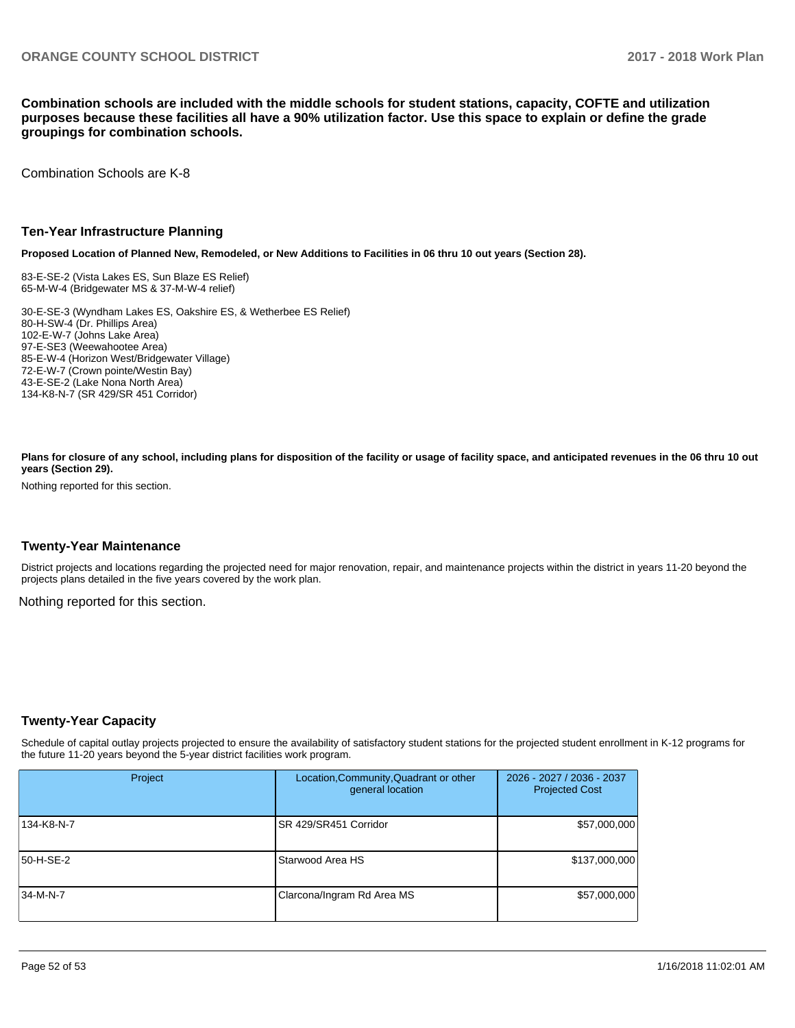**Combination schools are included with the middle schools for student stations, capacity, COFTE and utilization purposes because these facilities all have a 90% utilization factor. Use this space to explain or define the grade groupings for combination schools.**

Combination Schools are K-8

## Ten-Year Infrastructure Planning

**Proposed Location of Planned New, Remodeled, or New Additions to Facilities in 06 thru 10 out years (Section 28).**

83-E-SE-2 (Vista Lakes ES, Sun Blaze ES Relief)
65-M-W-4 (Bridgewater MS & 37-M-W-4 relief)

30-E-SE-3 (Wyndham Lakes ES, Oakshire ES, & Wetherbee ES Relief)
80-H-SW-4 (Dr. Phillips Area)
102-E-W-7 (Johns Lake Area)
97-E-SE3 (Weewahootee Area)
85-E-W-4 (Horizon West/Bridgewater Village)
72-E-W-7 (Crown pointe/Westin Bay)
43-E-SE-2 (Lake Nona North Area)
134-K8-N-7 (SR 429/SR 451 Corridor)

**Plans for closure of any school, including plans for disposition of the facility or usage of facility space, and anticipated revenues in the 06 thru 10 out years (Section 29).**

Nothing reported for this section.

## Twenty-Year Maintenance

District projects and locations regarding the projected need for major renovation, repair, and maintenance projects within the district in years 11-20 beyond the projects plans detailed in the five years covered by the work plan.

Nothing reported for this section.

## Twenty-Year Capacity

Schedule of capital outlay projects projected to ensure the availability of satisfactory student stations for the projected student enrollment in K-12 programs for the future 11-20 years beyond the 5-year district facilities work program.

| Project | Location,Community,Quadrant or other general location | 2026 - 2027 / 2036 - 2037 Projected Cost |
|---|---|---|
| 134-K8-N-7 | SR 429/SR451 Corridor | $57,000,000 |
| 50-H-SE-2 | Starwood Area HS | $137,000,000 |
| 34-M-N-7 | Clarcona/Ingram Rd Area MS | $57,000,000 |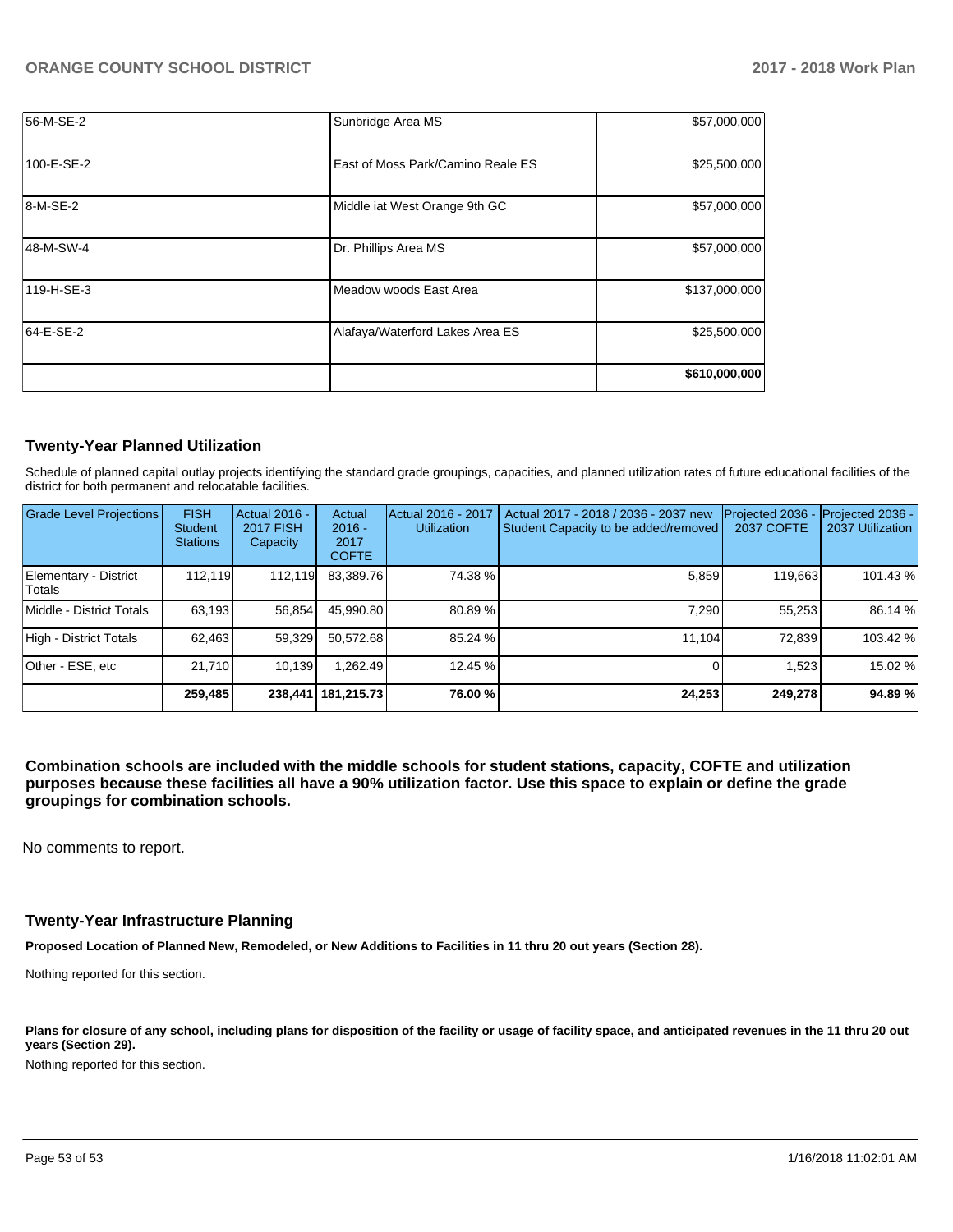| | | |
|---|---|---|
| 56-M-SE-2 | Sunbridge Area MS | $57,000,000 |
| 100-E-SE-2 | East of Moss Park/Camino Reale ES | $25,500,000 |
| 8-M-SE-2 | Middle iat West Orange 9th GC | $57,000,000 |
| 48-M-SW-4 | Dr. Phillips Area MS | $57,000,000 |
| 119-H-SE-3 | Meadow woods East Area | $137,000,000 |
| 64-E-SE-2 | Alafaya/Waterford Lakes Area ES | $25,500,000 |
| | | **$610,000,000** |

### Twenty-Year Planned Utilization

Schedule of planned capital outlay projects identifying the standard grade groupings, capacities, and planned utilization rates of future educational facilities of the district for both permanent and relocatable facilities.

| Grade Level Projections | FISH Student Stations | Actual 2016 - 2017 FISH Capacity | Actual 2016 - 2017 COFTE | Actual 2016 - 2017 Utilization | Actual 2017 - 2018 / 2036 - 2037 new Student Capacity to be added/removed | Projected 2036 - 2037 COFTE | Projected 2036 - 2037 Utilization |
|---|---|---|---|---|---|---|---|
| Elementary - District Totals | 112,119 | 112,119 | 83,389.76 | 74.38 % | 5,859 | 119,663 | 101.43 % |
| Middle - District Totals | 63,193 | 56,854 | 45,990.80 | 80.89 % | 7,290 | 55,253 | 86.14 % |
| High - District Totals | 62,463 | 59,329 | 50,572.68 | 85.24 % | 11,104 | 72,839 | 103.42 % |
| Other - ESE, etc | 21,710 | 10,139 | 1,262.49 | 12.45 % | 0 | 1,523 | 15.02 % |
| | **259,485** | **238,441** | **181,215.73** | **76.00 %** | **24,253** | **249,278** | **94.89 %** |

**Combination schools are included with the middle schools for student stations, capacity, COFTE and utilization purposes because these facilities all have a 90% utilization factor. Use this space to explain or define the grade groupings for combination schools.**

No comments to report.

### Twenty-Year Infrastructure Planning

**Proposed Location of Planned New, Remodeled, or New Additions to Facilities in 11 thru 20 out years (Section 28).**

Nothing reported for this section.

**Plans for closure of any school, including plans for disposition of the facility or usage of facility space, and anticipated revenues in the 11 thru 20 out years (Section 29).**

Nothing reported for this section.